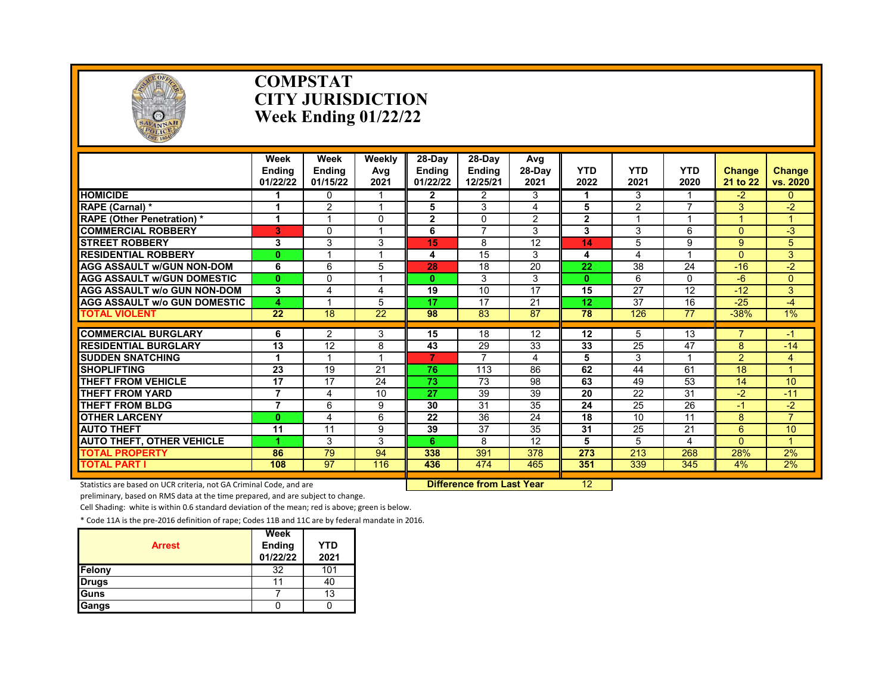# COMPSTAT
# CITY JURISDICTION
# Week Ending 01/22/22

| | Week Ending 01/22/22 | Week Ending 01/15/22 | Weekly Avg 2021 | 28-Day Ending 01/22/22 | 28-Day Ending 12/25/21 | Avg 28-Day 2021 | YTD 2022 | YTD 2021 | YTD 2020 | Change 21 to 22 | Change vs. 2020 |
|---|---|---|---|---|---|---|---|---|---|---|---|
| **HOMICIDE** | **1** | 0 | 1 | **2** | 2 | 3 | **1** | 3 | 1 | -2 | 0 |
| **RAPE (Carnal) *** | **1** | 2 | 1 | **5** | 3 | 4 | **5** | 2 | 7 | 3 | -2 |
| **RAPE (Other Penetration) *** | **1** | 1 | 0 | **2** | 0 | 2 | **2** | 1 | 1 | 1 | 1 |
| **COMMERCIAL ROBBERY** | **3** | 0 | 1 | **6** | 7 | 3 | **3** | 3 | 6 | 0 | -3 |
| **STREET ROBBERY** | **3** | 3 | 3 | **15** | 8 | 12 | **14** | 5 | 9 | 9 | 5 |
| **RESIDENTIAL ROBBERY** | **0** | 1 | 1 | **4** | 15 | 3 | **4** | 4 | 1 | 0 | 3 |
| **AGG ASSAULT w/GUN NON-DOM** | **6** | 6 | 5 | **28** | 18 | 20 | **22** | 38 | 24 | -16 | -2 |
| **AGG ASSAULT w/GUN DOMESTIC** | **0** | 0 | 1 | **0** | 3 | 3 | **0** | 6 | 0 | -6 | 0 |
| **AGG ASSAULT w/o GUN NON-DOM** | **3** | 4 | 4 | **19** | 10 | 17 | **15** | 27 | 12 | -12 | 3 |
| **AGG ASSAULT w/o GUN DOMESTIC** | **4** | 1 | 5 | **17** | 17 | 21 | **12** | 37 | 16 | -25 | -4 |
| **TOTAL VIOLENT** | **22** | 18 | 22 | **98** | 83 | 87 | **78** | 126 | 77 | -38% | 1% |
| **COMMERCIAL BURGLARY** | **6** | 2 | 3 | **15** | 18 | 12 | **12** | 5 | 13 | 7 | -1 |
| **RESIDENTIAL BURGLARY** | **13** | 12 | 8 | **43** | 29 | 33 | **33** | 25 | 47 | 8 | -14 |
| **SUDDEN SNATCHING** | **1** | 1 | 1 | **7** | 7 | 4 | **5** | 3 | 1 | 2 | 4 |
| **SHOPLIFTING** | **23** | 19 | 21 | **76** | 113 | 86 | **62** | 44 | 61 | 18 | 1 |
| **THEFT FROM VEHICLE** | **17** | 17 | 24 | **73** | 73 | 98 | **63** | 49 | 53 | 14 | 10 |
| **THEFT FROM YARD** | **7** | 4 | 10 | **27** | 39 | 39 | **20** | 22 | 31 | -2 | -11 |
| **THEFT FROM BLDG** | **7** | 6 | 9 | **30** | 31 | 35 | **24** | 25 | 26 | -1 | -2 |
| **OTHER LARCENY** | **0** | 4 | 6 | **22** | 36 | 24 | **18** | 10 | 11 | 8 | 7 |
| **AUTO THEFT** | **11** | 11 | 9 | **39** | 37 | 35 | **31** | 25 | 21 | 6 | 10 |
| **AUTO THEFT, OTHER VEHICLE** | **1** | 3 | 3 | **6** | 8 | 12 | **5** | 5 | 4 | 0 | 1 |
| **TOTAL PROPERTY** | **86** | 79 | 94 | **338** | 391 | 378 | **273** | 213 | 268 | 28% | 2% |
| **TOTAL PART I** | **108** | 97 | 116 | **436** | 474 | 465 | **351** | 339 | 345 | 4% | 2% |

**Difference from Last Year** 12

Statistics are based on UCR criteria, not GA Criminal Code, and are preliminary, based on RMS data at the time prepared, and are subject to change.

Cell Shading: white is within 0.6 standard deviation of the mean; red is above; green is below.

* Code 11A is the pre-2016 definition of rape; Codes 11B and 11C are by federal mandate in 2016.

| Arrest | Week Ending 01/22/22 | YTD 2021 |
|---|---|---|
| **Felony** | 32 | 101 |
| **Drugs** | 11 | 40 |
| **Guns** | 7 | 13 |
| **Gangs** | 0 | 0 |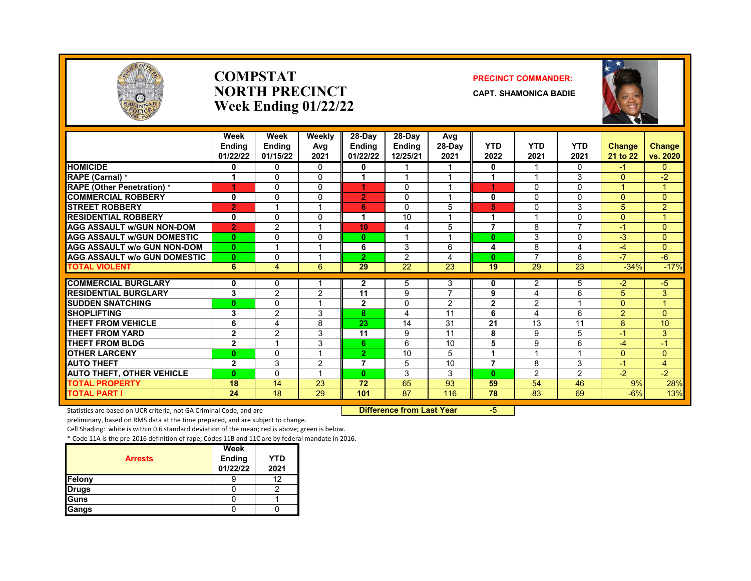# COMPSTAT
# NORTH PRECINCT
## Week Ending 01/22/22

**PRECINCT COMMANDER:**
**CAPT. SHAMONICA BADIE**

| | Week Ending 01/22/22 | Week Ending 01/15/22 | Weekly Avg 2021 | 28-Day Ending 01/22/22 | 28-Day Ending 12/25/21 | Avg 28-Day 2021 | YTD 2022 | YTD 2021 | YTD 2021 | Change 21 to 22 | Change vs. 2020 |
|---|---|---|---|---|---|---|---|---|---|---|---|
| HOMICIDE | 0 | 0 | 0 | 0 | 1 | 1 | 0 | 1 | 0 | -1 | 0 |
| RAPE (Carnal) * | 1 | 0 | 0 | 1 | 1 | 1 | 1 | 1 | 3 | 0 | -2 |
| RAPE (Other Penetration) * | 1 | 0 | 0 | 1 | 0 | 1 | 1 | 0 | 0 | 1 | 1 |
| COMMERCIAL ROBBERY | 0 | 0 | 0 | 2 | 0 | 1 | 0 | 0 | 0 | 0 | 0 |
| STREET ROBBERY | 2 | 1 | 1 | 6 | 0 | 5 | 5 | 0 | 3 | 5 | 2 |
| RESIDENTIAL ROBBERY | 0 | 0 | 0 | 1 | 10 | 1 | 1 | 1 | 0 | 0 | 1 |
| AGG ASSAULT w/GUN NON-DOM | 2 | 2 | 1 | 10 | 4 | 5 | 7 | 8 | 7 | -1 | 0 |
| AGG ASSAULT w/GUN DOMESTIC | 0 | 0 | 0 | 0 | 1 | 1 | 0 | 3 | 0 | -3 | 0 |
| AGG ASSAULT w/o GUN NON-DOM | 0 | 1 | 1 | 6 | 3 | 6 | 4 | 8 | 4 | -4 | 0 |
| AGG ASSAULT w/o GUN DOMESTIC | 0 | 0 | 1 | 2 | 2 | 4 | 0 | 7 | 6 | -7 | -6 |
| TOTAL VIOLENT | 6 | 4 | 6 | 29 | 22 | 23 | 19 | 29 | 23 | -34% | -17% |
| COMMERCIAL BURGLARY | 0 | 0 | 1 | 2 | 5 | 3 | 0 | 2 | 5 | -2 | -5 |
| RESIDENTIAL BURGLARY | 3 | 2 | 2 | 11 | 9 | 7 | 9 | 4 | 6 | 5 | 3 |
| SUDDEN SNATCHING | 0 | 0 | 1 | 2 | 0 | 2 | 2 | 2 | 1 | 0 | 1 |
| SHOPLIFTING | 3 | 2 | 3 | 8 | 4 | 11 | 6 | 4 | 6 | 2 | 0 |
| THEFT FROM VEHICLE | 6 | 4 | 8 | 23 | 14 | 31 | 21 | 13 | 11 | 8 | 10 |
| THEFT FROM YARD | 2 | 2 | 3 | 11 | 9 | 11 | 8 | 9 | 5 | -1 | 3 |
| THEFT FROM BLDG | 2 | 1 | 3 | 6 | 6 | 10 | 5 | 9 | 6 | -4 | -1 |
| OTHER LARCENY | 0 | 0 | 1 | 2 | 10 | 5 | 1 | 1 | 1 | 0 | 0 |
| AUTO THEFT | 2 | 3 | 2 | 7 | 5 | 10 | 7 | 8 | 3 | -1 | 4 |
| AUTO THEFT, OTHER VEHICLE | 0 | 0 | 1 | 0 | 3 | 3 | 0 | 2 | 2 | -2 | -2 |
| TOTAL PROPERTY | 18 | 14 | 23 | 72 | 65 | 93 | 59 | 54 | 46 | 9% | 28% |
| TOTAL PART I | 24 | 18 | 29 | 101 | 87 | 116 | 78 | 83 | 69 | -6% | 13% |

**Difference from Last Year** -5

Statistics are based on UCR criteria, not GA Criminal Code, and are preliminary, based on RMS data at the time prepared, and are subject to change.

Cell Shading: white is within 0.6 standard deviation of the mean; red is above; green is below.

* Code 11A is the pre-2016 definition of rape; Codes 11B and 11C are by federal mandate in 2016.

| Arrests | Week Ending 01/22/22 | YTD 2021 |
|---|---|---|
| Felony | 9 | 12 |
| Drugs | 0 | 2 |
| Guns | 0 | 1 |
| Gangs | 0 | 0 |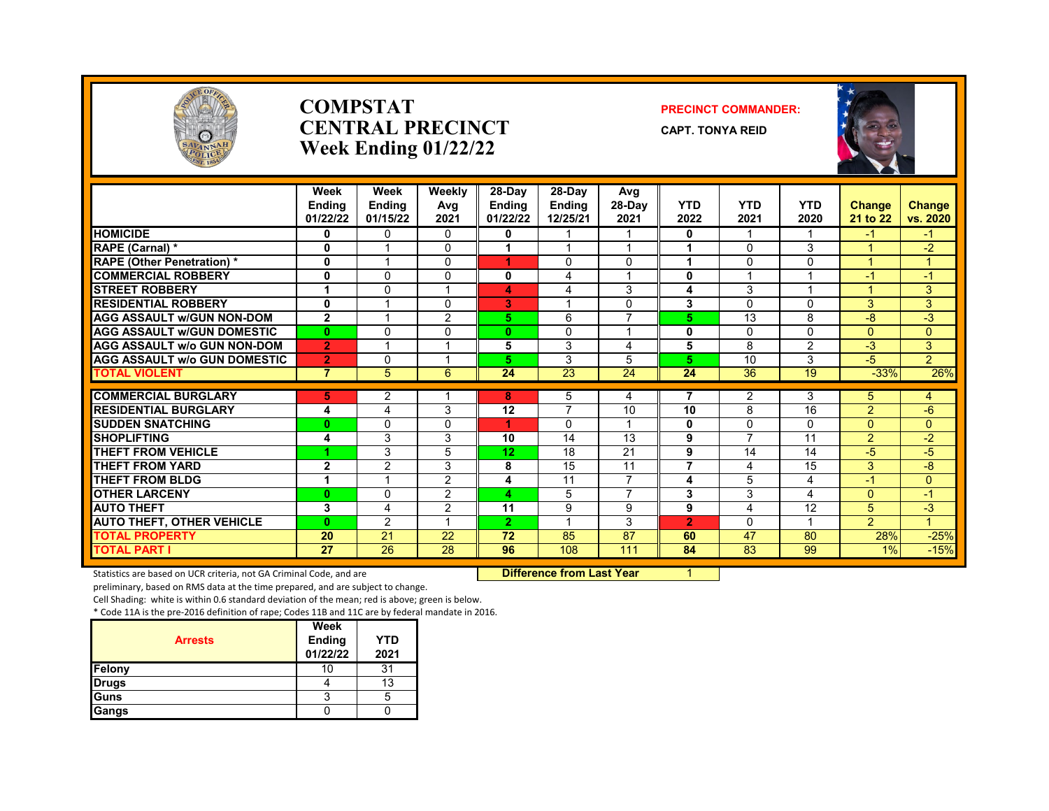# COMPSTAT
# CENTRAL PRECINCT
# Week Ending 01/22/22

**PRECINCT COMMANDER:**

**CAPT. TONYA REID**

| | Week Ending 01/22/22 | Week Ending 01/15/22 | Weekly Avg 2021 | 28-Day Ending 01/22/22 | 28-Day Ending 12/25/21 | Avg 28-Day 2021 | YTD 2022 | YTD 2021 | YTD 2020 | Change 21 to 22 | Change vs. 2020 |
|---|---|---|---|---|---|---|---|---|---|---|---|
| HOMICIDE | 0 | 0 | 0 | 0 | 1 | 1 | 0 | 1 | 1 | -1 | -1 |
| RAPE (Carnal) * | 0 | 1 | 0 | 1 | 1 | 1 | 1 | 0 | 3 | 1 | -2 |
| RAPE (Other Penetration) * | 0 | 1 | 0 | 1 | 0 | 0 | 1 | 0 | 0 | 1 | 1 |
| COMMERCIAL ROBBERY | 0 | 0 | 0 | 0 | 4 | 1 | 0 | 1 | 1 | -1 | -1 |
| STREET ROBBERY | 1 | 0 | 1 | 4 | 4 | 3 | 4 | 3 | 1 | 1 | 3 |
| RESIDENTIAL ROBBERY | 0 | 1 | 0 | 3 | 1 | 0 | 3 | 0 | 0 | 3 | 3 |
| AGG ASSAULT w/GUN NON-DOM | 2 | 1 | 2 | 5 | 6 | 7 | 5 | 13 | 8 | -8 | -3 |
| AGG ASSAULT w/GUN DOMESTIC | 0 | 0 | 0 | 0 | 0 | 1 | 0 | 0 | 0 | 0 | 0 |
| AGG ASSAULT w/o GUN NON-DOM | 2 | 1 | 1 | 5 | 3 | 4 | 5 | 8 | 2 | -3 | 3 |
| AGG ASSAULT w/o GUN DOMESTIC | 2 | 0 | 1 | 5 | 3 | 5 | 5 | 10 | 3 | -5 | 2 |
| TOTAL VIOLENT | 7 | 5 | 6 | 24 | 23 | 24 | 24 | 36 | 19 | -33% | 26% |
| COMMERCIAL BURGLARY | 5 | 2 | 1 | 8 | 5 | 4 | 7 | 2 | 3 | 5 | 4 |
| RESIDENTIAL BURGLARY | 4 | 4 | 3 | 12 | 7 | 10 | 10 | 8 | 16 | 2 | -6 |
| SUDDEN SNATCHING | 0 | 0 | 0 | 1 | 0 | 1 | 0 | 0 | 0 | 0 | 0 |
| SHOPLIFTING | 4 | 3 | 3 | 10 | 14 | 13 | 9 | 7 | 11 | 2 | -2 |
| THEFT FROM VEHICLE | 1 | 3 | 5 | 12 | 18 | 21 | 9 | 14 | 14 | -5 | -5 |
| THEFT FROM YARD | 2 | 2 | 3 | 8 | 15 | 11 | 7 | 4 | 15 | 3 | -8 |
| THEFT FROM BLDG | 1 | 1 | 2 | 4 | 11 | 7 | 4 | 5 | 4 | -1 | 0 |
| OTHER LARCENY | 0 | 0 | 2 | 4 | 5 | 7 | 3 | 3 | 4 | 0 | -1 |
| AUTO THEFT | 3 | 4 | 2 | 11 | 9 | 9 | 9 | 4 | 12 | 5 | -3 |
| AUTO THEFT, OTHER VEHICLE | 0 | 2 | 1 | 2 | 1 | 3 | 2 | 0 | 1 | 2 | 1 |
| TOTAL PROPERTY | 20 | 21 | 22 | 72 | 85 | 87 | 60 | 47 | 80 | 28% | -25% |
| TOTAL PART I | 27 | 26 | 28 | 96 | 108 | 111 | 84 | 83 | 99 | 1% | -15% |

**Difference from Last Year** 1

Statistics are based on UCR criteria, not GA Criminal Code, and are preliminary, based on RMS data at the time prepared, and are subject to change.

Cell Shading: white is within 0.6 standard deviation of the mean; red is above; green is below.

* Code 11A is the pre-2016 definition of rape; Codes 11B and 11C are by federal mandate in 2016.

| Arrests | Week Ending 01/22/22 | YTD 2021 |
|---|---|---|
| Felony | 10 | 31 |
| Drugs | 4 | 13 |
| Guns | 3 | 5 |
| Gangs | 0 | 0 |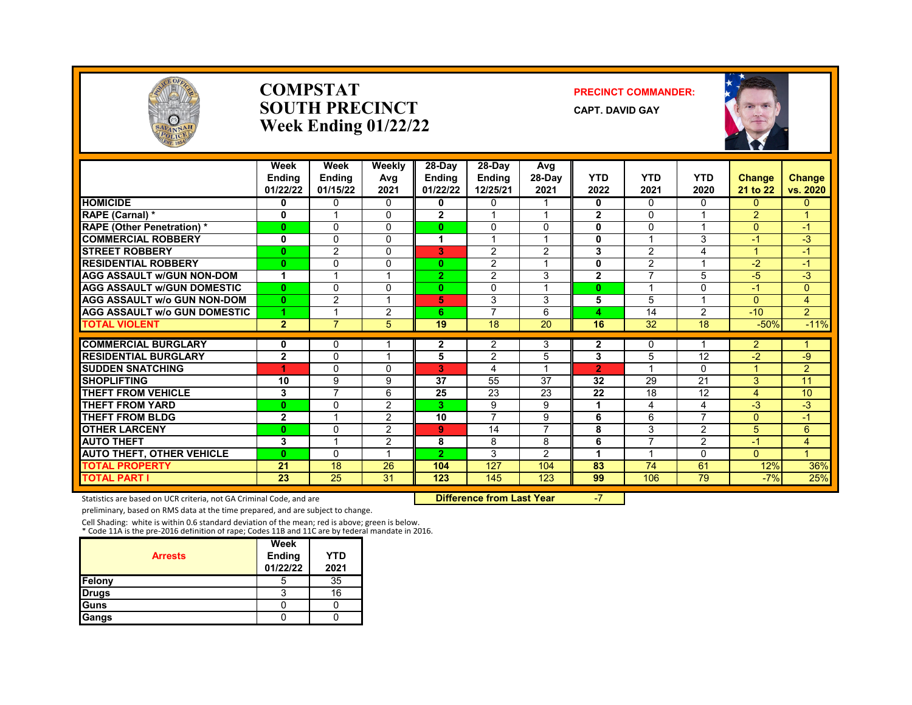# COMPSTAT
# SOUTH PRECINCT
# Week Ending 01/22/22

**PRECINCT COMMANDER:**

**CAPT. DAVID GAY**

| | Week Ending 01/22/22 | Week Ending 01/15/22 | Weekly Avg 2021 | 28-Day Ending 01/22/22 | 28-Day Ending 12/25/21 | Avg 28-Day 2021 | YTD 2022 | YTD 2021 | YTD 2020 | Change 21 to 22 | Change vs. 2020 |
|---|---|---|---|---|---|---|---|---|---|---|---|
| HOMICIDE | 0 | 0 | 0 | 0 | 0 | 1 | 0 | 0 | 0 | 0 | 0 |
| RAPE (Carnal) * | 0 | 1 | 0 | 2 | 1 | 1 | 2 | 0 | 1 | 2 | 1 |
| RAPE (Other Penetration) * | 0 | 0 | 0 | 0 | 0 | 0 | 0 | 0 | 1 | 0 | -1 |
| COMMERCIAL ROBBERY | 0 | 0 | 0 | 1 | 1 | 1 | 0 | 1 | 3 | -1 | -3 |
| STREET ROBBERY | 0 | 2 | 0 | 3 | 2 | 2 | 3 | 2 | 4 | 1 | -1 |
| RESIDENTIAL ROBBERY | 0 | 0 | 0 | 0 | 2 | 1 | 0 | 2 | 1 | -2 | -1 |
| AGG ASSAULT w/GUN NON-DOM | 1 | 1 | 1 | 2 | 2 | 3 | 2 | 7 | 5 | -5 | -3 |
| AGG ASSAULT w/GUN DOMESTIC | 0 | 0 | 0 | 0 | 0 | 1 | 0 | 1 | 0 | -1 | 0 |
| AGG ASSAULT w/o GUN NON-DOM | 0 | 2 | 1 | 5 | 3 | 3 | 5 | 5 | 1 | 0 | 4 |
| AGG ASSAULT w/o GUN DOMESTIC | 1 | 1 | 2 | 6 | 7 | 6 | 4 | 14 | 2 | -10 | 2 |
| TOTAL VIOLENT | 2 | 7 | 5 | 19 | 18 | 20 | 16 | 32 | 18 | -50% | -11% |
| COMMERCIAL BURGLARY | 0 | 0 | 1 | 2 | 2 | 3 | 2 | 0 | 1 | 2 | 1 |
| RESIDENTIAL BURGLARY | 2 | 0 | 1 | 5 | 2 | 5 | 3 | 5 | 12 | -2 | -9 |
| SUDDEN SNATCHING | 1 | 0 | 0 | 3 | 4 | 1 | 2 | 1 | 0 | 1 | 2 |
| SHOPLIFTING | 10 | 9 | 9 | 37 | 55 | 37 | 32 | 29 | 21 | 3 | 11 |
| THEFT FROM VEHICLE | 3 | 7 | 6 | 25 | 23 | 23 | 22 | 18 | 12 | 4 | 10 |
| THEFT FROM YARD | 0 | 0 | 2 | 3 | 9 | 9 | 1 | 4 | 4 | -3 | -3 |
| THEFT FROM BLDG | 2 | 1 | 2 | 10 | 7 | 9 | 6 | 6 | 7 | 0 | -1 |
| OTHER LARCENY | 0 | 0 | 2 | 9 | 14 | 7 | 8 | 3 | 2 | 5 | 6 |
| AUTO THEFT | 3 | 1 | 2 | 8 | 8 | 8 | 6 | 7 | 2 | -1 | 4 |
| AUTO THEFT, OTHER VEHICLE | 0 | 0 | 1 | 2 | 3 | 2 | 1 | 1 | 0 | 0 | 1 |
| TOTAL PROPERTY | 21 | 18 | 26 | 104 | 127 | 104 | 83 | 74 | 61 | 12% | 36% |
| TOTAL PART I | 23 | 25 | 31 | 123 | 145 | 123 | 99 | 106 | 79 | -7% | 25% |

**Difference from Last Year** -7

Statistics are based on UCR criteria, not GA Criminal Code, and are preliminary, based on RMS data at the time prepared, and are subject to change.

Cell Shading: white is within 0.6 standard deviation of the mean; red is above; green is below.
* Code 11A is the pre-2016 definition of rape; Codes 11B and 11C are by federal mandate in 2016.

| Arrests | Week Ending 01/22/22 | YTD 2021 |
|---|---|---|
| Felony | 5 | 35 |
| Drugs | 3 | 16 |
| Guns | 0 | 0 |
| Gangs | 0 | 0 |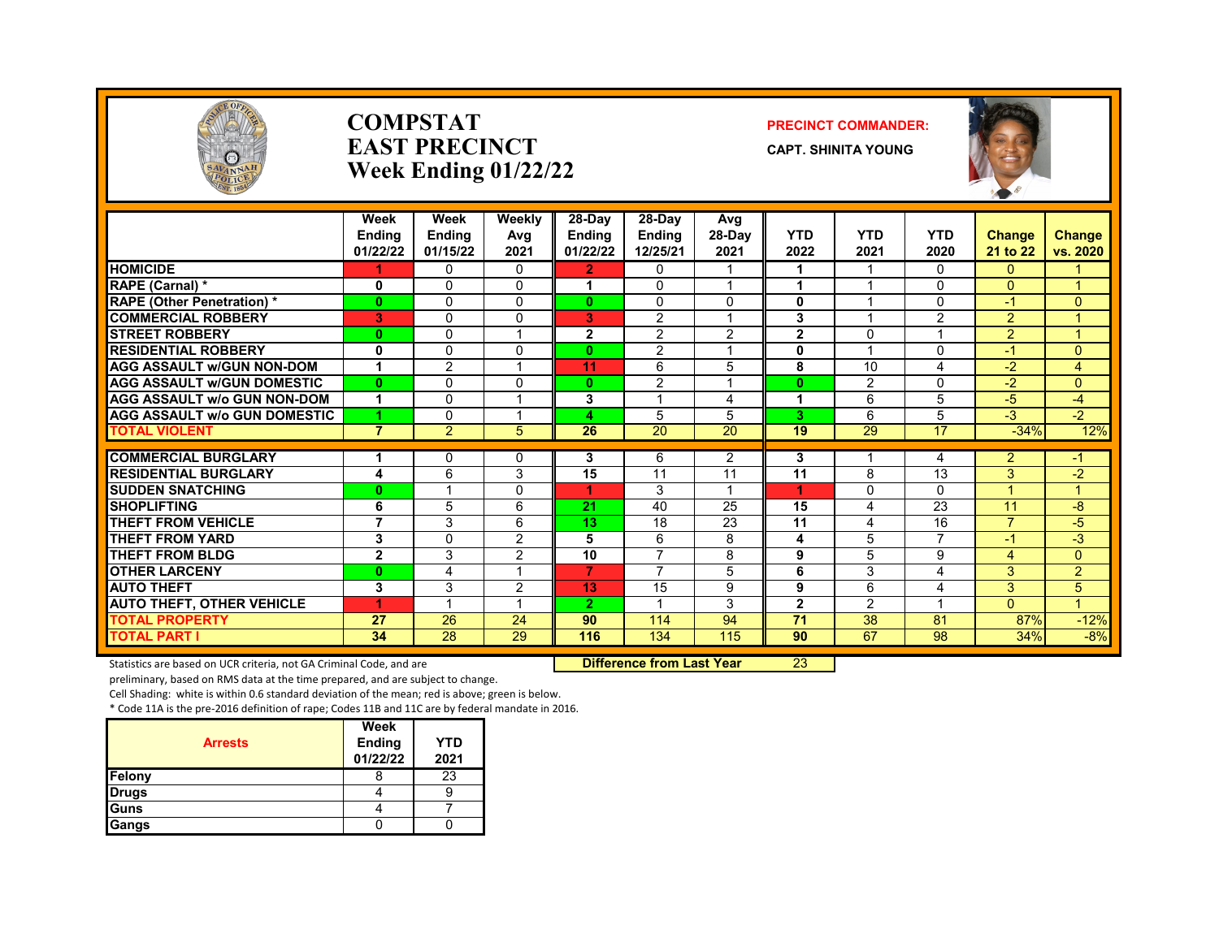# COMPSTAT
# EAST PRECINCT
# Week Ending 01/22/22

**PRECINCT COMMANDER:**

**CAPT. SHINITA YOUNG**

| | Week Ending 01/22/22 | Week Ending 01/15/22 | Weekly Avg 2021 | 28-Day Ending 01/22/22 | 28-Day Ending 12/25/21 | Avg 28-Day 2021 | YTD 2022 | YTD 2021 | YTD 2020 | Change 21 to 22 | Change vs. 2020 |
|---|---|---|---|---|---|---|---|---|---|---|---|
| HOMICIDE | 1 | 0 | 0 | 2 | 0 | 1 | 1 | 1 | 0 | 0 | 1 |
| RAPE (Carnal) * | 0 | 0 | 0 | 1 | 0 | 1 | 1 | 1 | 0 | 0 | 1 |
| RAPE (Other Penetration) * | 0 | 0 | 0 | 0 | 0 | 0 | 0 | 1 | 0 | -1 | 0 |
| COMMERCIAL ROBBERY | 3 | 0 | 0 | 3 | 2 | 1 | 3 | 1 | 2 | 2 | 1 |
| STREET ROBBERY | 0 | 0 | 1 | 2 | 2 | 2 | 2 | 0 | 1 | 2 | 1 |
| RESIDENTIAL ROBBERY | 0 | 0 | 0 | 0 | 2 | 1 | 0 | 1 | 0 | -1 | 0 |
| AGG ASSAULT w/GUN NON-DOM | 1 | 2 | 1 | 11 | 6 | 5 | 8 | 10 | 4 | -2 | 4 |
| AGG ASSAULT w/GUN DOMESTIC | 0 | 0 | 0 | 0 | 2 | 1 | 0 | 2 | 0 | -2 | 0 |
| AGG ASSAULT w/o GUN NON-DOM | 1 | 0 | 1 | 3 | 1 | 4 | 1 | 6 | 5 | -5 | -4 |
| AGG ASSAULT w/o GUN DOMESTIC | 1 | 0 | 1 | 4 | 5 | 5 | 3 | 6 | 5 | -3 | -2 |
| TOTAL VIOLENT | 7 | 2 | 5 | 26 | 20 | 20 | 19 | 29 | 17 | -34% | 12% |
| COMMERCIAL BURGLARY | 1 | 0 | 0 | 3 | 6 | 2 | 3 | 1 | 4 | 2 | -1 |
| RESIDENTIAL BURGLARY | 4 | 6 | 3 | 15 | 11 | 11 | 11 | 8 | 13 | 3 | -2 |
| SUDDEN SNATCHING | 0 | 1 | 0 | 1 | 3 | 1 | 1 | 0 | 0 | 1 | 1 |
| SHOPLIFTING | 6 | 5 | 6 | 21 | 40 | 25 | 15 | 4 | 23 | 11 | -8 |
| THEFT FROM VEHICLE | 7 | 3 | 6 | 13 | 18 | 23 | 11 | 4 | 16 | 7 | -5 |
| THEFT FROM YARD | 3 | 0 | 2 | 5 | 6 | 8 | 4 | 5 | 7 | -1 | -3 |
| THEFT FROM BLDG | 2 | 3 | 2 | 10 | 7 | 8 | 9 | 5 | 9 | 4 | 0 |
| OTHER LARCENY | 0 | 4 | 1 | 7 | 7 | 5 | 6 | 3 | 4 | 3 | 2 |
| AUTO THEFT | 3 | 3 | 2 | 13 | 15 | 9 | 9 | 6 | 4 | 3 | 5 |
| AUTO THEFT, OTHER VEHICLE | 1 | 1 | 1 | 2 | 1 | 3 | 2 | 2 | 1 | 0 | 1 |
| TOTAL PROPERTY | 27 | 26 | 24 | 90 | 114 | 94 | 71 | 38 | 81 | 87% | -12% |
| TOTAL PART I | 34 | 28 | 29 | 116 | 134 | 115 | 90 | 67 | 98 | 34% | -8% |

Statistics are based on UCR criteria, not GA Criminal Code, and are preliminary, based on RMS data at the time prepared, and are subject to change.

**Difference from Last Year** 23

Cell Shading: white is within 0.6 standard deviation of the mean; red is above; green is below.

* Code 11A is the pre-2016 definition of rape; Codes 11B and 11C are by federal mandate in 2016.

| Arrests | Week Ending 01/22/22 | YTD 2021 |
|---|---|---|
| Felony | 8 | 23 |
| Drugs | 4 | 9 |
| Guns | 4 | 7 |
| Gangs | 0 | 0 |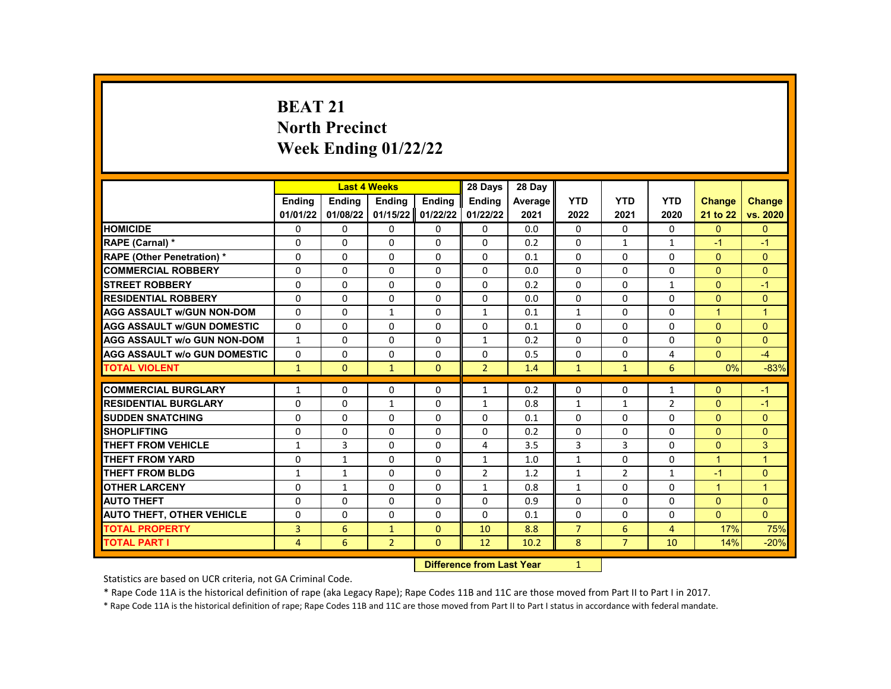# BEAT 21
# North Precinct
# Week Ending 01/22/22

| | Last 4 Weeks | | | | 28 Days | 28 Day | | | | | |
|---|---|---|---|---|---|---|---|---|---|---|---|
| | Ending 01/01/22 | Ending 01/08/22 | Ending 01/15/22 | Ending 01/22/22 | Ending 01/22/22 | Average 2021 | YTD 2022 | YTD 2021 | YTD 2020 | Change 21 to 22 | Change vs. 2020 |
| HOMICIDE | 0 | 0 | 0 | 0 | 0 | 0.0 | 0 | 0 | 0 | 0 | 0 |
| RAPE (Carnal) * | 0 | 0 | 0 | 0 | 0 | 0.2 | 0 | 1 | 1 | -1 | -1 |
| RAPE (Other Penetration) * | 0 | 0 | 0 | 0 | 0 | 0.1 | 0 | 0 | 0 | 0 | 0 |
| COMMERCIAL ROBBERY | 0 | 0 | 0 | 0 | 0 | 0.0 | 0 | 0 | 0 | 0 | 0 |
| STREET ROBBERY | 0 | 0 | 0 | 0 | 0 | 0.2 | 0 | 0 | 1 | 0 | -1 |
| RESIDENTIAL ROBBERY | 0 | 0 | 0 | 0 | 0 | 0.0 | 0 | 0 | 0 | 0 | 0 |
| AGG ASSAULT w/GUN NON-DOM | 0 | 0 | 1 | 0 | 1 | 0.1 | 1 | 0 | 0 | 1 | 1 |
| AGG ASSAULT w/GUN DOMESTIC | 0 | 0 | 0 | 0 | 0 | 0.1 | 0 | 0 | 0 | 0 | 0 |
| AGG ASSAULT w/o GUN NON-DOM | 1 | 0 | 0 | 0 | 1 | 0.2 | 0 | 0 | 0 | 0 | 0 |
| AGG ASSAULT w/o GUN DOMESTIC | 0 | 0 | 0 | 0 | 0 | 0.5 | 0 | 0 | 4 | 0 | -4 |
| TOTAL VIOLENT | 1 | 0 | 1 | 0 | 2 | 1.4 | 1 | 1 | 6 | 0% | -83% |
| COMMERCIAL BURGLARY | 1 | 0 | 0 | 0 | 1 | 0.2 | 0 | 0 | 1 | 0 | -1 |
| RESIDENTIAL BURGLARY | 0 | 0 | 1 | 0 | 1 | 0.8 | 1 | 1 | 2 | 0 | -1 |
| SUDDEN SNATCHING | 0 | 0 | 0 | 0 | 0 | 0.1 | 0 | 0 | 0 | 0 | 0 |
| SHOPLIFTING | 0 | 0 | 0 | 0 | 0 | 0.2 | 0 | 0 | 0 | 0 | 0 |
| THEFT FROM VEHICLE | 1 | 3 | 0 | 0 | 4 | 3.5 | 3 | 3 | 0 | 0 | 3 |
| THEFT FROM YARD | 0 | 1 | 0 | 0 | 1 | 1.0 | 1 | 0 | 0 | 1 | 1 |
| THEFT FROM BLDG | 1 | 1 | 0 | 0 | 2 | 1.2 | 1 | 2 | 1 | -1 | 0 |
| OTHER LARCENY | 0 | 1 | 0 | 0 | 1 | 0.8 | 1 | 0 | 0 | 1 | 1 |
| AUTO THEFT | 0 | 0 | 0 | 0 | 0 | 0.9 | 0 | 0 | 0 | 0 | 0 |
| AUTO THEFT, OTHER VEHICLE | 0 | 0 | 0 | 0 | 0 | 0.1 | 0 | 0 | 0 | 0 | 0 |
| TOTAL PROPERTY | 3 | 6 | 1 | 0 | 10 | 8.8 | 7 | 6 | 4 | 17% | 75% |
| TOTAL PART I | 4 | 6 | 2 | 0 | 12 | 10.2 | 8 | 7 | 10 | 14% | -20% |

**Difference from Last Year** 1

Statistics are based on UCR criteria, not GA Criminal Code.

* Rape Code 11A is the historical definition of rape (aka Legacy Rape); Rape Codes 11B and 11C are those moved from Part II to Part I in 2017.

* Rape Code 11A is the historical definition of rape; Rape Codes 11B and 11C are those moved from Part II to Part I status in accordance with federal mandate.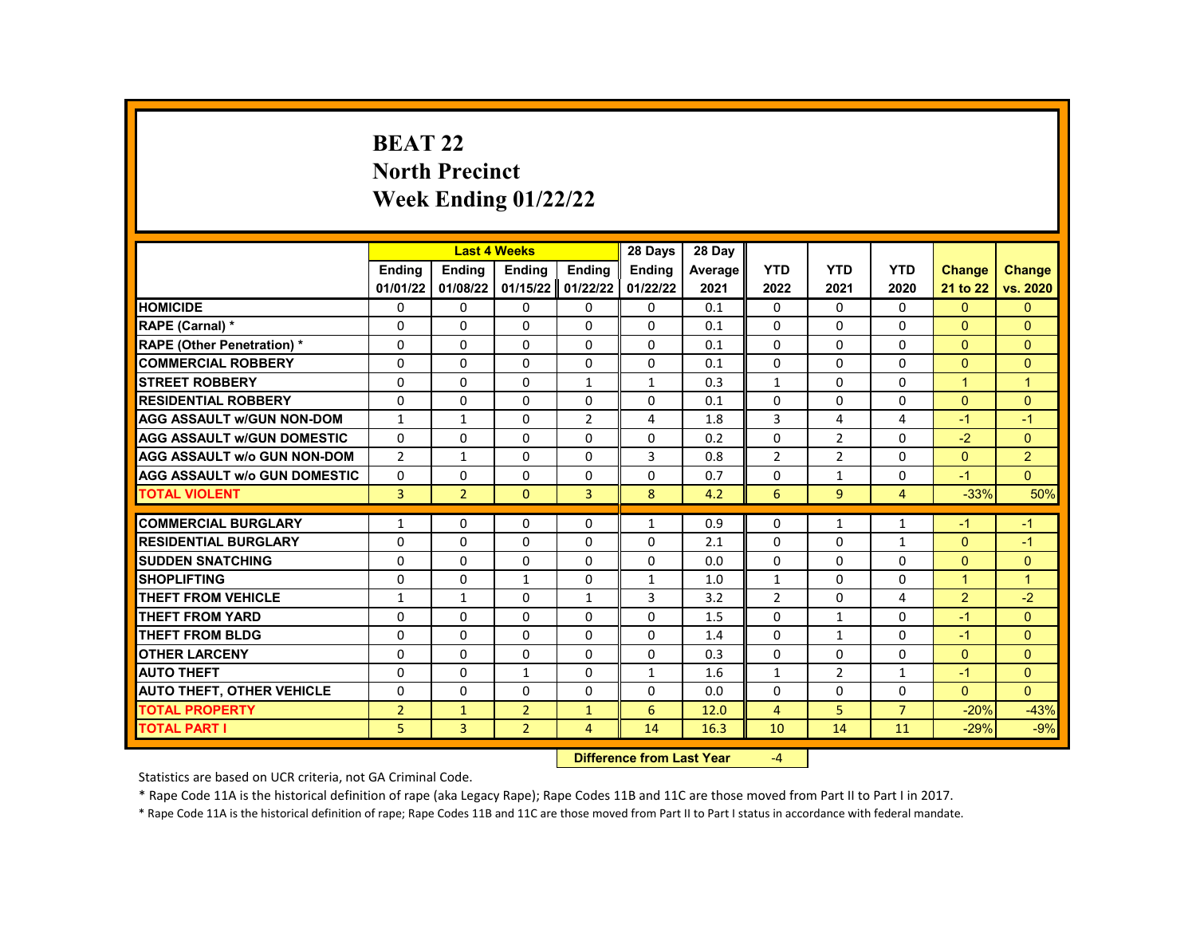# BEAT 22
# North Precinct
# Week Ending 01/22/22

| | Last 4 Weeks | | | | 28 Days | 28 Day | | | | | |
|---|---|---|---|---|---|---|---|---|---|---|---|
| | Ending 01/01/22 | Ending 01/08/22 | Ending 01/15/22 | Ending 01/22/22 | Ending 01/22/22 | Average 2021 | YTD 2022 | YTD 2021 | YTD 2020 | Change 21 to 22 | Change vs. 2020 |
| **HOMICIDE** | 0 | 0 | 0 | 0 | 0 | 0.1 | 0 | 0 | 0 | 0 | 0 |
| **RAPE (Carnal) *** | 0 | 0 | 0 | 0 | 0 | 0.1 | 0 | 0 | 0 | 0 | 0 |
| **RAPE (Other Penetration) *** | 0 | 0 | 0 | 0 | 0 | 0.1 | 0 | 0 | 0 | 0 | 0 |
| **COMMERCIAL ROBBERY** | 0 | 0 | 0 | 0 | 0 | 0.1 | 0 | 0 | 0 | 0 | 0 |
| **STREET ROBBERY** | 0 | 0 | 0 | 1 | 1 | 0.3 | 1 | 0 | 0 | 1 | 1 |
| **RESIDENTIAL ROBBERY** | 0 | 0 | 0 | 0 | 0 | 0.1 | 0 | 0 | 0 | 0 | 0 |
| **AGG ASSAULT w/GUN NON-DOM** | 1 | 1 | 0 | 2 | 4 | 1.8 | 3 | 4 | 4 | -1 | -1 |
| **AGG ASSAULT w/GUN DOMESTIC** | 0 | 0 | 0 | 0 | 0 | 0.2 | 0 | 2 | 0 | -2 | 0 |
| **AGG ASSAULT w/o GUN NON-DOM** | 2 | 1 | 0 | 0 | 3 | 0.8 | 2 | 2 | 0 | 0 | 2 |
| **AGG ASSAULT w/o GUN DOMESTIC** | 0 | 0 | 0 | 0 | 0 | 0.7 | 0 | 1 | 0 | -1 | 0 |
| **TOTAL VIOLENT** | 3 | 2 | 0 | 3 | 8 | 4.2 | 6 | 9 | 4 | -33% | 50% |
| **COMMERCIAL BURGLARY** | 1 | 0 | 0 | 0 | 1 | 0.9 | 0 | 1 | 1 | -1 | -1 |
| **RESIDENTIAL BURGLARY** | 0 | 0 | 0 | 0 | 0 | 2.1 | 0 | 0 | 1 | 0 | -1 |
| **SUDDEN SNATCHING** | 0 | 0 | 0 | 0 | 0 | 0.0 | 0 | 0 | 0 | 0 | 0 |
| **SHOPLIFTING** | 0 | 0 | 1 | 0 | 1 | 1.0 | 1 | 0 | 0 | 1 | 1 |
| **THEFT FROM VEHICLE** | 1 | 1 | 0 | 1 | 3 | 3.2 | 2 | 0 | 4 | 2 | -2 |
| **THEFT FROM YARD** | 0 | 0 | 0 | 0 | 0 | 1.5 | 0 | 1 | 0 | -1 | 0 |
| **THEFT FROM BLDG** | 0 | 0 | 0 | 0 | 0 | 1.4 | 0 | 1 | 0 | -1 | 0 |
| **OTHER LARCENY** | 0 | 0 | 0 | 0 | 0 | 0.3 | 0 | 0 | 0 | 0 | 0 |
| **AUTO THEFT** | 0 | 0 | 1 | 0 | 1 | 1.6 | 1 | 2 | 1 | -1 | 0 |
| **AUTO THEFT, OTHER VEHICLE** | 0 | 0 | 0 | 0 | 0 | 0.0 | 0 | 0 | 0 | 0 | 0 |
| **TOTAL PROPERTY** | 2 | 1 | 2 | 1 | 6 | 12.0 | 4 | 5 | 7 | -20% | -43% |
| **TOTAL PART I** | 5 | 3 | 2 | 4 | 14 | 16.3 | 10 | 14 | 11 | -29% | -9% |

| **Difference from Last Year** | -4 |
|---|---|

Statistics are based on UCR criteria, not GA Criminal Code.

* Rape Code 11A is the historical definition of rape (aka Legacy Rape); Rape Codes 11B and 11C are those moved from Part II to Part I in 2017.

* Rape Code 11A is the historical definition of rape; Rape Codes 11B and 11C are those moved from Part II to Part I status in accordance with federal mandate.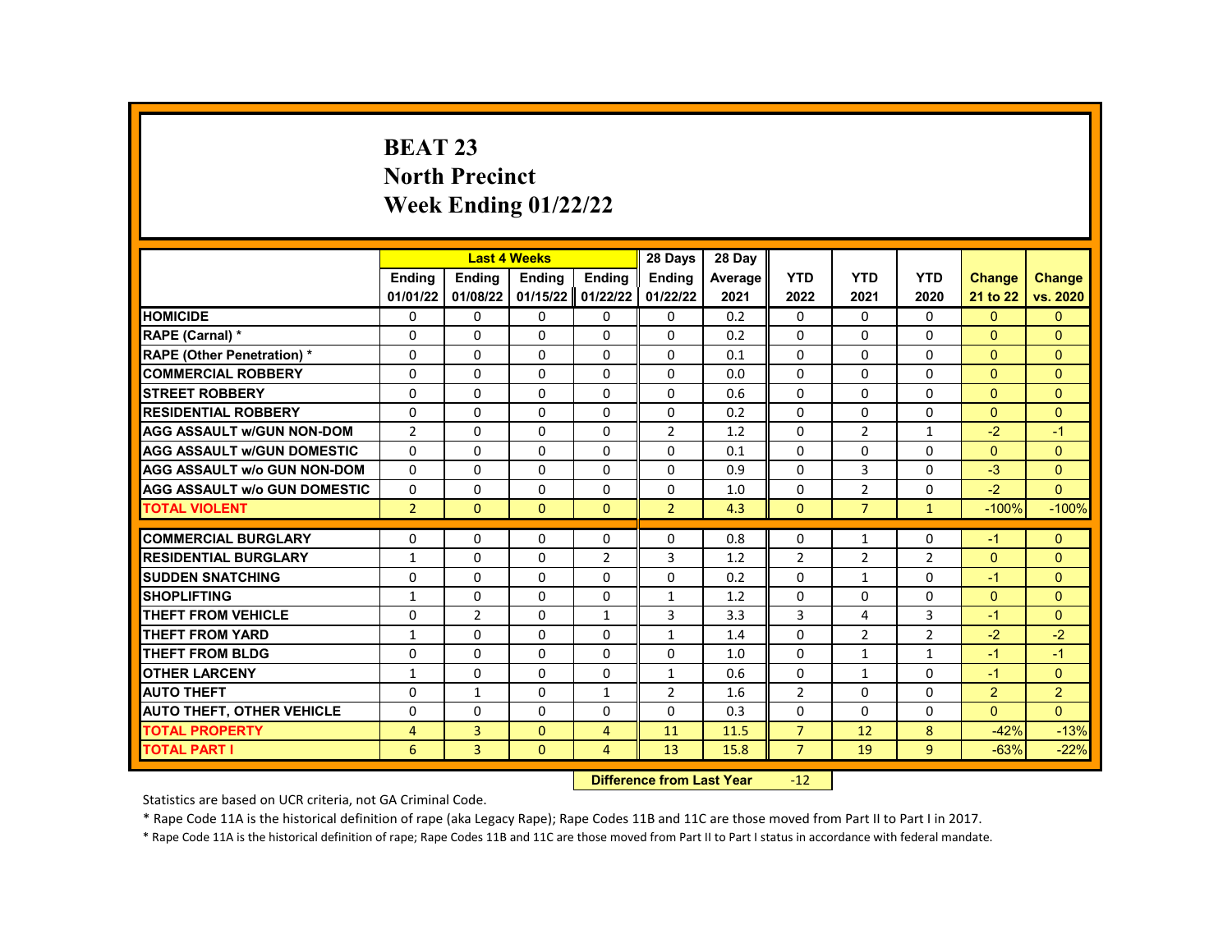# BEAT 23
## North Precinct
## Week Ending 01/22/22

| | Last 4 Weeks | | | | 28 Days | 28 Day | | | | | |
|---|---|---|---|---|---|---|---|---|---|---|---|
| | Ending 01/01/22 | Ending 01/08/22 | Ending 01/15/22 | Ending 01/22/22 | Ending 01/22/22 | Average 2021 | YTD 2022 | YTD 2021 | YTD 2020 | Change 21 to 22 | Change vs. 2020 |
| HOMICIDE | 0 | 0 | 0 | 0 | 0 | 0.2 | 0 | 0 | 0 | 0 | 0 |
| RAPE (Carnal) * | 0 | 0 | 0 | 0 | 0 | 0.2 | 0 | 0 | 0 | 0 | 0 |
| RAPE (Other Penetration) * | 0 | 0 | 0 | 0 | 0 | 0.1 | 0 | 0 | 0 | 0 | 0 |
| COMMERCIAL ROBBERY | 0 | 0 | 0 | 0 | 0 | 0.0 | 0 | 0 | 0 | 0 | 0 |
| STREET ROBBERY | 0 | 0 | 0 | 0 | 0 | 0.6 | 0 | 0 | 0 | 0 | 0 |
| RESIDENTIAL ROBBERY | 0 | 0 | 0 | 0 | 0 | 0.2 | 0 | 0 | 0 | 0 | 0 |
| AGG ASSAULT w/GUN NON-DOM | 2 | 0 | 0 | 0 | 2 | 1.2 | 0 | 2 | 1 | -2 | -1 |
| AGG ASSAULT w/GUN DOMESTIC | 0 | 0 | 0 | 0 | 0 | 0.1 | 0 | 0 | 0 | 0 | 0 |
| AGG ASSAULT w/o GUN NON-DOM | 0 | 0 | 0 | 0 | 0 | 0.9 | 0 | 3 | 0 | -3 | 0 |
| AGG ASSAULT w/o GUN DOMESTIC | 0 | 0 | 0 | 0 | 0 | 1.0 | 0 | 2 | 0 | -2 | 0 |
| TOTAL VIOLENT | 2 | 0 | 0 | 0 | 2 | 4.3 | 0 | 7 | 1 | -100% | -100% |
| COMMERCIAL BURGLARY | 0 | 0 | 0 | 0 | 0 | 0.8 | 0 | 1 | 0 | -1 | 0 |
| RESIDENTIAL BURGLARY | 1 | 0 | 0 | 2 | 3 | 1.2 | 2 | 2 | 2 | 0 | 0 |
| SUDDEN SNATCHING | 0 | 0 | 0 | 0 | 0 | 0.2 | 0 | 1 | 0 | -1 | 0 |
| SHOPLIFTING | 1 | 0 | 0 | 0 | 1 | 1.2 | 0 | 0 | 0 | 0 | 0 |
| THEFT FROM VEHICLE | 0 | 2 | 0 | 1 | 3 | 3.3 | 3 | 4 | 3 | -1 | 0 |
| THEFT FROM YARD | 1 | 0 | 0 | 0 | 1 | 1.4 | 0 | 2 | 2 | -2 | -2 |
| THEFT FROM BLDG | 0 | 0 | 0 | 0 | 0 | 1.0 | 0 | 1 | 1 | -1 | -1 |
| OTHER LARCENY | 1 | 0 | 0 | 0 | 1 | 0.6 | 0 | 1 | 0 | -1 | 0 |
| AUTO THEFT | 0 | 1 | 0 | 1 | 2 | 1.6 | 2 | 0 | 0 | 2 | 2 |
| AUTO THEFT, OTHER VEHICLE | 0 | 0 | 0 | 0 | 0 | 0.3 | 0 | 0 | 0 | 0 | 0 |
| TOTAL PROPERTY | 4 | 3 | 0 | 4 | 11 | 11.5 | 7 | 12 | 8 | -42% | -13% |
| TOTAL PART I | 6 | 3 | 0 | 4 | 13 | 15.8 | 7 | 19 | 9 | -63% | -22% |

**Difference from Last Year** -12

Statistics are based on UCR criteria, not GA Criminal Code.

* Rape Code 11A is the historical definition of rape (aka Legacy Rape); Rape Codes 11B and 11C are those moved from Part II to Part I in 2017.

* Rape Code 11A is the historical definition of rape; Rape Codes 11B and 11C are those moved from Part II to Part I status in accordance with federal mandate.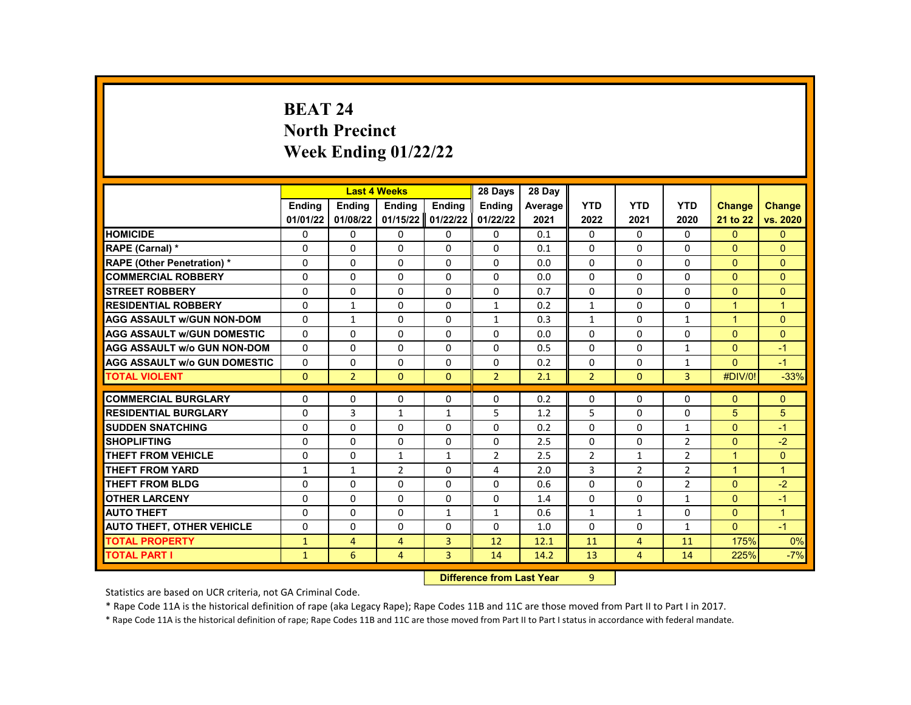# BEAT 24
## North Precinct
## Week Ending 01/22/22

| | Last 4 Weeks | | | | 28 Days | 28 Day | | | | | |
|---|---|---|---|---|---|---|---|---|---|---|---|
| | Ending 01/01/22 | Ending 01/08/22 | Ending 01/15/22 | Ending 01/22/22 | Ending 01/22/22 | Average 2021 | YTD 2022 | YTD 2021 | YTD 2020 | Change 21 to 22 | Change vs. 2020 |
| HOMICIDE | 0 | 0 | 0 | 0 | 0 | 0.1 | 0 | 0 | 0 | 0 | 0 |
| RAPE (Carnal) * | 0 | 0 | 0 | 0 | 0 | 0.1 | 0 | 0 | 0 | 0 | 0 |
| RAPE (Other Penetration) * | 0 | 0 | 0 | 0 | 0 | 0.0 | 0 | 0 | 0 | 0 | 0 |
| COMMERCIAL ROBBERY | 0 | 0 | 0 | 0 | 0 | 0.0 | 0 | 0 | 0 | 0 | 0 |
| STREET ROBBERY | 0 | 0 | 0 | 0 | 0 | 0.7 | 0 | 0 | 0 | 0 | 0 |
| RESIDENTIAL ROBBERY | 0 | 1 | 0 | 0 | 1 | 0.2 | 1 | 0 | 0 | 1 | 1 |
| AGG ASSAULT w/GUN NON-DOM | 0 | 1 | 0 | 0 | 1 | 0.3 | 1 | 0 | 1 | 1 | 0 |
| AGG ASSAULT w/GUN DOMESTIC | 0 | 0 | 0 | 0 | 0 | 0.0 | 0 | 0 | 0 | 0 | 0 |
| AGG ASSAULT w/o GUN NON-DOM | 0 | 0 | 0 | 0 | 0 | 0.5 | 0 | 0 | 1 | 0 | -1 |
| AGG ASSAULT w/o GUN DOMESTIC | 0 | 0 | 0 | 0 | 0 | 0.2 | 0 | 0 | 1 | 0 | -1 |
| TOTAL VIOLENT | 0 | 2 | 0 | 0 | 2 | 2.1 | 2 | 0 | 3 | #DIV/0! | -33% |
| COMMERCIAL BURGLARY | 0 | 0 | 0 | 0 | 0 | 0.2 | 0 | 0 | 0 | 0 | 0 |
| RESIDENTIAL BURGLARY | 0 | 3 | 1 | 1 | 5 | 1.2 | 5 | 0 | 0 | 5 | 5 |
| SUDDEN SNATCHING | 0 | 0 | 0 | 0 | 0 | 0.2 | 0 | 0 | 1 | 0 | -1 |
| SHOPLIFTING | 0 | 0 | 0 | 0 | 0 | 2.5 | 0 | 0 | 2 | 0 | -2 |
| THEFT FROM VEHICLE | 0 | 0 | 1 | 1 | 2 | 2.5 | 2 | 1 | 2 | 1 | 0 |
| THEFT FROM YARD | 1 | 1 | 2 | 0 | 4 | 2.0 | 3 | 2 | 2 | 1 | 1 |
| THEFT FROM BLDG | 0 | 0 | 0 | 0 | 0 | 0.6 | 0 | 0 | 2 | 0 | -2 |
| OTHER LARCENY | 0 | 0 | 0 | 0 | 0 | 1.4 | 0 | 0 | 1 | 0 | -1 |
| AUTO THEFT | 0 | 0 | 0 | 1 | 1 | 0.6 | 1 | 1 | 0 | 0 | 1 |
| AUTO THEFT, OTHER VEHICLE | 0 | 0 | 0 | 0 | 0 | 1.0 | 0 | 0 | 1 | 0 | -1 |
| TOTAL PROPERTY | 1 | 4 | 4 | 3 | 12 | 12.1 | 11 | 4 | 11 | 175% | 0% |
| TOTAL PART I | 1 | 6 | 4 | 3 | 14 | 14.2 | 13 | 4 | 14 | 225% | -7% |

**Difference from Last Year** 9

Statistics are based on UCR criteria, not GA Criminal Code.

* Rape Code 11A is the historical definition of rape (aka Legacy Rape); Rape Codes 11B and 11C are those moved from Part II to Part I in 2017.

* Rape Code 11A is the historical definition of rape; Rape Codes 11B and 11C are those moved from Part II to Part I status in accordance with federal mandate.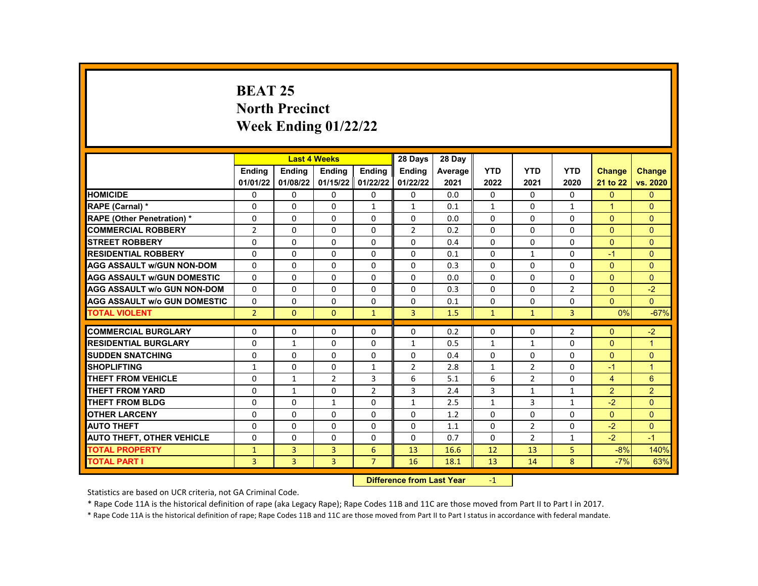# BEAT 25
## North Precinct
## Week Ending 01/22/22

| | Last 4 Weeks | | | | 28 Days | 28 Day | | | | | |
|---|---|---|---|---|---|---|---|---|---|---|---|
| | Ending 01/01/22 | Ending 01/08/22 | Ending 01/15/22 | Ending 01/22/22 | Ending 01/22/22 | Average 2021 | YTD 2022 | YTD 2021 | YTD 2020 | Change 21 to 22 | Change vs. 2020 |
| HOMICIDE | 0 | 0 | 0 | 0 | 0 | 0.0 | 0 | 0 | 0 | 0 | 0 |
| RAPE (Carnal) * | 0 | 0 | 0 | 1 | 1 | 0.1 | 1 | 0 | 1 | 1 | 0 |
| RAPE (Other Penetration) * | 0 | 0 | 0 | 0 | 0 | 0.0 | 0 | 0 | 0 | 0 | 0 |
| COMMERCIAL ROBBERY | 2 | 0 | 0 | 0 | 2 | 0.2 | 0 | 0 | 0 | 0 | 0 |
| STREET ROBBERY | 0 | 0 | 0 | 0 | 0 | 0.4 | 0 | 0 | 0 | 0 | 0 |
| RESIDENTIAL ROBBERY | 0 | 0 | 0 | 0 | 0 | 0.1 | 0 | 1 | 0 | -1 | 0 |
| AGG ASSAULT w/GUN NON-DOM | 0 | 0 | 0 | 0 | 0 | 0.3 | 0 | 0 | 0 | 0 | 0 |
| AGG ASSAULT w/GUN DOMESTIC | 0 | 0 | 0 | 0 | 0 | 0.0 | 0 | 0 | 0 | 0 | 0 |
| AGG ASSAULT w/o GUN NON-DOM | 0 | 0 | 0 | 0 | 0 | 0.3 | 0 | 0 | 2 | 0 | -2 |
| AGG ASSAULT w/o GUN DOMESTIC | 0 | 0 | 0 | 0 | 0 | 0.1 | 0 | 0 | 0 | 0 | 0 |
| TOTAL VIOLENT | 2 | 0 | 0 | 1 | 3 | 1.5 | 1 | 1 | 3 | 0% | -67% |
| COMMERCIAL BURGLARY | 0 | 0 | 0 | 0 | 0 | 0.2 | 0 | 0 | 2 | 0 | -2 |
| RESIDENTIAL BURGLARY | 0 | 1 | 0 | 0 | 1 | 0.5 | 1 | 1 | 0 | 0 | 1 |
| SUDDEN SNATCHING | 0 | 0 | 0 | 0 | 0 | 0.4 | 0 | 0 | 0 | 0 | 0 |
| SHOPLIFTING | 1 | 0 | 0 | 1 | 2 | 2.8 | 1 | 2 | 0 | -1 | 1 |
| THEFT FROM VEHICLE | 0 | 1 | 2 | 3 | 6 | 5.1 | 6 | 2 | 0 | 4 | 6 |
| THEFT FROM YARD | 0 | 1 | 0 | 2 | 3 | 2.4 | 3 | 1 | 1 | 2 | 2 |
| THEFT FROM BLDG | 0 | 0 | 1 | 0 | 1 | 2.5 | 1 | 3 | 1 | -2 | 0 |
| OTHER LARCENY | 0 | 0 | 0 | 0 | 0 | 1.2 | 0 | 0 | 0 | 0 | 0 |
| AUTO THEFT | 0 | 0 | 0 | 0 | 0 | 1.1 | 0 | 2 | 0 | -2 | 0 |
| AUTO THEFT, OTHER VEHICLE | 0 | 0 | 0 | 0 | 0 | 0.7 | 0 | 2 | 1 | -2 | -1 |
| TOTAL PROPERTY | 1 | 3 | 3 | 6 | 13 | 16.6 | 12 | 13 | 5 | -8% | 140% |
| TOTAL PART I | 3 | 3 | 3 | 7 | 16 | 18.1 | 13 | 14 | 8 | -7% | 63% |

**Difference from Last Year** -1

Statistics are based on UCR criteria, not GA Criminal Code.

* Rape Code 11A is the historical definition of rape (aka Legacy Rape); Rape Codes 11B and 11C are those moved from Part II to Part I in 2017.

* Rape Code 11A is the historical definition of rape; Rape Codes 11B and 11C are those moved from Part II to Part I status in accordance with federal mandate.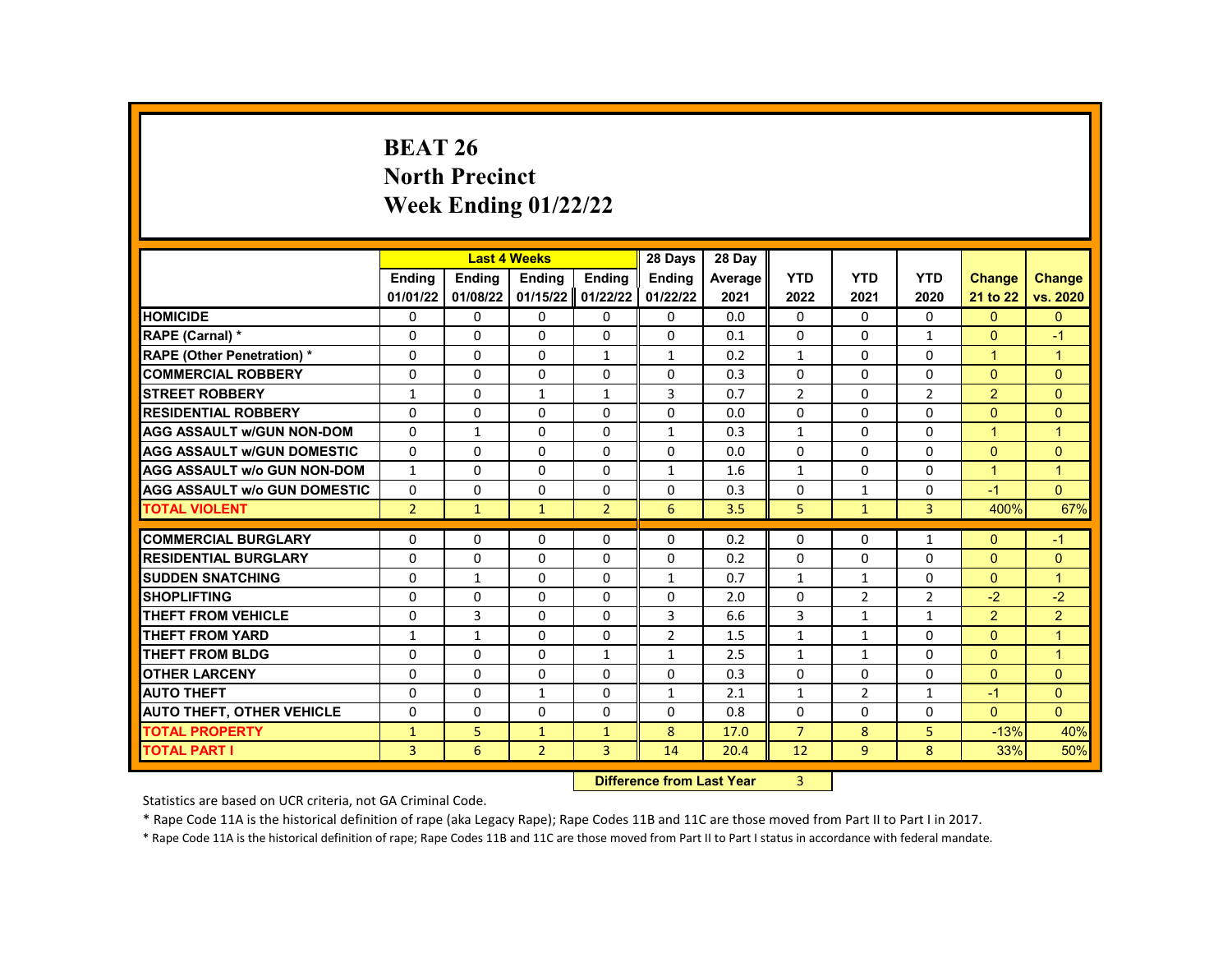# BEAT 26
# North Precinct
# Week Ending 01/22/22

| | Last 4 Weeks | | | | 28 Days | 28 Day | | | | | |
|---|---|---|---|---|---|---|---|---|---|---|---|
| | Ending 01/01/22 | Ending 01/08/22 | Ending 01/15/22 | Ending 01/22/22 | Ending 01/22/22 | Average 2021 | YTD 2022 | YTD 2021 | YTD 2020 | Change 21 to 22 | Change vs. 2020 |
| HOMICIDE | 0 | 0 | 0 | 0 | 0 | 0.0 | 0 | 0 | 0 | 0 | 0 |
| RAPE (Carnal) * | 0 | 0 | 0 | 0 | 0 | 0.1 | 0 | 0 | 1 | 0 | -1 |
| RAPE (Other Penetration) * | 0 | 0 | 0 | 1 | 1 | 0.2 | 1 | 0 | 0 | 1 | 1 |
| COMMERCIAL ROBBERY | 0 | 0 | 0 | 0 | 0 | 0.3 | 0 | 0 | 0 | 0 | 0 |
| STREET ROBBERY | 1 | 0 | 1 | 1 | 3 | 0.7 | 2 | 0 | 2 | 2 | 0 |
| RESIDENTIAL ROBBERY | 0 | 0 | 0 | 0 | 0 | 0.0 | 0 | 0 | 0 | 0 | 0 |
| AGG ASSAULT w/GUN NON-DOM | 0 | 1 | 0 | 0 | 1 | 0.3 | 1 | 0 | 0 | 1 | 1 |
| AGG ASSAULT w/GUN DOMESTIC | 0 | 0 | 0 | 0 | 0 | 0.0 | 0 | 0 | 0 | 0 | 0 |
| AGG ASSAULT w/o GUN NON-DOM | 1 | 0 | 0 | 0 | 1 | 1.6 | 1 | 0 | 0 | 1 | 1 |
| AGG ASSAULT w/o GUN DOMESTIC | 0 | 0 | 0 | 0 | 0 | 0.3 | 0 | 1 | 0 | -1 | 0 |
| TOTAL VIOLENT | 2 | 1 | 1 | 2 | 6 | 3.5 | 5 | 1 | 3 | 400% | 67% |
| COMMERCIAL BURGLARY | 0 | 0 | 0 | 0 | 0 | 0.2 | 0 | 0 | 1 | 0 | -1 |
| RESIDENTIAL BURGLARY | 0 | 0 | 0 | 0 | 0 | 0.2 | 0 | 0 | 0 | 0 | 0 |
| SUDDEN SNATCHING | 0 | 1 | 0 | 0 | 1 | 0.7 | 1 | 1 | 0 | 0 | 1 |
| SHOPLIFTING | 0 | 0 | 0 | 0 | 0 | 2.0 | 0 | 2 | 2 | -2 | -2 |
| THEFT FROM VEHICLE | 0 | 3 | 0 | 0 | 3 | 6.6 | 3 | 1 | 1 | 2 | 2 |
| THEFT FROM YARD | 1 | 1 | 0 | 0 | 2 | 1.5 | 1 | 1 | 0 | 0 | 1 |
| THEFT FROM BLDG | 0 | 0 | 0 | 1 | 1 | 2.5 | 1 | 1 | 0 | 0 | 1 |
| OTHER LARCENY | 0 | 0 | 0 | 0 | 0 | 0.3 | 0 | 0 | 0 | 0 | 0 |
| AUTO THEFT | 0 | 0 | 1 | 0 | 1 | 2.1 | 1 | 2 | 1 | -1 | 0 |
| AUTO THEFT, OTHER VEHICLE | 0 | 0 | 0 | 0 | 0 | 0.8 | 0 | 0 | 0 | 0 | 0 |
| TOTAL PROPERTY | 1 | 5 | 1 | 1 | 8 | 17.0 | 7 | 8 | 5 | -13% | 40% |
| TOTAL PART I | 3 | 6 | 2 | 3 | 14 | 20.4 | 12 | 9 | 8 | 33% | 50% |

**Difference from Last Year** 3

Statistics are based on UCR criteria, not GA Criminal Code.

* Rape Code 11A is the historical definition of rape (aka Legacy Rape); Rape Codes 11B and 11C are those moved from Part II to Part I in 2017.

* Rape Code 11A is the historical definition of rape; Rape Codes 11B and 11C are those moved from Part II to Part I status in accordance with federal mandate.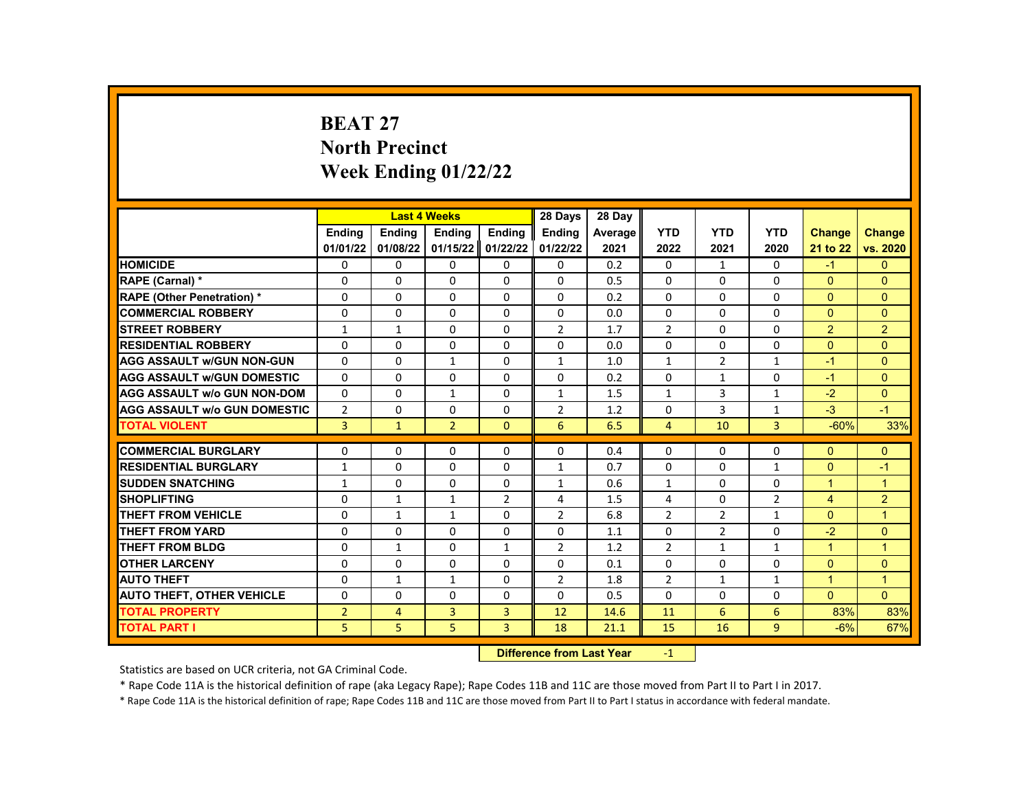# BEAT 27
# North Precinct
# Week Ending 01/22/22

| | Last 4 Weeks | | | | 28 Days | 28 Day | | | | | |
|---|---|---|---|---|---|---|---|---|---|---|---|
| | Ending 01/01/22 | Ending 01/08/22 | Ending 01/15/22 | Ending 01/22/22 | Ending 01/22/22 | Average 2021 | YTD 2022 | YTD 2021 | YTD 2020 | Change 21 to 22 | Change vs. 2020 |
| HOMICIDE | 0 | 0 | 0 | 0 | 0 | 0.2 | 0 | 1 | 0 | -1 | 0 |
| RAPE (Carnal) * | 0 | 0 | 0 | 0 | 0 | 0.5 | 0 | 0 | 0 | 0 | 0 |
| RAPE (Other Penetration) * | 0 | 0 | 0 | 0 | 0 | 0.2 | 0 | 0 | 0 | 0 | 0 |
| COMMERCIAL ROBBERY | 0 | 0 | 0 | 0 | 0 | 0.0 | 0 | 0 | 0 | 0 | 0 |
| STREET ROBBERY | 1 | 1 | 0 | 0 | 2 | 1.7 | 2 | 0 | 0 | 2 | 2 |
| RESIDENTIAL ROBBERY | 0 | 0 | 0 | 0 | 0 | 0.0 | 0 | 0 | 0 | 0 | 0 |
| AGG ASSAULT w/GUN NON-GUN | 0 | 0 | 1 | 0 | 1 | 1.0 | 1 | 2 | 1 | -1 | 0 |
| AGG ASSAULT w/GUN DOMESTIC | 0 | 0 | 0 | 0 | 0 | 0.2 | 0 | 1 | 0 | -1 | 0 |
| AGG ASSAULT w/o GUN NON-DOM | 0 | 0 | 1 | 0 | 1 | 1.5 | 1 | 3 | 1 | -2 | 0 |
| AGG ASSAULT w/o GUN DOMESTIC | 2 | 0 | 0 | 0 | 2 | 1.2 | 0 | 3 | 1 | -3 | -1 |
| TOTAL VIOLENT | 3 | 1 | 2 | 0 | 6 | 6.5 | 4 | 10 | 3 | -60% | 33% |
| COMMERCIAL BURGLARY | 0 | 0 | 0 | 0 | 0 | 0.4 | 0 | 0 | 0 | 0 | 0 |
| RESIDENTIAL BURGLARY | 1 | 0 | 0 | 0 | 1 | 0.7 | 0 | 0 | 1 | 0 | -1 |
| SUDDEN SNATCHING | 1 | 0 | 0 | 0 | 1 | 0.6 | 1 | 0 | 0 | 1 | 1 |
| SHOPLIFTING | 0 | 1 | 1 | 2 | 4 | 1.5 | 4 | 0 | 2 | 4 | 2 |
| THEFT FROM VEHICLE | 0 | 1 | 1 | 0 | 2 | 6.8 | 2 | 2 | 1 | 0 | 1 |
| THEFT FROM YARD | 0 | 0 | 0 | 0 | 0 | 1.1 | 0 | 2 | 0 | -2 | 0 |
| THEFT FROM BLDG | 0 | 1 | 0 | 1 | 2 | 1.2 | 2 | 1 | 1 | 1 | 1 |
| OTHER LARCENY | 0 | 0 | 0 | 0 | 0 | 0.1 | 0 | 0 | 0 | 0 | 0 |
| AUTO THEFT | 0 | 1 | 1 | 0 | 2 | 1.8 | 2 | 1 | 1 | 1 | 1 |
| AUTO THEFT, OTHER VEHICLE | 0 | 0 | 0 | 0 | 0 | 0.5 | 0 | 0 | 0 | 0 | 0 |
| TOTAL PROPERTY | 2 | 4 | 3 | 3 | 12 | 14.6 | 11 | 6 | 6 | 83% | 83% |
| TOTAL PART I | 5 | 5 | 5 | 3 | 18 | 21.1 | 15 | 16 | 9 | -6% | 67% |

**Difference from Last Year** -1

Statistics are based on UCR criteria, not GA Criminal Code.

* Rape Code 11A is the historical definition of rape (aka Legacy Rape); Rape Codes 11B and 11C are those moved from Part II to Part I in 2017.

* Rape Code 11A is the historical definition of rape; Rape Codes 11B and 11C are those moved from Part II to Part I status in accordance with federal mandate.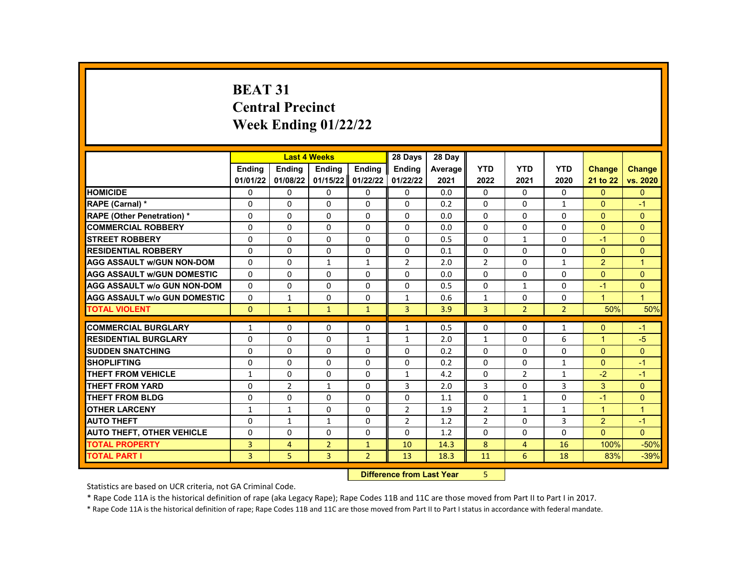# BEAT 31
## Central Precinct
## Week Ending 01/22/22

| | Last 4 Weeks | | | | 28 Days | 28 Day | | | | | |
|---|---|---|---|---|---|---|---|---|---|---|---|
| | Ending 01/01/22 | Ending 01/08/22 | Ending 01/15/22 | Ending 01/22/22 | Ending 01/22/22 | Average 2021 | YTD 2022 | YTD 2021 | YTD 2020 | Change 21 to 22 | Change vs. 2020 |
| **HOMICIDE** | 0 | 0 | 0 | 0 | 0 | 0.0 | 0 | 0 | 0 | 0 | 0 |
| **RAPE (Carnal) *** | 0 | 0 | 0 | 0 | 0 | 0.2 | 0 | 0 | 1 | 0 | -1 |
| **RAPE (Other Penetration) *** | 0 | 0 | 0 | 0 | 0 | 0.0 | 0 | 0 | 0 | 0 | 0 |
| **COMMERCIAL ROBBERY** | 0 | 0 | 0 | 0 | 0 | 0.0 | 0 | 0 | 0 | 0 | 0 |
| **STREET ROBBERY** | 0 | 0 | 0 | 0 | 0 | 0.5 | 0 | 1 | 0 | -1 | 0 |
| **RESIDENTIAL ROBBERY** | 0 | 0 | 0 | 0 | 0 | 0.1 | 0 | 0 | 0 | 0 | 0 |
| **AGG ASSAULT w/GUN NON-DOM** | 0 | 0 | 1 | 1 | 2 | 2.0 | 2 | 0 | 1 | 2 | 1 |
| **AGG ASSAULT w/GUN DOMESTIC** | 0 | 0 | 0 | 0 | 0 | 0.0 | 0 | 0 | 0 | 0 | 0 |
| **AGG ASSAULT w/o GUN NON-DOM** | 0 | 0 | 0 | 0 | 0 | 0.5 | 0 | 1 | 0 | -1 | 0 |
| **AGG ASSAULT w/o GUN DOMESTIC** | 0 | 1 | 0 | 0 | 1 | 0.6 | 1 | 0 | 0 | 1 | 1 |
| **TOTAL VIOLENT** | 0 | 1 | 1 | 1 | 3 | 3.9 | 3 | 2 | 2 | 50% | 50% |
| **COMMERCIAL BURGLARY** | 1 | 0 | 0 | 0 | 1 | 0.5 | 0 | 0 | 1 | 0 | -1 |
| **RESIDENTIAL BURGLARY** | 0 | 0 | 0 | 1 | 1 | 2.0 | 1 | 0 | 6 | 1 | -5 |
| **SUDDEN SNATCHING** | 0 | 0 | 0 | 0 | 0 | 0.2 | 0 | 0 | 0 | 0 | 0 |
| **SHOPLIFTING** | 0 | 0 | 0 | 0 | 0 | 0.2 | 0 | 0 | 1 | 0 | -1 |
| **THEFT FROM VEHICLE** | 1 | 0 | 0 | 0 | 1 | 4.2 | 0 | 2 | 1 | -2 | -1 |
| **THEFT FROM YARD** | 0 | 2 | 1 | 0 | 3 | 2.0 | 3 | 0 | 3 | 3 | 0 |
| **THEFT FROM BLDG** | 0 | 0 | 0 | 0 | 0 | 1.1 | 0 | 1 | 0 | -1 | 0 |
| **OTHER LARCENY** | 1 | 1 | 0 | 0 | 2 | 1.9 | 2 | 1 | 1 | 1 | 1 |
| **AUTO THEFT** | 0 | 1 | 1 | 0 | 2 | 1.2 | 2 | 0 | 3 | 2 | -1 |
| **AUTO THEFT, OTHER VEHICLE** | 0 | 0 | 0 | 0 | 0 | 1.2 | 0 | 0 | 0 | 0 | 0 |
| **TOTAL PROPERTY** | 3 | 4 | 2 | 1 | 10 | 14.3 | 8 | 4 | 16 | 100% | -50% |
| **TOTAL PART I** | 3 | 5 | 3 | 2 | 13 | 18.3 | 11 | 6 | 18 | 83% | -39% |

**Difference from Last Year** 5

Statistics are based on UCR criteria, not GA Criminal Code.

* Rape Code 11A is the historical definition of rape (aka Legacy Rape); Rape Codes 11B and 11C are those moved from Part II to Part I in 2017.

* Rape Code 11A is the historical definition of rape; Rape Codes 11B and 11C are those moved from Part II to Part I status in accordance with federal mandate.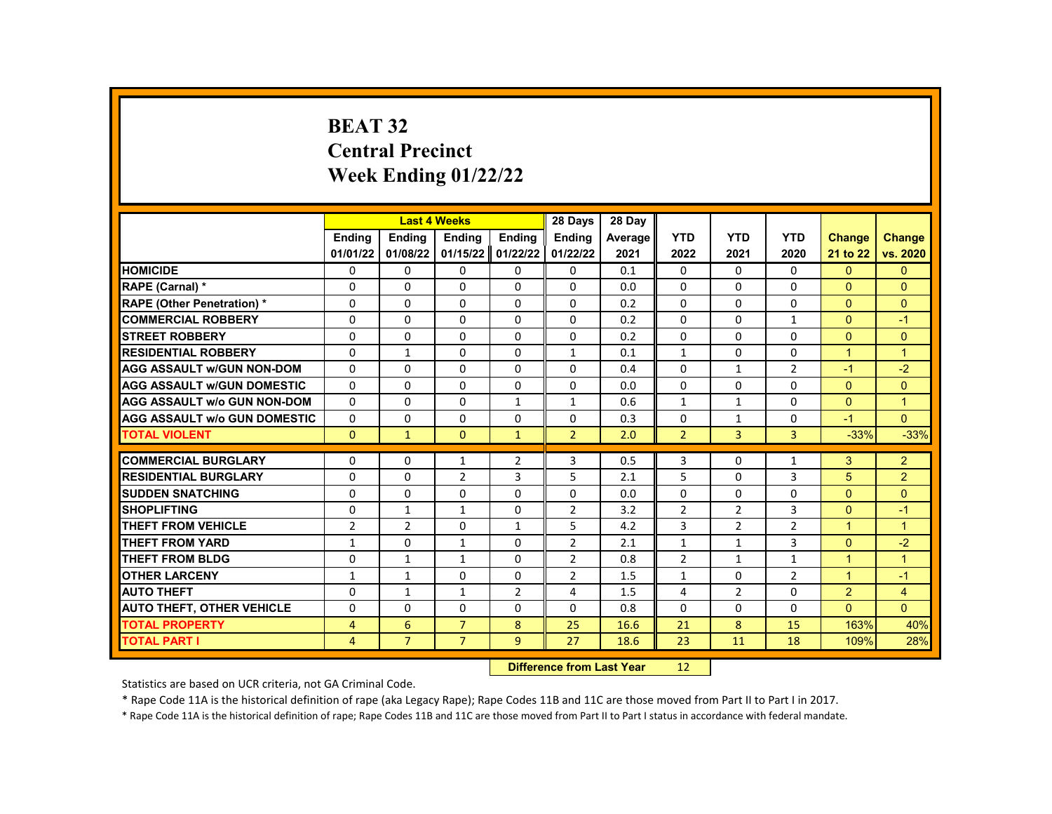# BEAT 32
# Central Precinct
# Week Ending 01/22/22

| | Last 4 Weeks | | | | 28 Days | 28 Day | | | | | |
|---|---|---|---|---|---|---|---|---|---|---|---|
| | Ending 01/01/22 | Ending 01/08/22 | Ending 01/15/22 | Ending 01/22/22 | Ending 01/22/22 | Average 2021 | YTD 2022 | YTD 2021 | YTD 2020 | Change 21 to 22 | Change vs. 2020 |
| HOMICIDE | 0 | 0 | 0 | 0 | 0 | 0.1 | 0 | 0 | 0 | 0 | 0 |
| RAPE (Carnal) * | 0 | 0 | 0 | 0 | 0 | 0.0 | 0 | 0 | 0 | 0 | 0 |
| RAPE (Other Penetration) * | 0 | 0 | 0 | 0 | 0 | 0.2 | 0 | 0 | 0 | 0 | 0 |
| COMMERCIAL ROBBERY | 0 | 0 | 0 | 0 | 0 | 0.2 | 0 | 0 | 1 | 0 | -1 |
| STREET ROBBERY | 0 | 0 | 0 | 0 | 0 | 0.2 | 0 | 0 | 0 | 0 | 0 |
| RESIDENTIAL ROBBERY | 0 | 1 | 0 | 0 | 1 | 0.1 | 1 | 0 | 0 | 1 | 1 |
| AGG ASSAULT w/GUN NON-DOM | 0 | 0 | 0 | 0 | 0 | 0.4 | 0 | 1 | 2 | -1 | -2 |
| AGG ASSAULT w/GUN DOMESTIC | 0 | 0 | 0 | 0 | 0 | 0.0 | 0 | 0 | 0 | 0 | 0 |
| AGG ASSAULT w/o GUN NON-DOM | 0 | 0 | 0 | 1 | 1 | 0.6 | 1 | 1 | 0 | 0 | 1 |
| AGG ASSAULT w/o GUN DOMESTIC | 0 | 0 | 0 | 0 | 0 | 0.3 | 0 | 1 | 0 | -1 | 0 |
| TOTAL VIOLENT | 0 | 1 | 0 | 1 | 2 | 2.0 | 2 | 3 | 3 | -33% | -33% |
| COMMERCIAL BURGLARY | 0 | 0 | 1 | 2 | 3 | 0.5 | 3 | 0 | 1 | 3 | 2 |
| RESIDENTIAL BURGLARY | 0 | 0 | 2 | 3 | 5 | 2.1 | 5 | 0 | 3 | 5 | 2 |
| SUDDEN SNATCHING | 0 | 0 | 0 | 0 | 0 | 0.0 | 0 | 0 | 0 | 0 | 0 |
| SHOPLIFTING | 0 | 1 | 1 | 0 | 2 | 3.2 | 2 | 2 | 3 | 0 | -1 |
| THEFT FROM VEHICLE | 2 | 2 | 0 | 1 | 5 | 4.2 | 3 | 2 | 2 | 1 | 1 |
| THEFT FROM YARD | 1 | 0 | 1 | 0 | 2 | 2.1 | 1 | 1 | 3 | 0 | -2 |
| THEFT FROM BLDG | 0 | 1 | 1 | 0 | 2 | 0.8 | 2 | 1 | 1 | 1 | 1 |
| OTHER LARCENY | 1 | 1 | 0 | 0 | 2 | 1.5 | 1 | 0 | 2 | 1 | -1 |
| AUTO THEFT | 0 | 1 | 1 | 2 | 4 | 1.5 | 4 | 2 | 0 | 2 | 4 |
| AUTO THEFT, OTHER VEHICLE | 0 | 0 | 0 | 0 | 0 | 0.8 | 0 | 0 | 0 | 0 | 0 |
| TOTAL PROPERTY | 4 | 6 | 7 | 8 | 25 | 16.6 | 21 | 8 | 15 | 163% | 40% |
| TOTAL PART I | 4 | 7 | 7 | 9 | 27 | 18.6 | 23 | 11 | 18 | 109% | 28% |

**Difference from Last Year** 12

Statistics are based on UCR criteria, not GA Criminal Code.

* Rape Code 11A is the historical definition of rape (aka Legacy Rape); Rape Codes 11B and 11C are those moved from Part II to Part I in 2017.

* Rape Code 11A is the historical definition of rape; Rape Codes 11B and 11C are those moved from Part II to Part I status in accordance with federal mandate.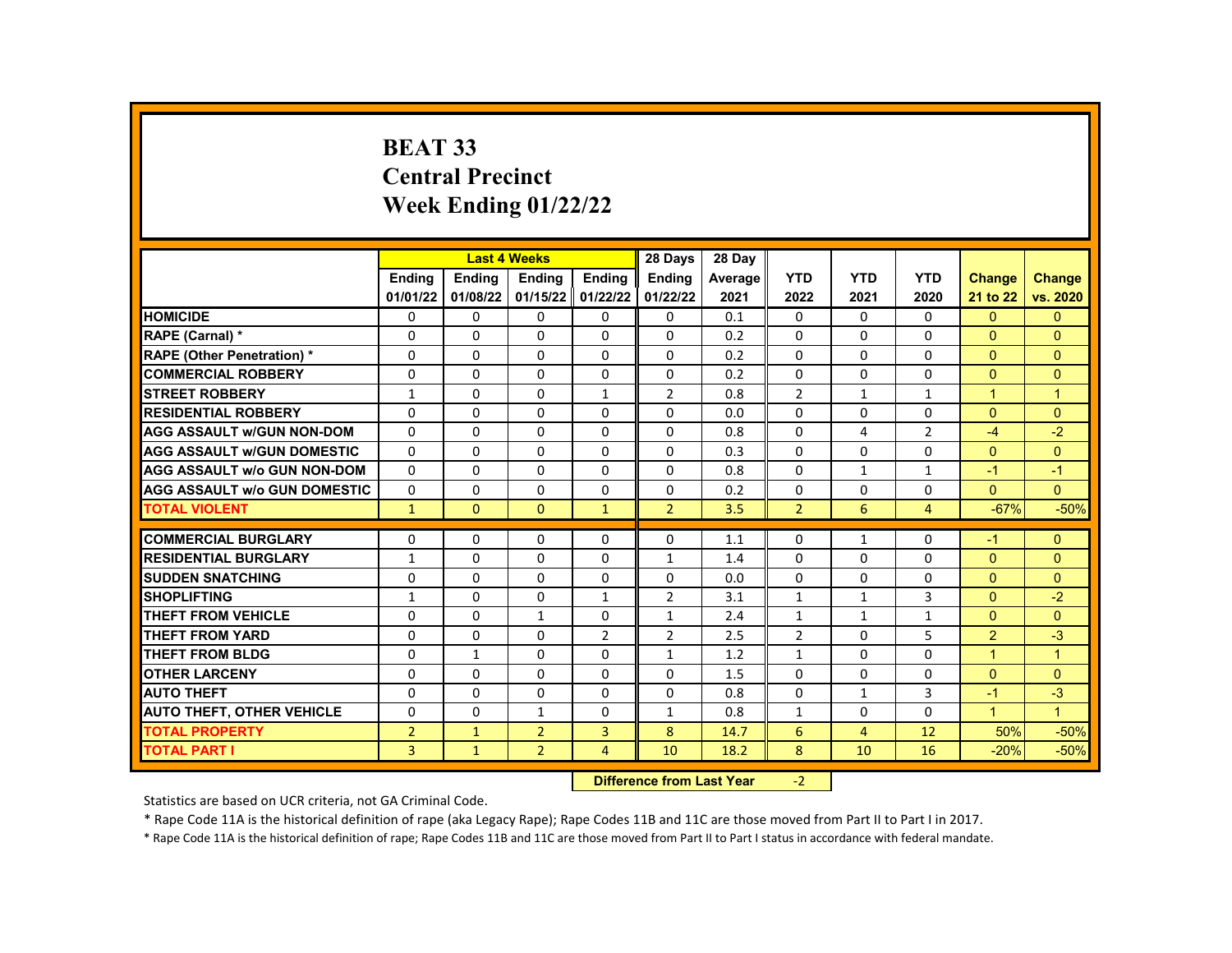# BEAT 33
# Central Precinct
# Week Ending 01/22/22

| | Last 4 Weeks | | | | 28 Days | 28 Day | | | | | |
|---|---|---|---|---|---|---|---|---|---|---|---|
| | Ending 01/01/22 | Ending 01/08/22 | Ending 01/15/22 | Ending 01/22/22 | Ending 01/22/22 | Average 2021 | YTD 2022 | YTD 2021 | YTD 2020 | Change 21 to 22 | Change vs. 2020 |
| HOMICIDE | 0 | 0 | 0 | 0 | 0 | 0.1 | 0 | 0 | 0 | 0 | 0 |
| RAPE (Carnal) * | 0 | 0 | 0 | 0 | 0 | 0.2 | 0 | 0 | 0 | 0 | 0 |
| RAPE (Other Penetration) * | 0 | 0 | 0 | 0 | 0 | 0.2 | 0 | 0 | 0 | 0 | 0 |
| COMMERCIAL ROBBERY | 0 | 0 | 0 | 0 | 0 | 0.2 | 0 | 0 | 0 | 0 | 0 |
| STREET ROBBERY | 1 | 0 | 0 | 1 | 2 | 0.8 | 2 | 1 | 1 | 1 | 1 |
| RESIDENTIAL ROBBERY | 0 | 0 | 0 | 0 | 0 | 0.0 | 0 | 0 | 0 | 0 | 0 |
| AGG ASSAULT w/GUN NON-DOM | 0 | 0 | 0 | 0 | 0 | 0.8 | 0 | 4 | 2 | -4 | -2 |
| AGG ASSAULT w/GUN DOMESTIC | 0 | 0 | 0 | 0 | 0 | 0.3 | 0 | 0 | 0 | 0 | 0 |
| AGG ASSAULT w/o GUN NON-DOM | 0 | 0 | 0 | 0 | 0 | 0.8 | 0 | 1 | 1 | -1 | -1 |
| AGG ASSAULT w/o GUN DOMESTIC | 0 | 0 | 0 | 0 | 0 | 0.2 | 0 | 0 | 0 | 0 | 0 |
| TOTAL VIOLENT | 1 | 0 | 0 | 1 | 2 | 3.5 | 2 | 6 | 4 | -67% | -50% |
| COMMERCIAL BURGLARY | 0 | 0 | 0 | 0 | 0 | 1.1 | 0 | 1 | 0 | -1 | 0 |
| RESIDENTIAL BURGLARY | 1 | 0 | 0 | 0 | 1 | 1.4 | 0 | 0 | 0 | 0 | 0 |
| SUDDEN SNATCHING | 0 | 0 | 0 | 0 | 0 | 0.0 | 0 | 0 | 0 | 0 | 0 |
| SHOPLIFTING | 1 | 0 | 0 | 1 | 2 | 3.1 | 1 | 1 | 3 | 0 | -2 |
| THEFT FROM VEHICLE | 0 | 0 | 1 | 0 | 1 | 2.4 | 1 | 1 | 1 | 0 | 0 |
| THEFT FROM YARD | 0 | 0 | 0 | 2 | 2 | 2.5 | 2 | 0 | 5 | 2 | -3 |
| THEFT FROM BLDG | 0 | 1 | 0 | 0 | 1 | 1.2 | 1 | 0 | 0 | 1 | 1 |
| OTHER LARCENY | 0 | 0 | 0 | 0 | 0 | 1.5 | 0 | 0 | 0 | 0 | 0 |
| AUTO THEFT | 0 | 0 | 0 | 0 | 0 | 0.8 | 0 | 1 | 3 | -1 | -3 |
| AUTO THEFT, OTHER VEHICLE | 0 | 0 | 1 | 0 | 1 | 0.8 | 1 | 0 | 0 | 1 | 1 |
| TOTAL PROPERTY | 2 | 1 | 2 | 3 | 8 | 14.7 | 6 | 4 | 12 | 50% | -50% |
| TOTAL PART I | 3 | 1 | 2 | 4 | 10 | 18.2 | 8 | 10 | 16 | -20% | -50% |

**Difference from Last Year** -2

Statistics are based on UCR criteria, not GA Criminal Code.

* Rape Code 11A is the historical definition of rape (aka Legacy Rape); Rape Codes 11B and 11C are those moved from Part II to Part I in 2017.

* Rape Code 11A is the historical definition of rape; Rape Codes 11B and 11C are those moved from Part II to Part I status in accordance with federal mandate.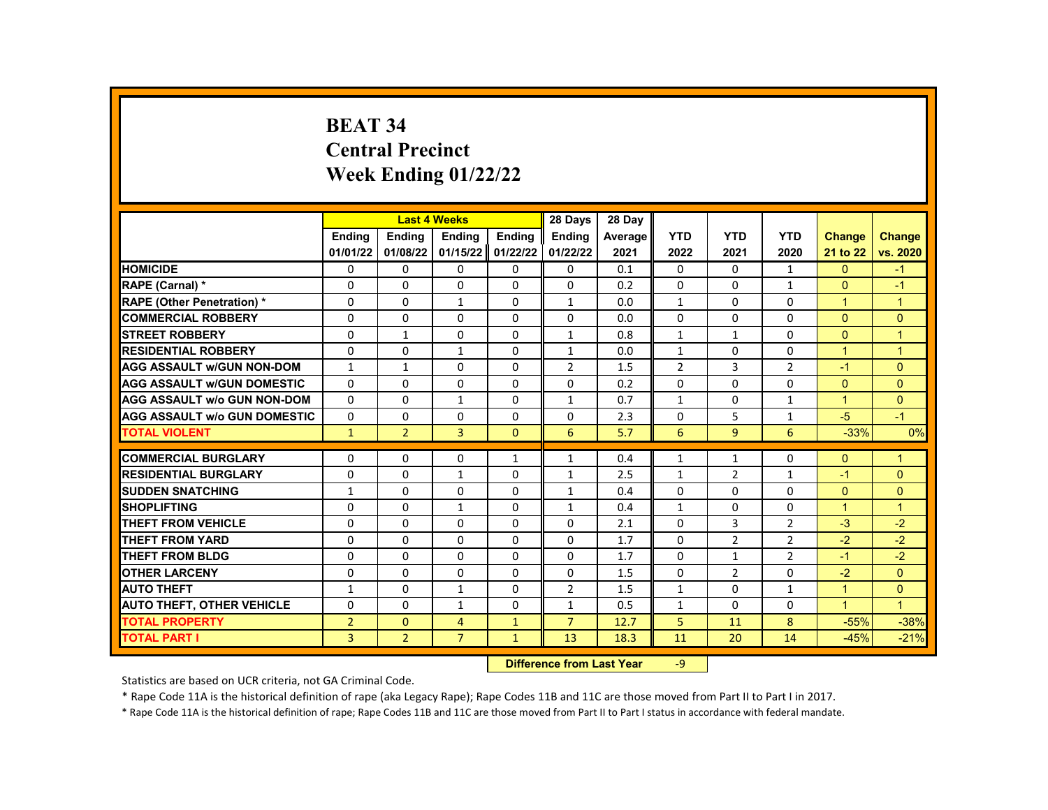# BEAT 34
# Central Precinct
# Week Ending 01/22/22

| | Last 4 Weeks | | | | 28 Days | 28 Day | | | | | |
|---|---|---|---|---|---|---|---|---|---|---|---|
| | Ending 01/01/22 | Ending 01/08/22 | Ending 01/15/22 | Ending 01/22/22 | Ending 01/22/22 | Average 2021 | YTD 2022 | YTD 2021 | YTD 2020 | Change 21 to 22 | Change vs. 2020 |
| HOMICIDE | 0 | 0 | 0 | 0 | 0 | 0.1 | 0 | 0 | 1 | 0 | -1 |
| RAPE (Carnal) * | 0 | 0 | 0 | 0 | 0 | 0.2 | 0 | 0 | 1 | 0 | -1 |
| RAPE (Other Penetration) * | 0 | 0 | 1 | 0 | 1 | 0.0 | 1 | 0 | 0 | 1 | 1 |
| COMMERCIAL ROBBERY | 0 | 0 | 0 | 0 | 0 | 0.0 | 0 | 0 | 0 | 0 | 0 |
| STREET ROBBERY | 0 | 1 | 0 | 0 | 1 | 0.8 | 1 | 1 | 0 | 0 | 1 |
| RESIDENTIAL ROBBERY | 0 | 0 | 1 | 0 | 1 | 0.0 | 1 | 0 | 0 | 1 | 1 |
| AGG ASSAULT w/GUN NON-DOM | 1 | 1 | 0 | 0 | 2 | 1.5 | 2 | 3 | 2 | -1 | 0 |
| AGG ASSAULT w/GUN DOMESTIC | 0 | 0 | 0 | 0 | 0 | 0.2 | 0 | 0 | 0 | 0 | 0 |
| AGG ASSAULT w/o GUN NON-DOM | 0 | 0 | 1 | 0 | 1 | 0.7 | 1 | 0 | 1 | 1 | 0 |
| AGG ASSAULT w/o GUN DOMESTIC | 0 | 0 | 0 | 0 | 0 | 2.3 | 0 | 5 | 1 | -5 | -1 |
| TOTAL VIOLENT | 1 | 2 | 3 | 0 | 6 | 5.7 | 6 | 9 | 6 | -33% | 0% |
| COMMERCIAL BURGLARY | 0 | 0 | 0 | 1 | 1 | 0.4 | 1 | 1 | 0 | 0 | 1 |
| RESIDENTIAL BURGLARY | 0 | 0 | 1 | 0 | 1 | 2.5 | 1 | 2 | 1 | -1 | 0 |
| SUDDEN SNATCHING | 1 | 0 | 0 | 0 | 1 | 0.4 | 0 | 0 | 0 | 0 | 0 |
| SHOPLIFTING | 0 | 0 | 1 | 0 | 1 | 0.4 | 1 | 0 | 0 | 1 | 1 |
| THEFT FROM VEHICLE | 0 | 0 | 0 | 0 | 0 | 2.1 | 0 | 3 | 2 | -3 | -2 |
| THEFT FROM YARD | 0 | 0 | 0 | 0 | 0 | 1.7 | 0 | 2 | 2 | -2 | -2 |
| THEFT FROM BLDG | 0 | 0 | 0 | 0 | 0 | 1.7 | 0 | 1 | 2 | -1 | -2 |
| OTHER LARCENY | 0 | 0 | 0 | 0 | 0 | 1.5 | 0 | 2 | 0 | -2 | 0 |
| AUTO THEFT | 1 | 0 | 1 | 0 | 2 | 1.5 | 1 | 0 | 1 | 1 | 0 |
| AUTO THEFT, OTHER VEHICLE | 0 | 0 | 1 | 0 | 1 | 0.5 | 1 | 0 | 0 | 1 | 1 |
| TOTAL PROPERTY | 2 | 0 | 4 | 1 | 7 | 12.7 | 5 | 11 | 8 | -55% | -38% |
| TOTAL PART I | 3 | 2 | 7 | 1 | 13 | 18.3 | 11 | 20 | 14 | -45% | -21% |

**Difference from Last Year** -9

Statistics are based on UCR criteria, not GA Criminal Code.

* Rape Code 11A is the historical definition of rape (aka Legacy Rape); Rape Codes 11B and 11C are those moved from Part II to Part I in 2017.

* Rape Code 11A is the historical definition of rape; Rape Codes 11B and 11C are those moved from Part II to Part I status in accordance with federal mandate.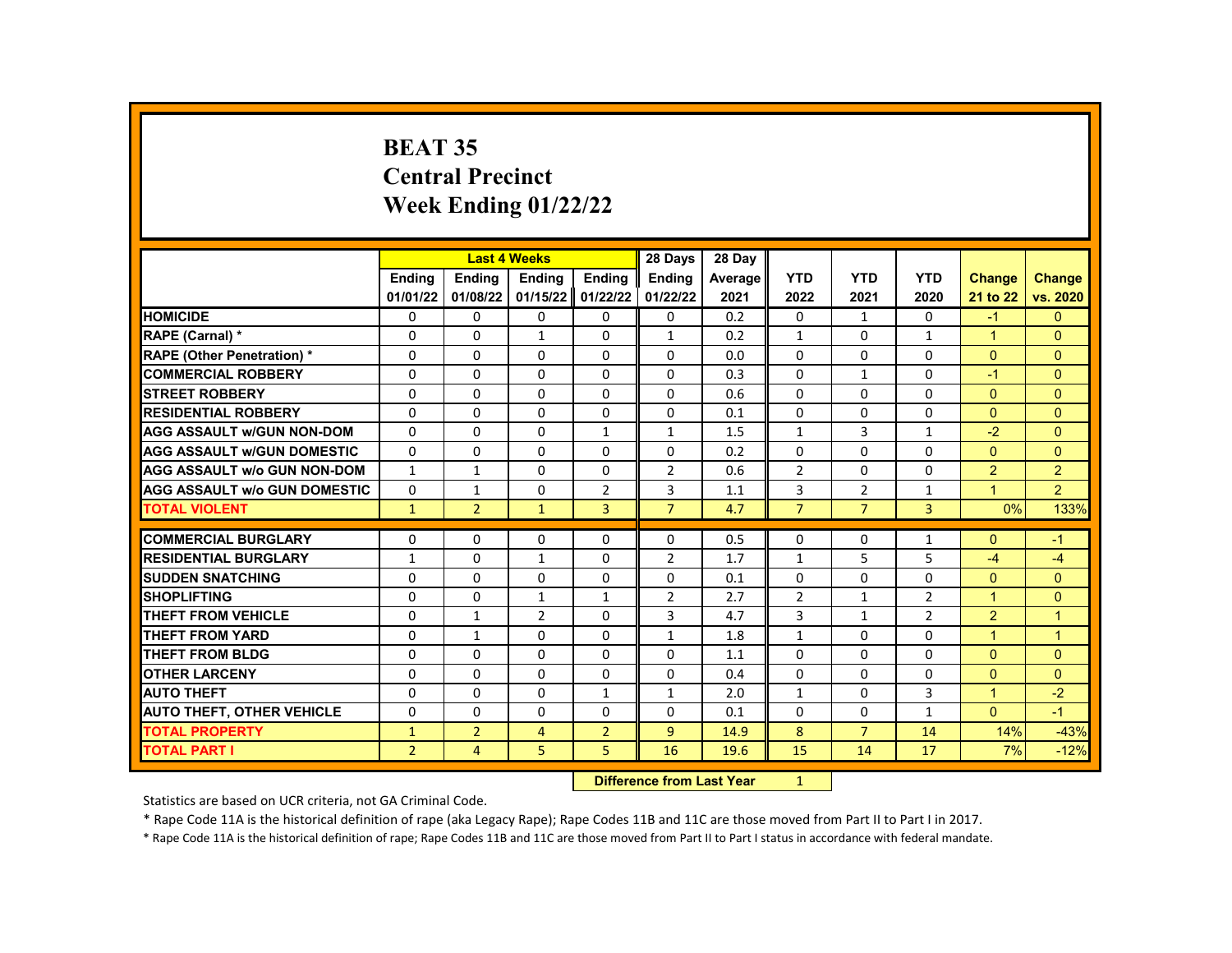# BEAT 35
## Central Precinct
## Week Ending 01/22/22

| | Last 4 Weeks | | | | 28 Days | 28 Day | | | | | |
|---|---|---|---|---|---|---|---|---|---|---|---|
| | Ending 01/01/22 | Ending 01/08/22 | Ending 01/15/22 | Ending 01/22/22 | Ending 01/22/22 | Average 2021 | YTD 2022 | YTD 2021 | YTD 2020 | Change 21 to 22 | Change vs. 2020 |
| HOMICIDE | 0 | 0 | 0 | 0 | 0 | 0.2 | 0 | 1 | 0 | -1 | 0 |
| RAPE (Carnal) * | 0 | 0 | 1 | 0 | 1 | 0.2 | 1 | 0 | 1 | 1 | 0 |
| RAPE (Other Penetration) * | 0 | 0 | 0 | 0 | 0 | 0.0 | 0 | 0 | 0 | 0 | 0 |
| COMMERCIAL ROBBERY | 0 | 0 | 0 | 0 | 0 | 0.3 | 0 | 1 | 0 | -1 | 0 |
| STREET ROBBERY | 0 | 0 | 0 | 0 | 0 | 0.6 | 0 | 0 | 0 | 0 | 0 |
| RESIDENTIAL ROBBERY | 0 | 0 | 0 | 0 | 0 | 0.1 | 0 | 0 | 0 | 0 | 0 |
| AGG ASSAULT w/GUN NON-DOM | 0 | 0 | 0 | 1 | 1 | 1.5 | 1 | 3 | 1 | -2 | 0 |
| AGG ASSAULT w/GUN DOMESTIC | 0 | 0 | 0 | 0 | 0 | 0.2 | 0 | 0 | 0 | 0 | 0 |
| AGG ASSAULT w/o GUN NON-DOM | 1 | 1 | 0 | 0 | 2 | 0.6 | 2 | 0 | 0 | 2 | 2 |
| AGG ASSAULT w/o GUN DOMESTIC | 0 | 1 | 0 | 2 | 3 | 1.1 | 3 | 2 | 1 | 1 | 2 |
| TOTAL VIOLENT | 1 | 2 | 1 | 3 | 7 | 4.7 | 7 | 7 | 3 | 0% | 133% |
| COMMERCIAL BURGLARY | 0 | 0 | 0 | 0 | 0 | 0.5 | 0 | 0 | 1 | 0 | -1 |
| RESIDENTIAL BURGLARY | 1 | 0 | 1 | 0 | 2 | 1.7 | 1 | 5 | 5 | -4 | -4 |
| SUDDEN SNATCHING | 0 | 0 | 0 | 0 | 0 | 0.1 | 0 | 0 | 0 | 0 | 0 |
| SHOPLIFTING | 0 | 0 | 1 | 1 | 2 | 2.7 | 2 | 1 | 2 | 1 | 0 |
| THEFT FROM VEHICLE | 0 | 1 | 2 | 0 | 3 | 4.7 | 3 | 1 | 2 | 2 | 1 |
| THEFT FROM YARD | 0 | 1 | 0 | 0 | 1 | 1.8 | 1 | 0 | 0 | 1 | 1 |
| THEFT FROM BLDG | 0 | 0 | 0 | 0 | 0 | 1.1 | 0 | 0 | 0 | 0 | 0 |
| OTHER LARCENY | 0 | 0 | 0 | 0 | 0 | 0.4 | 0 | 0 | 0 | 0 | 0 |
| AUTO THEFT | 0 | 0 | 0 | 1 | 1 | 2.0 | 1 | 0 | 3 | 1 | -2 |
| AUTO THEFT, OTHER VEHICLE | 0 | 0 | 0 | 0 | 0 | 0.1 | 0 | 0 | 1 | 0 | -1 |
| TOTAL PROPERTY | 1 | 2 | 4 | 2 | 9 | 14.9 | 8 | 7 | 14 | 14% | -43% |
| TOTAL PART I | 2 | 4 | 5 | 5 | 16 | 19.6 | 15 | 14 | 17 | 7% | -12% |

**Difference from Last Year** 1

Statistics are based on UCR criteria, not GA Criminal Code.

* Rape Code 11A is the historical definition of rape (aka Legacy Rape); Rape Codes 11B and 11C are those moved from Part II to Part I in 2017.

* Rape Code 11A is the historical definition of rape; Rape Codes 11B and 11C are those moved from Part II to Part I status in accordance with federal mandate.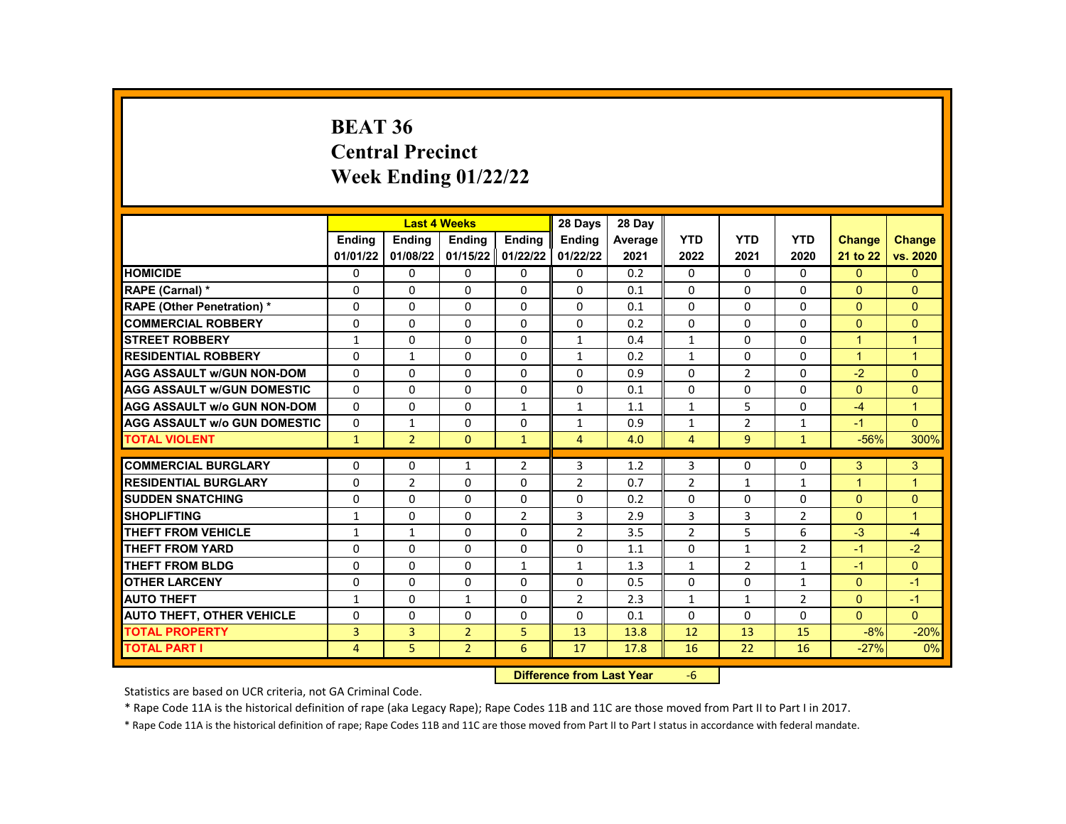# BEAT 36
## Central Precinct
## Week Ending 01/22/22

| | Last 4 Weeks | | | | 28 Days | 28 Day | | | | | |
|---|---|---|---|---|---|---|---|---|---|---|---|
| | Ending 01/01/22 | Ending 01/08/22 | Ending 01/15/22 | Ending 01/22/22 | Ending 01/22/22 | Average 2021 | YTD 2022 | YTD 2021 | YTD 2020 | Change 21 to 22 | Change vs. 2020 |
| HOMICIDE | 0 | 0 | 0 | 0 | 0 | 0.2 | 0 | 0 | 0 | 0 | 0 |
| RAPE (Carnal) * | 0 | 0 | 0 | 0 | 0 | 0.1 | 0 | 0 | 0 | 0 | 0 |
| RAPE (Other Penetration) * | 0 | 0 | 0 | 0 | 0 | 0.1 | 0 | 0 | 0 | 0 | 0 |
| COMMERCIAL ROBBERY | 0 | 0 | 0 | 0 | 0 | 0.2 | 0 | 0 | 0 | 0 | 0 |
| STREET ROBBERY | 1 | 0 | 0 | 0 | 1 | 0.4 | 1 | 0 | 0 | 1 | 1 |
| RESIDENTIAL ROBBERY | 0 | 1 | 0 | 0 | 1 | 0.2 | 1 | 0 | 0 | 1 | 1 |
| AGG ASSAULT w/GUN NON-DOM | 0 | 0 | 0 | 0 | 0 | 0.9 | 0 | 2 | 0 | -2 | 0 |
| AGG ASSAULT w/GUN DOMESTIC | 0 | 0 | 0 | 0 | 0 | 0.1 | 0 | 0 | 0 | 0 | 0 |
| AGG ASSAULT w/o GUN NON-DOM | 0 | 0 | 0 | 1 | 1 | 1.1 | 1 | 5 | 0 | -4 | 1 |
| AGG ASSAULT w/o GUN DOMESTIC | 0 | 1 | 0 | 0 | 1 | 0.9 | 1 | 2 | 1 | -1 | 0 |
| TOTAL VIOLENT | 1 | 2 | 0 | 1 | 4 | 4.0 | 4 | 9 | 1 | -56% | 300% |
| COMMERCIAL BURGLARY | 0 | 0 | 1 | 2 | 3 | 1.2 | 3 | 0 | 0 | 3 | 3 |
| RESIDENTIAL BURGLARY | 0 | 2 | 0 | 0 | 2 | 0.7 | 2 | 1 | 1 | 1 | 1 |
| SUDDEN SNATCHING | 0 | 0 | 0 | 0 | 0 | 0.2 | 0 | 0 | 0 | 0 | 0 |
| SHOPLIFTING | 1 | 0 | 0 | 2 | 3 | 2.9 | 3 | 3 | 2 | 0 | 1 |
| THEFT FROM VEHICLE | 1 | 1 | 0 | 0 | 2 | 3.5 | 2 | 5 | 6 | -3 | -4 |
| THEFT FROM YARD | 0 | 0 | 0 | 0 | 0 | 1.1 | 0 | 1 | 2 | -1 | -2 |
| THEFT FROM BLDG | 0 | 0 | 0 | 1 | 1 | 1.3 | 1 | 2 | 1 | -1 | 0 |
| OTHER LARCENY | 0 | 0 | 0 | 0 | 0 | 0.5 | 0 | 0 | 1 | 0 | -1 |
| AUTO THEFT | 1 | 0 | 1 | 0 | 2 | 2.3 | 1 | 1 | 2 | 0 | -1 |
| AUTO THEFT, OTHER VEHICLE | 0 | 0 | 0 | 0 | 0 | 0.1 | 0 | 0 | 0 | 0 | 0 |
| TOTAL PROPERTY | 3 | 3 | 2 | 5 | 13 | 13.8 | 12 | 13 | 15 | -8% | -20% |
| TOTAL PART I | 4 | 5 | 2 | 6 | 17 | 17.8 | 16 | 22 | 16 | -27% | 0% |

**Difference from Last Year** -6

Statistics are based on UCR criteria, not GA Criminal Code.

* Rape Code 11A is the historical definition of rape (aka Legacy Rape); Rape Codes 11B and 11C are those moved from Part II to Part I in 2017.

* Rape Code 11A is the historical definition of rape; Rape Codes 11B and 11C are those moved from Part II to Part I status in accordance with federal mandate.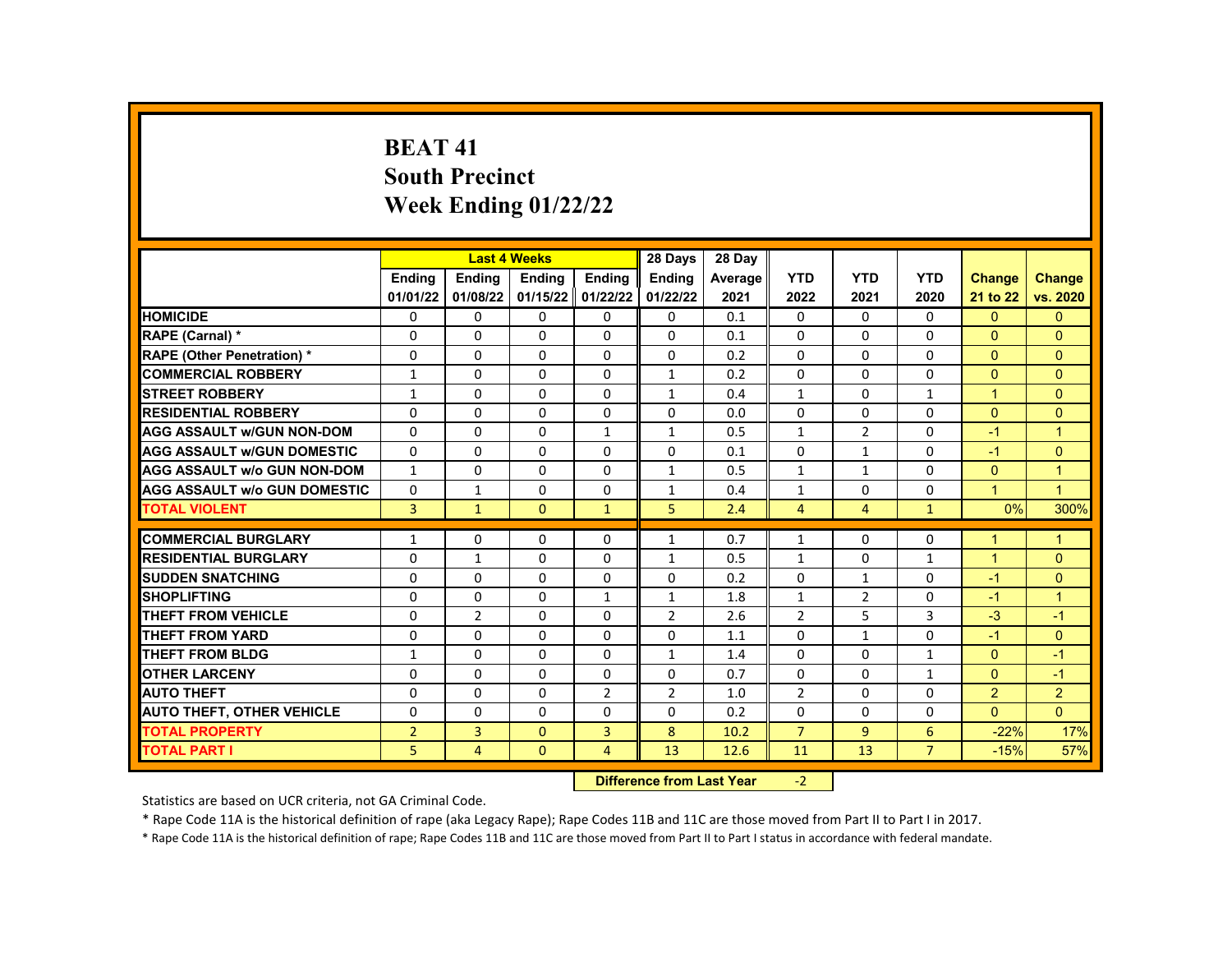# BEAT 41
## South Precinct
## Week Ending 01/22/22

| | Last 4 Weeks | | | | 28 Days | 28 Day | | | | | |
|---|---|---|---|---|---|---|---|---|---|---|---|
| | Ending 01/01/22 | Ending 01/08/22 | Ending 01/15/22 | Ending 01/22/22 | Ending 01/22/22 | Average 2021 | YTD 2022 | YTD 2021 | YTD 2020 | Change 21 to 22 | Change vs. 2020 |
| HOMICIDE | 0 | 0 | 0 | 0 | 0 | 0.1 | 0 | 0 | 0 | 0 | 0 |
| RAPE (Carnal) * | 0 | 0 | 0 | 0 | 0 | 0.1 | 0 | 0 | 0 | 0 | 0 |
| RAPE (Other Penetration) * | 0 | 0 | 0 | 0 | 0 | 0.2 | 0 | 0 | 0 | 0 | 0 |
| COMMERCIAL ROBBERY | 1 | 0 | 0 | 0 | 1 | 0.2 | 0 | 0 | 0 | 0 | 0 |
| STREET ROBBERY | 1 | 0 | 0 | 0 | 1 | 0.4 | 1 | 0 | 1 | 1 | 0 |
| RESIDENTIAL ROBBERY | 0 | 0 | 0 | 0 | 0 | 0.0 | 0 | 0 | 0 | 0 | 0 |
| AGG ASSAULT w/GUN NON-DOM | 0 | 0 | 0 | 1 | 1 | 0.5 | 1 | 2 | 0 | -1 | 1 |
| AGG ASSAULT w/GUN DOMESTIC | 0 | 0 | 0 | 0 | 0 | 0.1 | 0 | 1 | 0 | -1 | 0 |
| AGG ASSAULT w/o GUN NON-DOM | 1 | 0 | 0 | 0 | 1 | 0.5 | 1 | 1 | 0 | 0 | 1 |
| AGG ASSAULT w/o GUN DOMESTIC | 0 | 1 | 0 | 0 | 1 | 0.4 | 1 | 0 | 0 | 1 | 1 |
| TOTAL VIOLENT | 3 | 1 | 0 | 1 | 5 | 2.4 | 4 | 4 | 1 | 0% | 300% |
| COMMERCIAL BURGLARY | 1 | 0 | 0 | 0 | 1 | 0.7 | 1 | 0 | 0 | 1 | 1 |
| RESIDENTIAL BURGLARY | 0 | 1 | 0 | 0 | 1 | 0.5 | 1 | 0 | 1 | 1 | 0 |
| SUDDEN SNATCHING | 0 | 0 | 0 | 0 | 0 | 0.2 | 0 | 1 | 0 | -1 | 0 |
| SHOPLIFTING | 0 | 0 | 0 | 1 | 1 | 1.8 | 1 | 2 | 0 | -1 | 1 |
| THEFT FROM VEHICLE | 0 | 2 | 0 | 0 | 2 | 2.6 | 2 | 5 | 3 | -3 | -1 |
| THEFT FROM YARD | 0 | 0 | 0 | 0 | 0 | 1.1 | 0 | 1 | 0 | -1 | 0 |
| THEFT FROM BLDG | 1 | 0 | 0 | 0 | 1 | 1.4 | 0 | 0 | 1 | 0 | -1 |
| OTHER LARCENY | 0 | 0 | 0 | 0 | 0 | 0.7 | 0 | 0 | 1 | 0 | -1 |
| AUTO THEFT | 0 | 0 | 0 | 2 | 2 | 1.0 | 2 | 0 | 0 | 2 | 2 |
| AUTO THEFT, OTHER VEHICLE | 0 | 0 | 0 | 0 | 0 | 0.2 | 0 | 0 | 0 | 0 | 0 |
| TOTAL PROPERTY | 2 | 3 | 0 | 3 | 8 | 10.2 | 7 | 9 | 6 | -22% | 17% |
| TOTAL PART I | 5 | 4 | 0 | 4 | 13 | 12.6 | 11 | 13 | 7 | -15% | 57% |

**Difference from Last Year** -2

Statistics are based on UCR criteria, not GA Criminal Code.

* Rape Code 11A is the historical definition of rape (aka Legacy Rape); Rape Codes 11B and 11C are those moved from Part II to Part I in 2017.

* Rape Code 11A is the historical definition of rape; Rape Codes 11B and 11C are those moved from Part II to Part I status in accordance with federal mandate.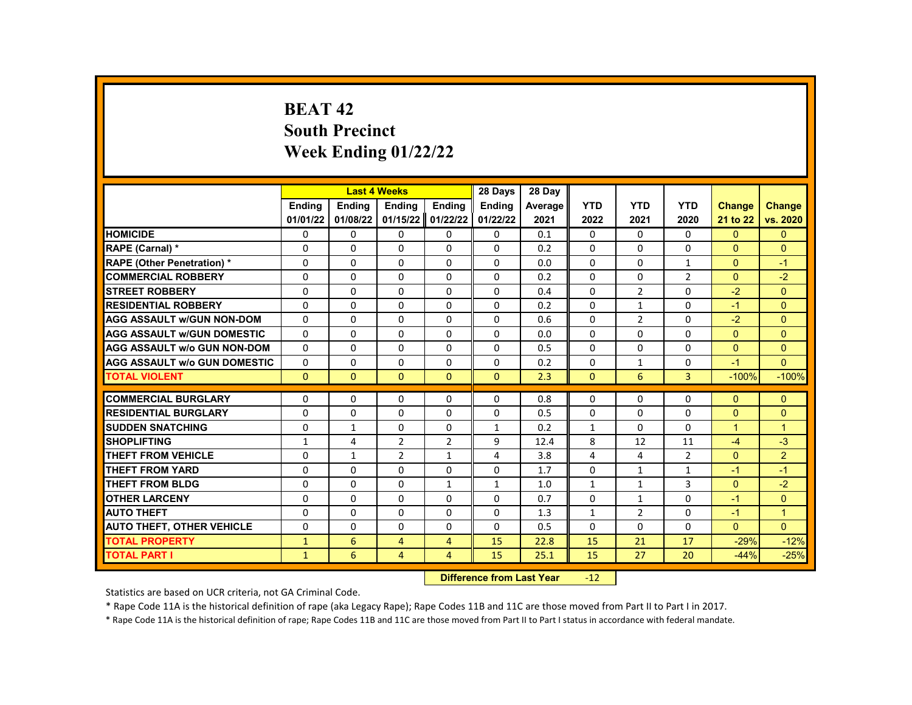# BEAT 42
# South Precinct
# Week Ending 01/22/22

| | Last 4 Weeks | | | | 28 Days | 28 Day | | | | | |
|---|---|---|---|---|---|---|---|---|---|---|---|
| | Ending 01/01/22 | Ending 01/08/22 | Ending 01/15/22 | Ending 01/22/22 | Ending 01/22/22 | Average 2021 | YTD 2022 | YTD 2021 | YTD 2020 | Change 21 to 22 | Change vs. 2020 |
| HOMICIDE | 0 | 0 | 0 | 0 | 0 | 0.1 | 0 | 0 | 0 | 0 | 0 |
| RAPE (Carnal) * | 0 | 0 | 0 | 0 | 0 | 0.2 | 0 | 0 | 0 | 0 | 0 |
| RAPE (Other Penetration) * | 0 | 0 | 0 | 0 | 0 | 0.0 | 0 | 0 | 1 | 0 | -1 |
| COMMERCIAL ROBBERY | 0 | 0 | 0 | 0 | 0 | 0.2 | 0 | 0 | 2 | 0 | -2 |
| STREET ROBBERY | 0 | 0 | 0 | 0 | 0 | 0.4 | 0 | 2 | 0 | -2 | 0 |
| RESIDENTIAL ROBBERY | 0 | 0 | 0 | 0 | 0 | 0.2 | 0 | 1 | 0 | -1 | 0 |
| AGG ASSAULT w/GUN NON-DOM | 0 | 0 | 0 | 0 | 0 | 0.6 | 0 | 2 | 0 | -2 | 0 |
| AGG ASSAULT w/GUN DOMESTIC | 0 | 0 | 0 | 0 | 0 | 0.0 | 0 | 0 | 0 | 0 | 0 |
| AGG ASSAULT w/o GUN NON-DOM | 0 | 0 | 0 | 0 | 0 | 0.5 | 0 | 0 | 0 | 0 | 0 |
| AGG ASSAULT w/o GUN DOMESTIC | 0 | 0 | 0 | 0 | 0 | 0.2 | 0 | 1 | 0 | -1 | 0 |
| TOTAL VIOLENT | 0 | 0 | 0 | 0 | 0 | 2.3 | 0 | 6 | 3 | -100% | -100% |
| COMMERCIAL BURGLARY | 0 | 0 | 0 | 0 | 0 | 0.8 | 0 | 0 | 0 | 0 | 0 |
| RESIDENTIAL BURGLARY | 0 | 0 | 0 | 0 | 0 | 0.5 | 0 | 0 | 0 | 0 | 0 |
| SUDDEN SNATCHING | 0 | 1 | 0 | 0 | 1 | 0.2 | 1 | 0 | 0 | 1 | 1 |
| SHOPLIFTING | 1 | 4 | 2 | 2 | 9 | 12.4 | 8 | 12 | 11 | -4 | -3 |
| THEFT FROM VEHICLE | 0 | 1 | 2 | 1 | 4 | 3.8 | 4 | 4 | 2 | 0 | 2 |
| THEFT FROM YARD | 0 | 0 | 0 | 0 | 0 | 1.7 | 0 | 1 | 1 | -1 | -1 |
| THEFT FROM BLDG | 0 | 0 | 0 | 1 | 1 | 1.0 | 1 | 1 | 3 | 0 | -2 |
| OTHER LARCENY | 0 | 0 | 0 | 0 | 0 | 0.7 | 0 | 1 | 0 | -1 | 0 |
| AUTO THEFT | 0 | 0 | 0 | 0 | 0 | 1.3 | 1 | 2 | 0 | -1 | 1 |
| AUTO THEFT, OTHER VEHICLE | 0 | 0 | 0 | 0 | 0 | 0.5 | 0 | 0 | 0 | 0 | 0 |
| TOTAL PROPERTY | 1 | 6 | 4 | 4 | 15 | 22.8 | 15 | 21 | 17 | -29% | -12% |
| TOTAL PART I | 1 | 6 | 4 | 4 | 15 | 25.1 | 15 | 27 | 20 | -44% | -25% |

**Difference from Last Year** -12

Statistics are based on UCR criteria, not GA Criminal Code.

* Rape Code 11A is the historical definition of rape (aka Legacy Rape); Rape Codes 11B and 11C are those moved from Part II to Part I in 2017.

* Rape Code 11A is the historical definition of rape; Rape Codes 11B and 11C are those moved from Part II to Part I status in accordance with federal mandate.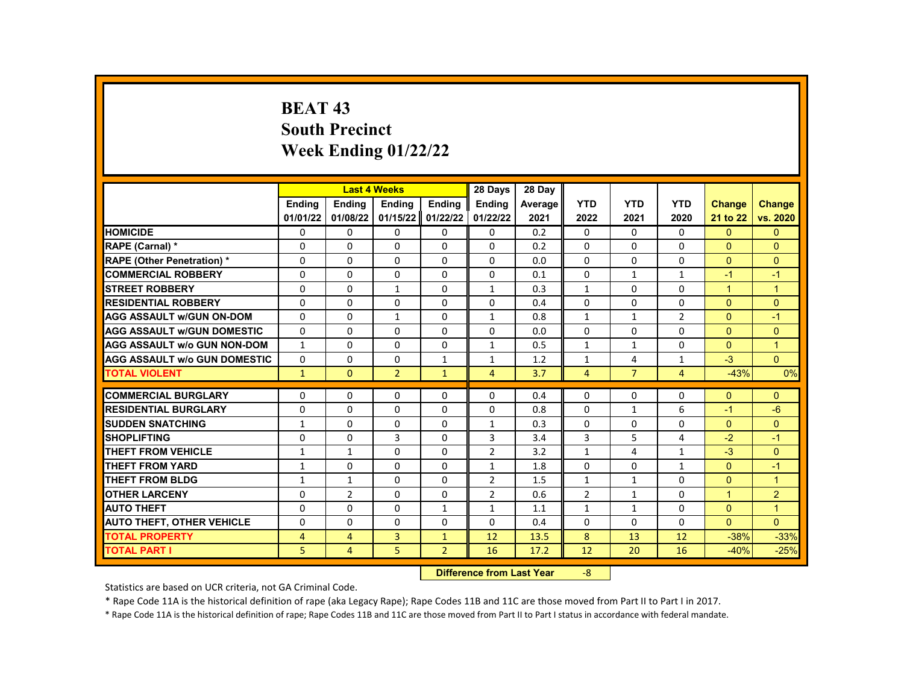# BEAT 43
## South Precinct
## Week Ending 01/22/22

| | Last 4 Weeks | | | | 28 Days | 28 Day | | | | | |
|---|---|---|---|---|---|---|---|---|---|---|---|
| | Ending 01/01/22 | Ending 01/08/22 | Ending 01/15/22 | Ending 01/22/22 | Ending 01/22/22 | Average 2021 | YTD 2022 | YTD 2021 | YTD 2020 | Change 21 to 22 | Change vs. 2020 |
| HOMICIDE | 0 | 0 | 0 | 0 | 0 | 0.2 | 0 | 0 | 0 | 0 | 0 |
| RAPE (Carnal) * | 0 | 0 | 0 | 0 | 0 | 0.2 | 0 | 0 | 0 | 0 | 0 |
| RAPE (Other Penetration) * | 0 | 0 | 0 | 0 | 0 | 0.0 | 0 | 0 | 0 | 0 | 0 |
| COMMERCIAL ROBBERY | 0 | 0 | 0 | 0 | 0 | 0.1 | 0 | 1 | 1 | -1 | -1 |
| STREET ROBBERY | 0 | 0 | 1 | 0 | 1 | 0.3 | 1 | 0 | 0 | 1 | 1 |
| RESIDENTIAL ROBBERY | 0 | 0 | 0 | 0 | 0 | 0.4 | 0 | 0 | 0 | 0 | 0 |
| AGG ASSAULT w/GUN ON-DOM | 0 | 0 | 1 | 0 | 1 | 0.8 | 1 | 1 | 2 | 0 | -1 |
| AGG ASSAULT w/GUN DOMESTIC | 0 | 0 | 0 | 0 | 0 | 0.0 | 0 | 0 | 0 | 0 | 0 |
| AGG ASSAULT w/o GUN NON-DOM | 1 | 0 | 0 | 0 | 1 | 0.5 | 1 | 1 | 0 | 0 | 1 |
| AGG ASSAULT w/o GUN DOMESTIC | 0 | 0 | 0 | 1 | 1 | 1.2 | 1 | 4 | 1 | -3 | 0 |
| TOTAL VIOLENT | 1 | 0 | 2 | 1 | 4 | 3.7 | 4 | 7 | 4 | -43% | 0% |
| COMMERCIAL BURGLARY | 0 | 0 | 0 | 0 | 0 | 0.4 | 0 | 0 | 0 | 0 | 0 |
| RESIDENTIAL BURGLARY | 0 | 0 | 0 | 0 | 0 | 0.8 | 0 | 1 | 6 | -1 | -6 |
| SUDDEN SNATCHING | 1 | 0 | 0 | 0 | 1 | 0.3 | 0 | 0 | 0 | 0 | 0 |
| SHOPLIFTING | 0 | 0 | 3 | 0 | 3 | 3.4 | 3 | 5 | 4 | -2 | -1 |
| THEFT FROM VEHICLE | 1 | 1 | 0 | 0 | 2 | 3.2 | 1 | 4 | 1 | -3 | 0 |
| THEFT FROM YARD | 1 | 0 | 0 | 0 | 1 | 1.8 | 0 | 0 | 1 | 0 | -1 |
| THEFT FROM BLDG | 1 | 1 | 0 | 0 | 2 | 1.5 | 1 | 1 | 0 | 0 | 1 |
| OTHER LARCENY | 0 | 2 | 0 | 0 | 2 | 0.6 | 2 | 1 | 0 | 1 | 2 |
| AUTO THEFT | 0 | 0 | 0 | 1 | 1 | 1.1 | 1 | 1 | 0 | 0 | 1 |
| AUTO THEFT, OTHER VEHICLE | 0 | 0 | 0 | 0 | 0 | 0.4 | 0 | 0 | 0 | 0 | 0 |
| TOTAL PROPERTY | 4 | 4 | 3 | 1 | 12 | 13.5 | 8 | 13 | 12 | -38% | -33% |
| TOTAL PART I | 5 | 4 | 5 | 2 | 16 | 17.2 | 12 | 20 | 16 | -40% | -25% |

**Difference from Last Year** -8

Statistics are based on UCR criteria, not GA Criminal Code.

* Rape Code 11A is the historical definition of rape (aka Legacy Rape); Rape Codes 11B and 11C are those moved from Part II to Part I in 2017.

* Rape Code 11A is the historical definition of rape; Rape Codes 11B and 11C are those moved from Part II to Part I status in accordance with federal mandate.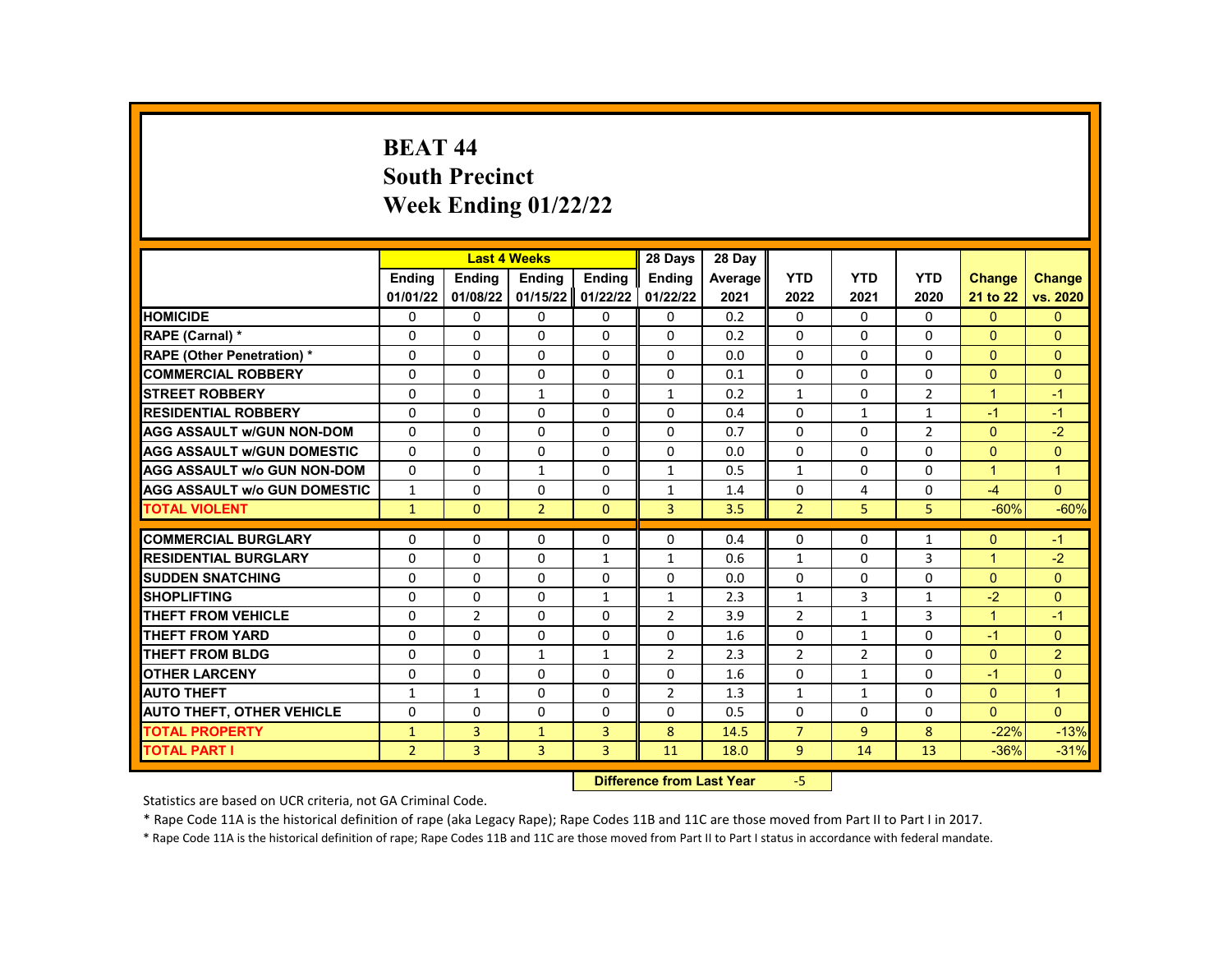# BEAT 44
# South Precinct
# Week Ending 01/22/22

| | Last 4 Weeks | | | | 28 Days | 28 Day | | | | | |
|---|---|---|---|---|---|---|---|---|---|---|---|
| | Ending 01/01/22 | Ending 01/08/22 | Ending 01/15/22 | Ending 01/22/22 | Ending 01/22/22 | Average 2021 | YTD 2022 | YTD 2021 | YTD 2020 | Change 21 to 22 | Change vs. 2020 |
| HOMICIDE | 0 | 0 | 0 | 0 | 0 | 0.2 | 0 | 0 | 0 | 0 | 0 |
| RAPE (Carnal) * | 0 | 0 | 0 | 0 | 0 | 0.2 | 0 | 0 | 0 | 0 | 0 |
| RAPE (Other Penetration) * | 0 | 0 | 0 | 0 | 0 | 0.0 | 0 | 0 | 0 | 0 | 0 |
| COMMERCIAL ROBBERY | 0 | 0 | 0 | 0 | 0 | 0.1 | 0 | 0 | 0 | 0 | 0 |
| STREET ROBBERY | 0 | 0 | 1 | 0 | 1 | 0.2 | 1 | 0 | 2 | 1 | -1 |
| RESIDENTIAL ROBBERY | 0 | 0 | 0 | 0 | 0 | 0.4 | 0 | 1 | 1 | -1 | -1 |
| AGG ASSAULT w/GUN NON-DOM | 0 | 0 | 0 | 0 | 0 | 0.7 | 0 | 0 | 2 | 0 | -2 |
| AGG ASSAULT w/GUN DOMESTIC | 0 | 0 | 0 | 0 | 0 | 0.0 | 0 | 0 | 0 | 0 | 0 |
| AGG ASSAULT w/o GUN NON-DOM | 0 | 0 | 1 | 0 | 1 | 0.5 | 1 | 0 | 0 | 1 | 1 |
| AGG ASSAULT w/o GUN DOMESTIC | 1 | 0 | 0 | 0 | 1 | 1.4 | 0 | 4 | 0 | -4 | 0 |
| TOTAL VIOLENT | 1 | 0 | 2 | 0 | 3 | 3.5 | 2 | 5 | 5 | -60% | -60% |
| COMMERCIAL BURGLARY | 0 | 0 | 0 | 0 | 0 | 0.4 | 0 | 0 | 1 | 0 | -1 |
| RESIDENTIAL BURGLARY | 0 | 0 | 0 | 1 | 1 | 0.6 | 1 | 0 | 3 | 1 | -2 |
| SUDDEN SNATCHING | 0 | 0 | 0 | 0 | 0 | 0.0 | 0 | 0 | 0 | 0 | 0 |
| SHOPLIFTING | 0 | 0 | 0 | 1 | 1 | 2.3 | 1 | 3 | 1 | -2 | 0 |
| THEFT FROM VEHICLE | 0 | 2 | 0 | 0 | 2 | 3.9 | 2 | 1 | 3 | 1 | -1 |
| THEFT FROM YARD | 0 | 0 | 0 | 0 | 0 | 1.6 | 0 | 1 | 0 | -1 | 0 |
| THEFT FROM BLDG | 0 | 0 | 1 | 1 | 2 | 2.3 | 2 | 2 | 0 | 0 | 2 |
| OTHER LARCENY | 0 | 0 | 0 | 0 | 0 | 1.6 | 0 | 1 | 0 | -1 | 0 |
| AUTO THEFT | 1 | 1 | 0 | 0 | 2 | 1.3 | 1 | 1 | 0 | 0 | 1 |
| AUTO THEFT, OTHER VEHICLE | 0 | 0 | 0 | 0 | 0 | 0.5 | 0 | 0 | 0 | 0 | 0 |
| TOTAL PROPERTY | 1 | 3 | 1 | 3 | 8 | 14.5 | 7 | 9 | 8 | -22% | -13% |
| TOTAL PART I | 2 | 3 | 3 | 3 | 11 | 18.0 | 9 | 14 | 13 | -36% | -31% |

**Difference from Last Year** -5

Statistics are based on UCR criteria, not GA Criminal Code.

* Rape Code 11A is the historical definition of rape (aka Legacy Rape); Rape Codes 11B and 11C are those moved from Part II to Part I in 2017.

* Rape Code 11A is the historical definition of rape; Rape Codes 11B and 11C are those moved from Part II to Part I status in accordance with federal mandate.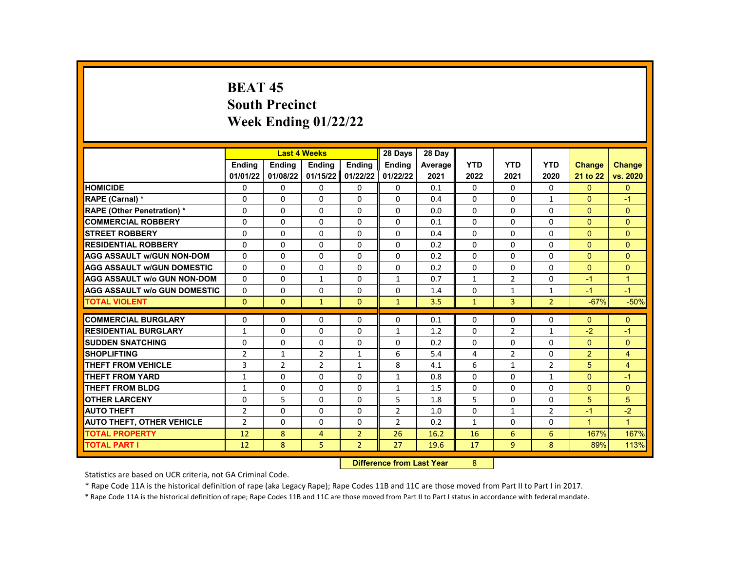# BEAT 45
# South Precinct
# Week Ending 01/22/22

| | Last 4 Weeks | | | | 28 Days | 28 Day | | | | | |
|---|---|---|---|---|---|---|---|---|---|---|---|
| | Ending 01/01/22 | Ending 01/08/22 | Ending 01/15/22 | Ending 01/22/22 | Ending 01/22/22 | Average 2021 | YTD 2022 | YTD 2021 | YTD 2020 | Change 21 to 22 | Change vs. 2020 |
| HOMICIDE | 0 | 0 | 0 | 0 | 0 | 0.1 | 0 | 0 | 0 | 0 | 0 |
| RAPE (Carnal) * | 0 | 0 | 0 | 0 | 0 | 0.4 | 0 | 0 | 1 | 0 | -1 |
| RAPE (Other Penetration) * | 0 | 0 | 0 | 0 | 0 | 0.0 | 0 | 0 | 0 | 0 | 0 |
| COMMERCIAL ROBBERY | 0 | 0 | 0 | 0 | 0 | 0.1 | 0 | 0 | 0 | 0 | 0 |
| STREET ROBBERY | 0 | 0 | 0 | 0 | 0 | 0.4 | 0 | 0 | 0 | 0 | 0 |
| RESIDENTIAL ROBBERY | 0 | 0 | 0 | 0 | 0 | 0.2 | 0 | 0 | 0 | 0 | 0 |
| AGG ASSAULT w/GUN NON-DOM | 0 | 0 | 0 | 0 | 0 | 0.2 | 0 | 0 | 0 | 0 | 0 |
| AGG ASSAULT w/GUN DOMESTIC | 0 | 0 | 0 | 0 | 0 | 0.2 | 0 | 0 | 0 | 0 | 0 |
| AGG ASSAULT w/o GUN NON-DOM | 0 | 0 | 1 | 0 | 1 | 0.7 | 1 | 2 | 0 | -1 | 1 |
| AGG ASSAULT w/o GUN DOMESTIC | 0 | 0 | 0 | 0 | 0 | 1.4 | 0 | 1 | 1 | -1 | -1 |
| TOTAL VIOLENT | 0 | 0 | 1 | 0 | 1 | 3.5 | 1 | 3 | 2 | -67% | -50% |
| COMMERCIAL BURGLARY | 0 | 0 | 0 | 0 | 0 | 0.1 | 0 | 0 | 0 | 0 | 0 |
| RESIDENTIAL BURGLARY | 1 | 0 | 0 | 0 | 1 | 1.2 | 0 | 2 | 1 | -2 | -1 |
| SUDDEN SNATCHING | 0 | 0 | 0 | 0 | 0 | 0.2 | 0 | 0 | 0 | 0 | 0 |
| SHOPLIFTING | 2 | 1 | 2 | 1 | 6 | 5.4 | 4 | 2 | 0 | 2 | 4 |
| THEFT FROM VEHICLE | 3 | 2 | 2 | 1 | 8 | 4.1 | 6 | 1 | 2 | 5 | 4 |
| THEFT FROM YARD | 1 | 0 | 0 | 0 | 1 | 0.8 | 0 | 0 | 1 | 0 | -1 |
| THEFT FROM BLDG | 1 | 0 | 0 | 0 | 1 | 1.5 | 0 | 0 | 0 | 0 | 0 |
| OTHER LARCENY | 0 | 5 | 0 | 0 | 5 | 1.8 | 5 | 0 | 0 | 5 | 5 |
| AUTO THEFT | 2 | 0 | 0 | 0 | 2 | 1.0 | 0 | 1 | 2 | -1 | -2 |
| AUTO THEFT, OTHER VEHICLE | 2 | 0 | 0 | 0 | 2 | 0.2 | 1 | 0 | 0 | 1 | 1 |
| TOTAL PROPERTY | 12 | 8 | 4 | 2 | 26 | 16.2 | 16 | 6 | 6 | 167% | 167% |
| TOTAL PART I | 12 | 8 | 5 | 2 | 27 | 19.6 | 17 | 9 | 8 | 89% | 113% |

**Difference from Last Year** 8

Statistics are based on UCR criteria, not GA Criminal Code.

* Rape Code 11A is the historical definition of rape (aka Legacy Rape); Rape Codes 11B and 11C are those moved from Part II to Part I in 2017.

* Rape Code 11A is the historical definition of rape; Rape Codes 11B and 11C are those moved from Part II to Part I status in accordance with federal mandate.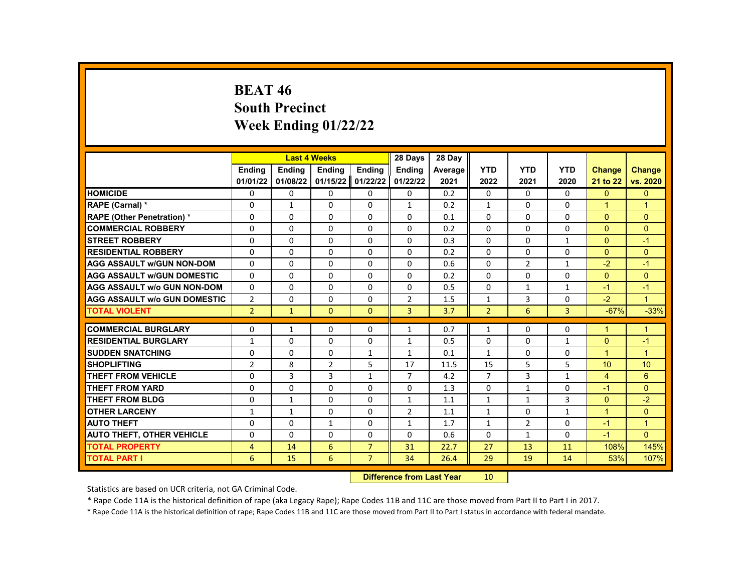# BEAT 46
## South Precinct
## Week Ending 01/22/22

| | Last 4 Weeks | | | | 28 Days | 28 Day | | | | | |
|---|---|---|---|---|---|---|---|---|---|---|---|
| | Ending 01/01/22 | Ending 01/08/22 | Ending 01/15/22 | Ending 01/22/22 | Ending 01/22/22 | Average 2021 | YTD 2022 | YTD 2021 | YTD 2020 | Change 21 to 22 | Change vs. 2020 |
| HOMICIDE | 0 | 0 | 0 | 0 | 0 | 0.2 | 0 | 0 | 0 | 0 | 0 |
| RAPE (Carnal) * | 0 | 1 | 0 | 0 | 1 | 0.2 | 1 | 0 | 0 | 1 | 1 |
| RAPE (Other Penetration) * | 0 | 0 | 0 | 0 | 0 | 0.1 | 0 | 0 | 0 | 0 | 0 |
| COMMERCIAL ROBBERY | 0 | 0 | 0 | 0 | 0 | 0.2 | 0 | 0 | 0 | 0 | 0 |
| STREET ROBBERY | 0 | 0 | 0 | 0 | 0 | 0.3 | 0 | 0 | 1 | 0 | -1 |
| RESIDENTIAL ROBBERY | 0 | 0 | 0 | 0 | 0 | 0.2 | 0 | 0 | 0 | 0 | 0 |
| AGG ASSAULT w/GUN NON-DOM | 0 | 0 | 0 | 0 | 0 | 0.6 | 0 | 2 | 1 | -2 | -1 |
| AGG ASSAULT w/GUN DOMESTIC | 0 | 0 | 0 | 0 | 0 | 0.2 | 0 | 0 | 0 | 0 | 0 |
| AGG ASSAULT w/o GUN NON-DOM | 0 | 0 | 0 | 0 | 0 | 0.5 | 0 | 1 | 1 | -1 | -1 |
| AGG ASSAULT w/o GUN DOMESTIC | 2 | 0 | 0 | 0 | 2 | 1.5 | 1 | 3 | 0 | -2 | 1 |
| TOTAL VIOLENT | 2 | 1 | 0 | 0 | 3 | 3.7 | 2 | 6 | 3 | -67% | -33% |
| COMMERCIAL BURGLARY | 0 | 1 | 0 | 0 | 1 | 0.7 | 1 | 0 | 0 | 1 | 1 |
| RESIDENTIAL BURGLARY | 1 | 0 | 0 | 0 | 1 | 0.5 | 0 | 0 | 1 | 0 | -1 |
| SUDDEN SNATCHING | 0 | 0 | 0 | 1 | 1 | 0.1 | 1 | 0 | 0 | 1 | 1 |
| SHOPLIFTING | 2 | 8 | 2 | 5 | 17 | 11.5 | 15 | 5 | 5 | 10 | 10 |
| THEFT FROM VEHICLE | 0 | 3 | 3 | 1 | 7 | 4.2 | 7 | 3 | 1 | 4 | 6 |
| THEFT FROM YARD | 0 | 0 | 0 | 0 | 0 | 1.3 | 0 | 1 | 0 | -1 | 0 |
| THEFT FROM BLDG | 0 | 1 | 0 | 0 | 1 | 1.1 | 1 | 1 | 3 | 0 | -2 |
| OTHER LARCENY | 1 | 1 | 0 | 0 | 2 | 1.1 | 1 | 0 | 1 | 1 | 0 |
| AUTO THEFT | 0 | 0 | 1 | 0 | 1 | 1.7 | 1 | 2 | 0 | -1 | 1 |
| AUTO THEFT, OTHER VEHICLE | 0 | 0 | 0 | 0 | 0 | 0.6 | 0 | 1 | 0 | -1 | 0 |
| TOTAL PROPERTY | 4 | 14 | 6 | 7 | 31 | 22.7 | 27 | 13 | 11 | 108% | 145% |
| TOTAL PART I | 6 | 15 | 6 | 7 | 34 | 26.4 | 29 | 19 | 14 | 53% | 107% |

**Difference from Last Year** 10

Statistics are based on UCR criteria, not GA Criminal Code.

* Rape Code 11A is the historical definition of rape (aka Legacy Rape); Rape Codes 11B and 11C are those moved from Part II to Part I in 2017.

* Rape Code 11A is the historical definition of rape; Rape Codes 11B and 11C are those moved from Part II to Part I status in accordance with federal mandate.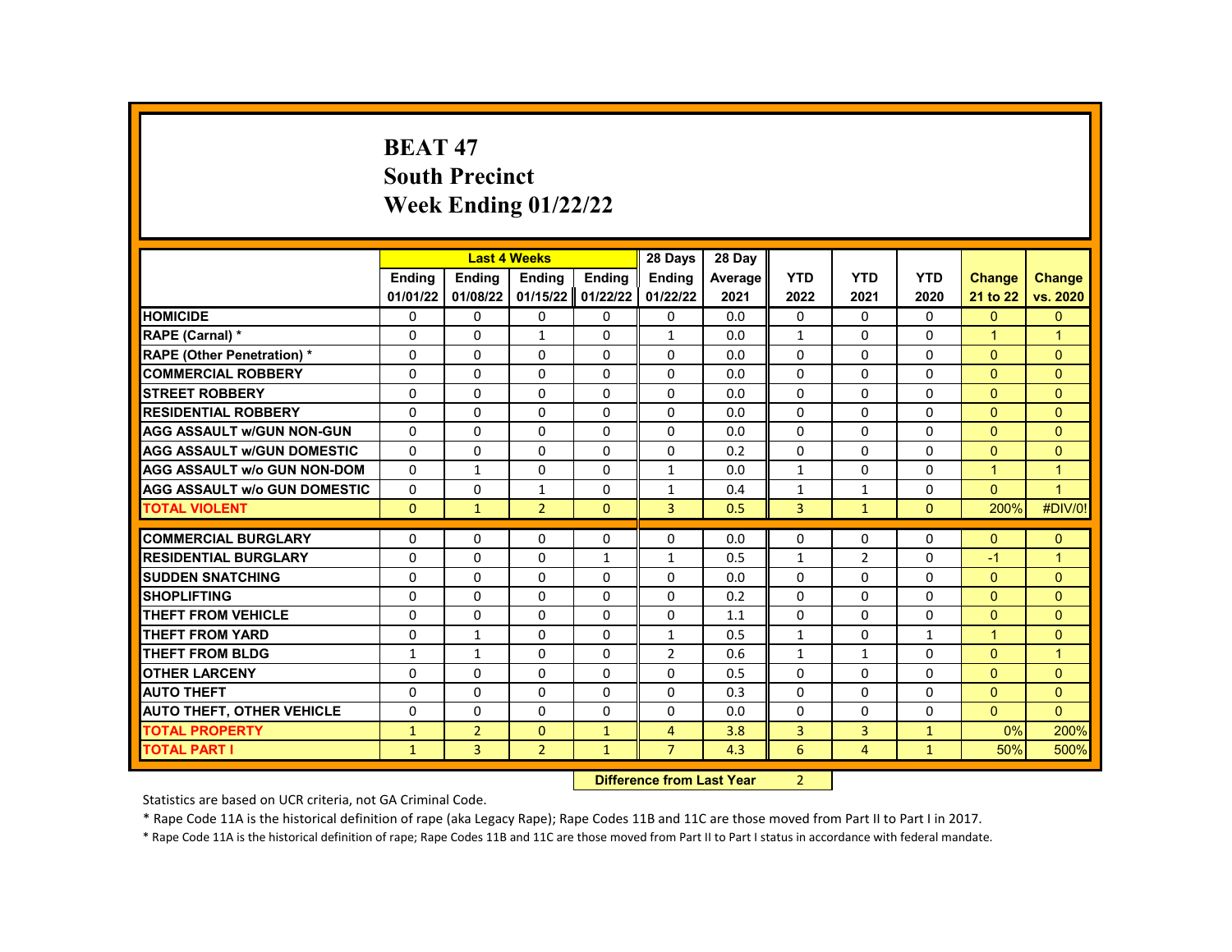# BEAT 47
# South Precinct
# Week Ending 01/22/22

| | Last 4 Weeks | | | | 28 Days | 28 Day | | | | | |
|---|---|---|---|---|---|---|---|---|---|---|---|
| | Ending 01/01/22 | Ending 01/08/22 | Ending 01/15/22 | Ending 01/22/22 | Ending 01/22/22 | Average 2021 | YTD 2022 | YTD 2021 | YTD 2020 | Change 21 to 22 | Change vs. 2020 |
| HOMICIDE | 0 | 0 | 0 | 0 | 0 | 0.0 | 0 | 0 | 0 | 0 | 0 |
| RAPE (Carnal) * | 0 | 0 | 1 | 0 | 1 | 0.0 | 1 | 0 | 0 | 1 | 1 |
| RAPE (Other Penetration) * | 0 | 0 | 0 | 0 | 0 | 0.0 | 0 | 0 | 0 | 0 | 0 |
| COMMERCIAL ROBBERY | 0 | 0 | 0 | 0 | 0 | 0.0 | 0 | 0 | 0 | 0 | 0 |
| STREET ROBBERY | 0 | 0 | 0 | 0 | 0 | 0.0 | 0 | 0 | 0 | 0 | 0 |
| RESIDENTIAL ROBBERY | 0 | 0 | 0 | 0 | 0 | 0.0 | 0 | 0 | 0 | 0 | 0 |
| AGG ASSAULT w/GUN NON-GUN | 0 | 0 | 0 | 0 | 0 | 0.0 | 0 | 0 | 0 | 0 | 0 |
| AGG ASSAULT w/GUN DOMESTIC | 0 | 0 | 0 | 0 | 0 | 0.2 | 0 | 0 | 0 | 0 | 0 |
| AGG ASSAULT w/o GUN NON-DOM | 0 | 1 | 0 | 0 | 1 | 0.0 | 1 | 0 | 0 | 1 | 1 |
| AGG ASSAULT w/o GUN DOMESTIC | 0 | 0 | 1 | 0 | 1 | 0.4 | 1 | 1 | 0 | 0 | 1 |
| TOTAL VIOLENT | 0 | 1 | 2 | 0 | 3 | 0.5 | 3 | 1 | 0 | 200% | #DIV/0! |
| COMMERCIAL BURGLARY | 0 | 0 | 0 | 0 | 0 | 0.0 | 0 | 0 | 0 | 0 | 0 |
| RESIDENTIAL BURGLARY | 0 | 0 | 0 | 1 | 1 | 0.5 | 1 | 2 | 0 | -1 | 1 |
| SUDDEN SNATCHING | 0 | 0 | 0 | 0 | 0 | 0.0 | 0 | 0 | 0 | 0 | 0 |
| SHOPLIFTING | 0 | 0 | 0 | 0 | 0 | 0.2 | 0 | 0 | 0 | 0 | 0 |
| THEFT FROM VEHICLE | 0 | 0 | 0 | 0 | 0 | 1.1 | 0 | 0 | 0 | 0 | 0 |
| THEFT FROM YARD | 0 | 1 | 0 | 0 | 1 | 0.5 | 1 | 0 | 1 | 1 | 0 |
| THEFT FROM BLDG | 1 | 1 | 0 | 0 | 2 | 0.6 | 1 | 1 | 0 | 0 | 1 |
| OTHER LARCENY | 0 | 0 | 0 | 0 | 0 | 0.5 | 0 | 0 | 0 | 0 | 0 |
| AUTO THEFT | 0 | 0 | 0 | 0 | 0 | 0.3 | 0 | 0 | 0 | 0 | 0 |
| AUTO THEFT, OTHER VEHICLE | 0 | 0 | 0 | 0 | 0 | 0.0 | 0 | 0 | 0 | 0 | 0 |
| TOTAL PROPERTY | 1 | 2 | 0 | 1 | 4 | 3.8 | 3 | 3 | 1 | 0% | 200% |
| TOTAL PART I | 1 | 3 | 2 | 1 | 7 | 4.3 | 6 | 4 | 1 | 50% | 500% |

| Difference from Last Year | 2 |
|---|---|

Statistics are based on UCR criteria, not GA Criminal Code.

* Rape Code 11A is the historical definition of rape (aka Legacy Rape); Rape Codes 11B and 11C are those moved from Part II to Part I in 2017.

* Rape Code 11A is the historical definition of rape; Rape Codes 11B and 11C are those moved from Part II to Part I status in accordance with federal mandate.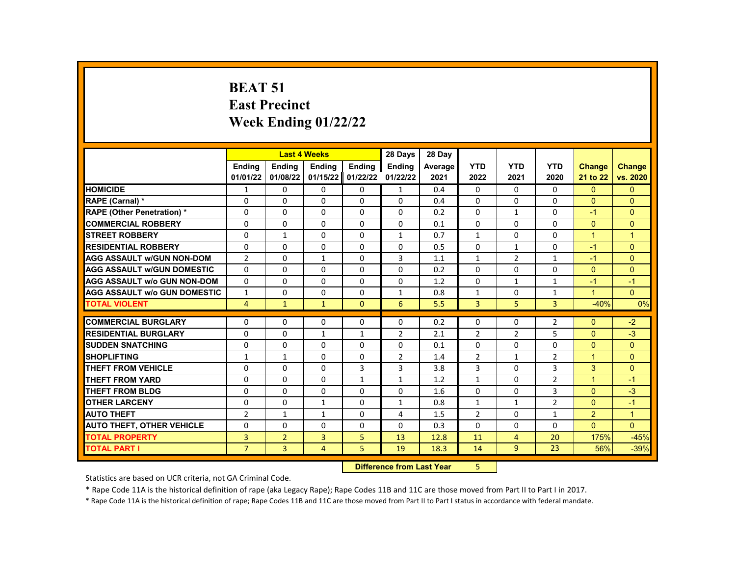# BEAT 51
# East Precinct
# Week Ending 01/22/22

| | Last 4 Weeks | | | | 28 Days | 28 Day | | | | | |
|---|---|---|---|---|---|---|---|---|---|---|---|
| | Ending 01/01/22 | Ending 01/08/22 | Ending 01/15/22 | Ending 01/22/22 | Ending 01/22/22 | Average 2021 | YTD 2022 | YTD 2021 | YTD 2020 | Change 21 to 22 | Change vs. 2020 |
| HOMICIDE | 1 | 0 | 0 | 0 | 1 | 0.4 | 0 | 0 | 0 | 0 | 0 |
| RAPE (Carnal) * | 0 | 0 | 0 | 0 | 0 | 0.4 | 0 | 0 | 0 | 0 | 0 |
| RAPE (Other Penetration) * | 0 | 0 | 0 | 0 | 0 | 0.2 | 0 | 1 | 0 | -1 | 0 |
| COMMERCIAL ROBBERY | 0 | 0 | 0 | 0 | 0 | 0.1 | 0 | 0 | 0 | 0 | 0 |
| STREET ROBBERY | 0 | 1 | 0 | 0 | 1 | 0.7 | 1 | 0 | 0 | 1 | 1 |
| RESIDENTIAL ROBBERY | 0 | 0 | 0 | 0 | 0 | 0.5 | 0 | 1 | 0 | -1 | 0 |
| AGG ASSAULT w/GUN NON-DOM | 2 | 0 | 1 | 0 | 3 | 1.1 | 1 | 2 | 1 | -1 | 0 |
| AGG ASSAULT w/GUN DOMESTIC | 0 | 0 | 0 | 0 | 0 | 0.2 | 0 | 0 | 0 | 0 | 0 |
| AGG ASSAULT w/o GUN NON-DOM | 0 | 0 | 0 | 0 | 0 | 1.2 | 0 | 1 | 1 | -1 | -1 |
| AGG ASSAULT w/o GUN DOMESTIC | 1 | 0 | 0 | 0 | 1 | 0.8 | 1 | 0 | 1 | 1 | 0 |
| TOTAL VIOLENT | 4 | 1 | 1 | 0 | 6 | 5.5 | 3 | 5 | 3 | -40% | 0% |
| COMMERCIAL BURGLARY | 0 | 0 | 0 | 0 | 0 | 0.2 | 0 | 0 | 2 | 0 | -2 |
| RESIDENTIAL BURGLARY | 0 | 0 | 1 | 1 | 2 | 2.1 | 2 | 2 | 5 | 0 | -3 |
| SUDDEN SNATCHING | 0 | 0 | 0 | 0 | 0 | 0.1 | 0 | 0 | 0 | 0 | 0 |
| SHOPLIFTING | 1 | 1 | 0 | 0 | 2 | 1.4 | 2 | 1 | 2 | 1 | 0 |
| THEFT FROM VEHICLE | 0 | 0 | 0 | 3 | 3 | 3.8 | 3 | 0 | 3 | 3 | 0 |
| THEFT FROM YARD | 0 | 0 | 0 | 1 | 1 | 1.2 | 1 | 0 | 2 | 1 | -1 |
| THEFT FROM BLDG | 0 | 0 | 0 | 0 | 0 | 1.6 | 0 | 0 | 3 | 0 | -3 |
| OTHER LARCENY | 0 | 0 | 1 | 0 | 1 | 0.8 | 1 | 1 | 2 | 0 | -1 |
| AUTO THEFT | 2 | 1 | 1 | 0 | 4 | 1.5 | 2 | 0 | 1 | 2 | 1 |
| AUTO THEFT, OTHER VEHICLE | 0 | 0 | 0 | 0 | 0 | 0.3 | 0 | 0 | 0 | 0 | 0 |
| TOTAL PROPERTY | 3 | 2 | 3 | 5 | 13 | 12.8 | 11 | 4 | 20 | 175% | -45% |
| TOTAL PART I | 7 | 3 | 4 | 5 | 19 | 18.3 | 14 | 9 | 23 | 56% | -39% |

**Difference from Last Year** 5

Statistics are based on UCR criteria, not GA Criminal Code.

* Rape Code 11A is the historical definition of rape (aka Legacy Rape); Rape Codes 11B and 11C are those moved from Part II to Part I in 2017.

* Rape Code 11A is the historical definition of rape; Rape Codes 11B and 11C are those moved from Part II to Part I status in accordance with federal mandate.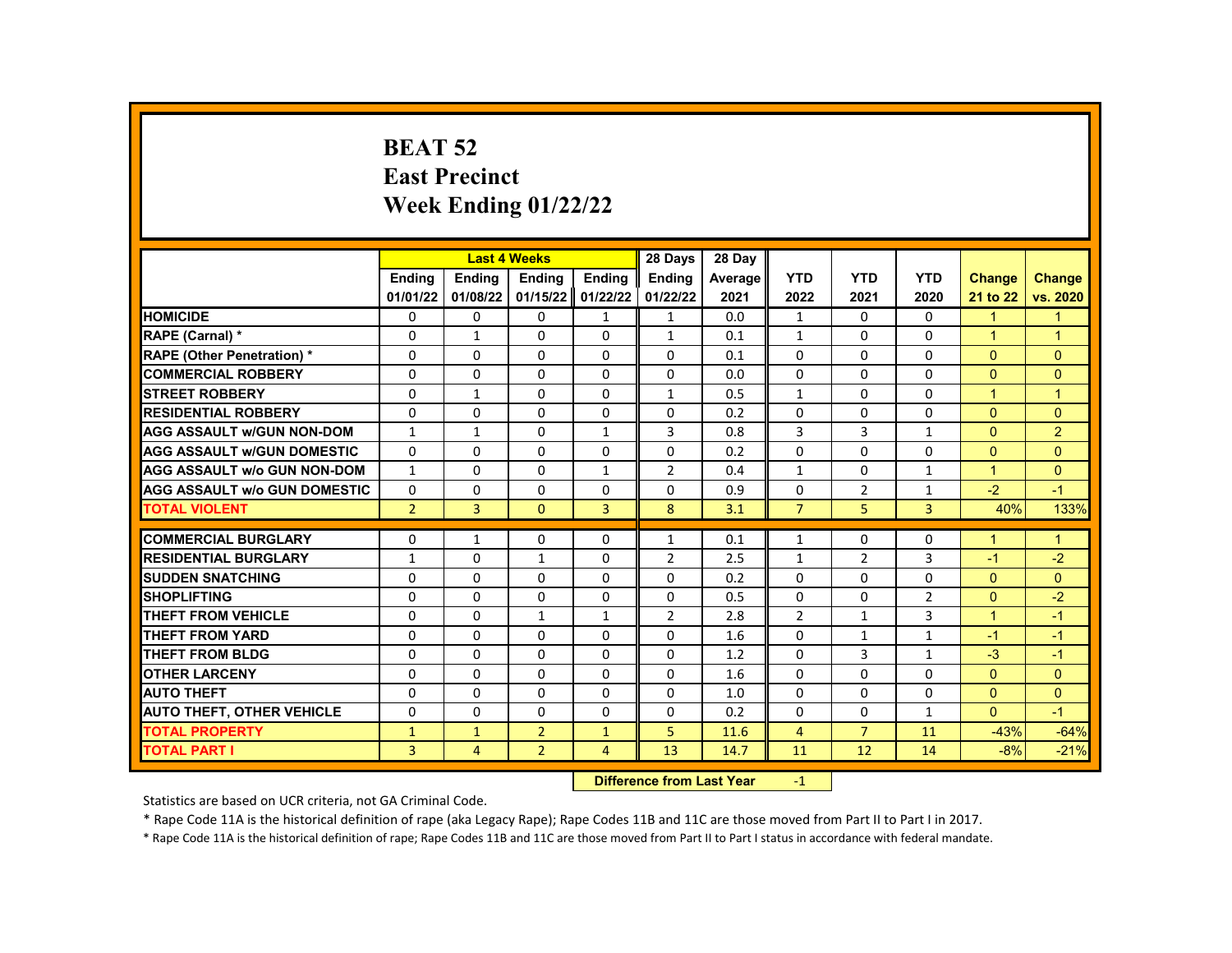# BEAT 52
## East Precinct
## Week Ending 01/22/22

| | Last 4 Weeks | | | | 28 Days | 28 Day | | | | | |
|---|---|---|---|---|---|---|---|---|---|---|---|
| | Ending 01/01/22 | Ending 01/08/22 | Ending 01/15/22 | Ending 01/22/22 | Ending 01/22/22 | Average 2021 | YTD 2022 | YTD 2021 | YTD 2020 | Change 21 to 22 | Change vs. 2020 |
| HOMICIDE | 0 | 0 | 0 | 1 | 1 | 0.0 | 1 | 0 | 0 | 1 | 1 |
| RAPE (Carnal) * | 0 | 1 | 0 | 0 | 1 | 0.1 | 1 | 0 | 0 | 1 | 1 |
| RAPE (Other Penetration) * | 0 | 0 | 0 | 0 | 0 | 0.1 | 0 | 0 | 0 | 0 | 0 |
| COMMERCIAL ROBBERY | 0 | 0 | 0 | 0 | 0 | 0.0 | 0 | 0 | 0 | 0 | 0 |
| STREET ROBBERY | 0 | 1 | 0 | 0 | 1 | 0.5 | 1 | 0 | 0 | 1 | 1 |
| RESIDENTIAL ROBBERY | 0 | 0 | 0 | 0 | 0 | 0.2 | 0 | 0 | 0 | 0 | 0 |
| AGG ASSAULT w/GUN NON-DOM | 1 | 1 | 0 | 1 | 3 | 0.8 | 3 | 3 | 1 | 0 | 2 |
| AGG ASSAULT w/GUN DOMESTIC | 0 | 0 | 0 | 0 | 0 | 0.2 | 0 | 0 | 0 | 0 | 0 |
| AGG ASSAULT w/o GUN NON-DOM | 1 | 0 | 0 | 1 | 2 | 0.4 | 1 | 0 | 1 | 1 | 0 |
| AGG ASSAULT w/o GUN DOMESTIC | 0 | 0 | 0 | 0 | 0 | 0.9 | 0 | 2 | 1 | -2 | -1 |
| TOTAL VIOLENT | 2 | 3 | 0 | 3 | 8 | 3.1 | 7 | 5 | 3 | 40% | 133% |
| COMMERCIAL BURGLARY | 0 | 1 | 0 | 0 | 1 | 0.1 | 1 | 0 | 0 | 1 | 1 |
| RESIDENTIAL BURGLARY | 1 | 0 | 1 | 0 | 2 | 2.5 | 1 | 2 | 3 | -1 | -2 |
| SUDDEN SNATCHING | 0 | 0 | 0 | 0 | 0 | 0.2 | 0 | 0 | 0 | 0 | 0 |
| SHOPLIFTING | 0 | 0 | 0 | 0 | 0 | 0.5 | 0 | 0 | 2 | 0 | -2 |
| THEFT FROM VEHICLE | 0 | 0 | 1 | 1 | 2 | 2.8 | 2 | 1 | 3 | 1 | -1 |
| THEFT FROM YARD | 0 | 0 | 0 | 0 | 0 | 1.6 | 0 | 1 | 1 | -1 | -1 |
| THEFT FROM BLDG | 0 | 0 | 0 | 0 | 0 | 1.2 | 0 | 3 | 1 | -3 | -1 |
| OTHER LARCENY | 0 | 0 | 0 | 0 | 0 | 1.6 | 0 | 0 | 0 | 0 | 0 |
| AUTO THEFT | 0 | 0 | 0 | 0 | 0 | 1.0 | 0 | 0 | 0 | 0 | 0 |
| AUTO THEFT, OTHER VEHICLE | 0 | 0 | 0 | 0 | 0 | 0.2 | 0 | 0 | 1 | 0 | -1 |
| TOTAL PROPERTY | 1 | 1 | 2 | 1 | 5 | 11.6 | 4 | 7 | 11 | -43% | -64% |
| TOTAL PART I | 3 | 4 | 2 | 4 | 13 | 14.7 | 11 | 12 | 14 | -8% | -21% |

**Difference from Last Year** -1

Statistics are based on UCR criteria, not GA Criminal Code.

* Rape Code 11A is the historical definition of rape (aka Legacy Rape); Rape Codes 11B and 11C are those moved from Part II to Part I in 2017.

* Rape Code 11A is the historical definition of rape; Rape Codes 11B and 11C are those moved from Part II to Part I status in accordance with federal mandate.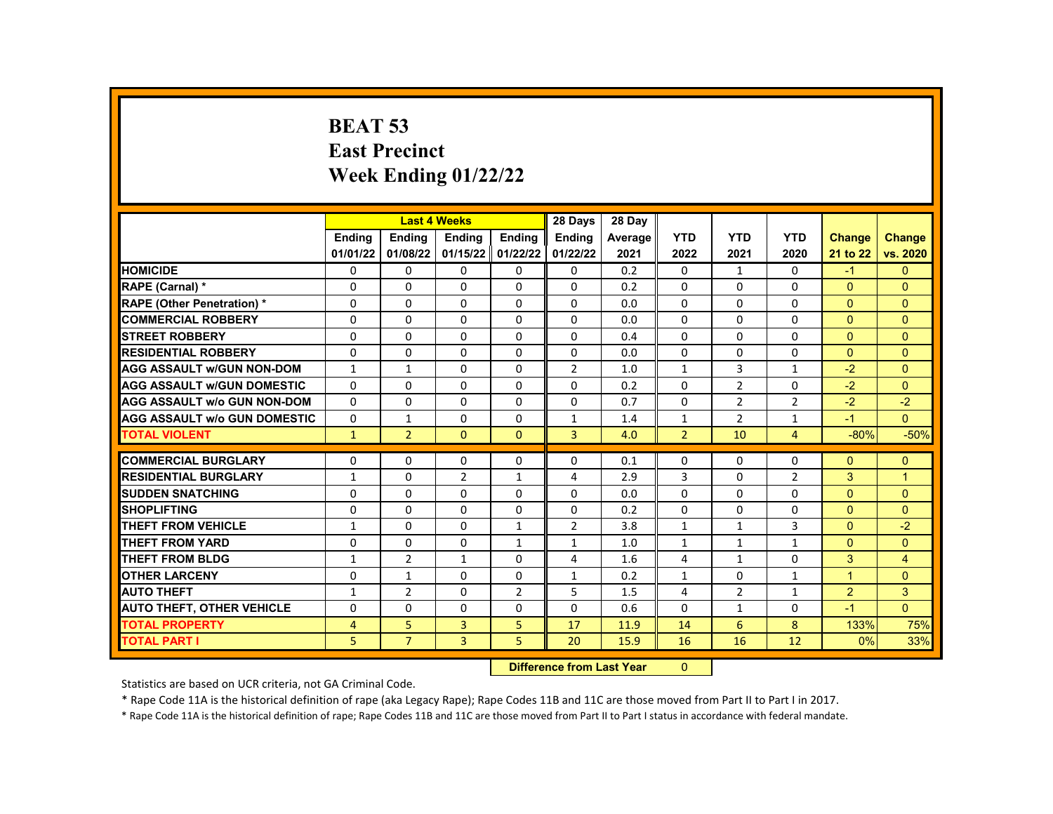# BEAT 53
## East Precinct
## Week Ending 01/22/22

| | Last 4 Weeks | | | | 28 Days | 28 Day | | | | | |
|---|---|---|---|---|---|---|---|---|---|---|---|
| | Ending 01/01/22 | Ending 01/08/22 | Ending 01/15/22 | Ending 01/22/22 | Ending 01/22/22 | Average 2021 | YTD 2022 | YTD 2021 | YTD 2020 | Change 21 to 22 | Change vs. 2020 |
| HOMICIDE | 0 | 0 | 0 | 0 | 0 | 0.2 | 0 | 1 | 0 | -1 | 0 |
| RAPE (Carnal) * | 0 | 0 | 0 | 0 | 0 | 0.2 | 0 | 0 | 0 | 0 | 0 |
| RAPE (Other Penetration) * | 0 | 0 | 0 | 0 | 0 | 0.0 | 0 | 0 | 0 | 0 | 0 |
| COMMERCIAL ROBBERY | 0 | 0 | 0 | 0 | 0 | 0.0 | 0 | 0 | 0 | 0 | 0 |
| STREET ROBBERY | 0 | 0 | 0 | 0 | 0 | 0.4 | 0 | 0 | 0 | 0 | 0 |
| RESIDENTIAL ROBBERY | 0 | 0 | 0 | 0 | 0 | 0.0 | 0 | 0 | 0 | 0 | 0 |
| AGG ASSAULT w/GUN NON-DOM | 1 | 1 | 0 | 0 | 2 | 1.0 | 1 | 3 | 1 | -2 | 0 |
| AGG ASSAULT w/GUN DOMESTIC | 0 | 0 | 0 | 0 | 0 | 0.2 | 0 | 2 | 0 | -2 | 0 |
| AGG ASSAULT w/o GUN NON-DOM | 0 | 0 | 0 | 0 | 0 | 0.7 | 0 | 2 | 2 | -2 | -2 |
| AGG ASSAULT w/o GUN DOMESTIC | 0 | 1 | 0 | 0 | 1 | 1.4 | 1 | 2 | 1 | -1 | 0 |
| TOTAL VIOLENT | 1 | 2 | 0 | 0 | 3 | 4.0 | 2 | 10 | 4 | -80% | -50% |
| COMMERCIAL BURGLARY | 0 | 0 | 0 | 0 | 0 | 0.1 | 0 | 0 | 0 | 0 | 0 |
| RESIDENTIAL BURGLARY | 1 | 0 | 2 | 1 | 4 | 2.9 | 3 | 0 | 2 | 3 | 1 |
| SUDDEN SNATCHING | 0 | 0 | 0 | 0 | 0 | 0.0 | 0 | 0 | 0 | 0 | 0 |
| SHOPLIFTING | 0 | 0 | 0 | 0 | 0 | 0.2 | 0 | 0 | 0 | 0 | 0 |
| THEFT FROM VEHICLE | 1 | 0 | 0 | 1 | 2 | 3.8 | 1 | 1 | 3 | 0 | -2 |
| THEFT FROM YARD | 0 | 0 | 0 | 1 | 1 | 1.0 | 1 | 1 | 1 | 0 | 0 |
| THEFT FROM BLDG | 1 | 2 | 1 | 0 | 4 | 1.6 | 4 | 1 | 0 | 3 | 4 |
| OTHER LARCENY | 0 | 1 | 0 | 0 | 1 | 0.2 | 1 | 0 | 1 | 1 | 0 |
| AUTO THEFT | 1 | 2 | 0 | 2 | 5 | 1.5 | 4 | 2 | 1 | 2 | 3 |
| AUTO THEFT, OTHER VEHICLE | 0 | 0 | 0 | 0 | 0 | 0.6 | 0 | 1 | 0 | -1 | 0 |
| TOTAL PROPERTY | 4 | 5 | 3 | 5 | 17 | 11.9 | 14 | 6 | 8 | 133% | 75% |
| TOTAL PART I | 5 | 7 | 3 | 5 | 20 | 15.9 | 16 | 16 | 12 | 0% | 33% |

**Difference from Last Year** 0

Statistics are based on UCR criteria, not GA Criminal Code.

* Rape Code 11A is the historical definition of rape (aka Legacy Rape); Rape Codes 11B and 11C are those moved from Part II to Part I in 2017.

* Rape Code 11A is the historical definition of rape; Rape Codes 11B and 11C are those moved from Part II to Part I status in accordance with federal mandate.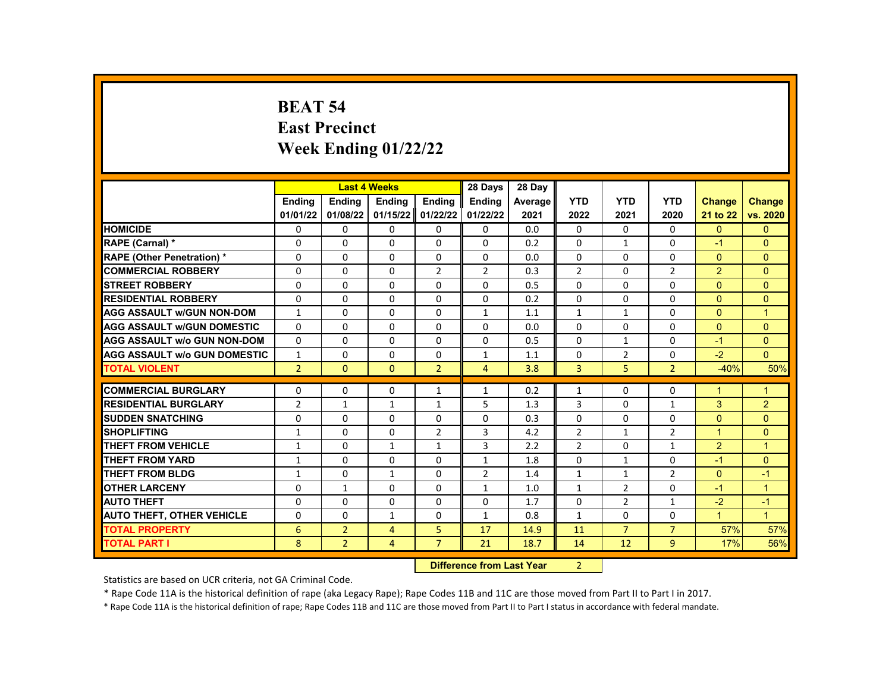# BEAT 54
# East Precinct
# Week Ending 01/22/22

| | Last 4 Weeks | | | | 28 Days | 28 Day | | | | | |
|---|---|---|---|---|---|---|---|---|---|---|---|
| | Ending 01/01/22 | Ending 01/08/22 | Ending 01/15/22 | Ending 01/22/22 | Ending 01/22/22 | Average 2021 | YTD 2022 | YTD 2021 | YTD 2020 | Change 21 to 22 | Change vs. 2020 |
| HOMICIDE | 0 | 0 | 0 | 0 | 0 | 0.0 | 0 | 0 | 0 | 0 | 0 |
| RAPE (Carnal) * | 0 | 0 | 0 | 0 | 0 | 0.2 | 0 | 1 | 0 | -1 | 0 |
| RAPE (Other Penetration) * | 0 | 0 | 0 | 0 | 0 | 0.0 | 0 | 0 | 0 | 0 | 0 |
| COMMERCIAL ROBBERY | 0 | 0 | 0 | 2 | 2 | 0.3 | 2 | 0 | 2 | 2 | 0 |
| STREET ROBBERY | 0 | 0 | 0 | 0 | 0 | 0.5 | 0 | 0 | 0 | 0 | 0 |
| RESIDENTIAL ROBBERY | 0 | 0 | 0 | 0 | 0 | 0.2 | 0 | 0 | 0 | 0 | 0 |
| AGG ASSAULT w/GUN NON-DOM | 1 | 0 | 0 | 0 | 1 | 1.1 | 1 | 1 | 0 | 0 | 1 |
| AGG ASSAULT w/GUN DOMESTIC | 0 | 0 | 0 | 0 | 0 | 0.0 | 0 | 0 | 0 | 0 | 0 |
| AGG ASSAULT w/o GUN NON-DOM | 0 | 0 | 0 | 0 | 0 | 0.5 | 0 | 1 | 0 | -1 | 0 |
| AGG ASSAULT w/o GUN DOMESTIC | 1 | 0 | 0 | 0 | 1 | 1.1 | 0 | 2 | 0 | -2 | 0 |
| TOTAL VIOLENT | 2 | 0 | 0 | 2 | 4 | 3.8 | 3 | 5 | 2 | -40% | 50% |
| COMMERCIAL BURGLARY | 0 | 0 | 0 | 1 | 1 | 0.2 | 1 | 0 | 0 | 1 | 1 |
| RESIDENTIAL BURGLARY | 2 | 1 | 1 | 1 | 5 | 1.3 | 3 | 0 | 1 | 3 | 2 |
| SUDDEN SNATCHING | 0 | 0 | 0 | 0 | 0 | 0.3 | 0 | 0 | 0 | 0 | 0 |
| SHOPLIFTING | 1 | 0 | 0 | 2 | 3 | 4.2 | 2 | 1 | 2 | 1 | 0 |
| THEFT FROM VEHICLE | 1 | 0 | 1 | 1 | 3 | 2.2 | 2 | 0 | 1 | 2 | 1 |
| THEFT FROM YARD | 1 | 0 | 0 | 0 | 1 | 1.8 | 0 | 1 | 0 | -1 | 0 |
| THEFT FROM BLDG | 1 | 0 | 1 | 0 | 2 | 1.4 | 1 | 1 | 2 | 0 | -1 |
| OTHER LARCENY | 0 | 1 | 0 | 0 | 1 | 1.0 | 1 | 2 | 0 | -1 | 1 |
| AUTO THEFT | 0 | 0 | 0 | 0 | 0 | 1.7 | 0 | 2 | 1 | -2 | -1 |
| AUTO THEFT, OTHER VEHICLE | 0 | 0 | 1 | 0 | 1 | 0.8 | 1 | 0 | 0 | 1 | 1 |
| TOTAL PROPERTY | 6 | 2 | 4 | 5 | 17 | 14.9 | 11 | 7 | 7 | 57% | 57% |
| TOTAL PART I | 8 | 2 | 4 | 7 | 21 | 18.7 | 14 | 12 | 9 | 17% | 56% |

**Difference from Last Year** 2

Statistics are based on UCR criteria, not GA Criminal Code.

* Rape Code 11A is the historical definition of rape (aka Legacy Rape); Rape Codes 11B and 11C are those moved from Part II to Part I in 2017.

* Rape Code 11A is the historical definition of rape; Rape Codes 11B and 11C are those moved from Part II to Part I status in accordance with federal mandate.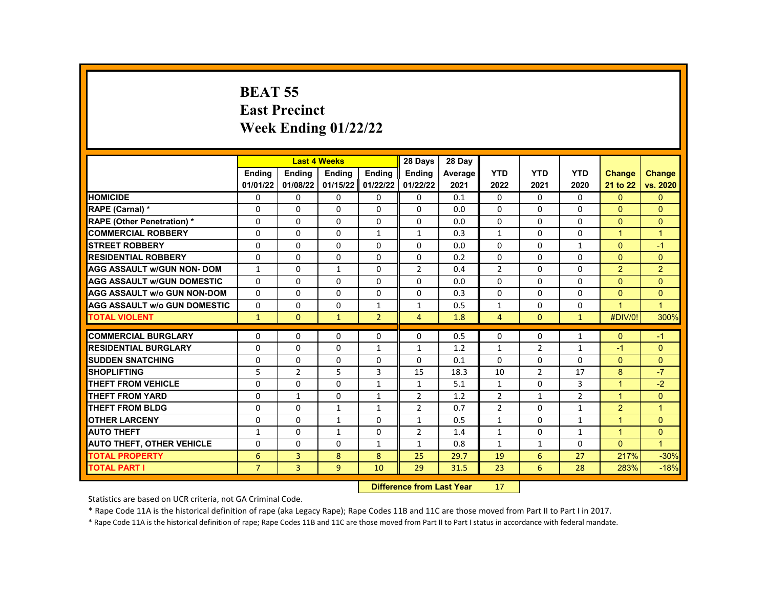# BEAT 55
## East Precinct
## Week Ending 01/22/22

| | Last 4 Weeks | | | | 28 Days | 28 Day | | | | | |
|---|---|---|---|---|---|---|---|---|---|---|---|
| | Ending 01/01/22 | Ending 01/08/22 | Ending 01/15/22 | Ending 01/22/22 | Ending 01/22/22 | Average 2021 | YTD 2022 | YTD 2021 | YTD 2020 | Change 21 to 22 | Change vs. 2020 |
| HOMICIDE | 0 | 0 | 0 | 0 | 0 | 0.1 | 0 | 0 | 0 | 0 | 0 |
| RAPE (Carnal) * | 0 | 0 | 0 | 0 | 0 | 0.0 | 0 | 0 | 0 | 0 | 0 |
| RAPE (Other Penetration) * | 0 | 0 | 0 | 0 | 0 | 0.0 | 0 | 0 | 0 | 0 | 0 |
| COMMERCIAL ROBBERY | 0 | 0 | 0 | 1 | 1 | 0.3 | 1 | 0 | 0 | 1 | 1 |
| STREET ROBBERY | 0 | 0 | 0 | 0 | 0 | 0.0 | 0 | 0 | 1 | 0 | -1 |
| RESIDENTIAL ROBBERY | 0 | 0 | 0 | 0 | 0 | 0.2 | 0 | 0 | 0 | 0 | 0 |
| AGG ASSAULT w/GUN NON- DOM | 1 | 0 | 1 | 0 | 2 | 0.4 | 2 | 0 | 0 | 2 | 2 |
| AGG ASSAULT w/GUN DOMESTIC | 0 | 0 | 0 | 0 | 0 | 0.0 | 0 | 0 | 0 | 0 | 0 |
| AGG ASSAULT w/o GUN NON-DOM | 0 | 0 | 0 | 0 | 0 | 0.3 | 0 | 0 | 0 | 0 | 0 |
| AGG ASSAULT w/o GUN DOMESTIC | 0 | 0 | 0 | 1 | 1 | 0.5 | 1 | 0 | 0 | 1 | 1 |
| TOTAL VIOLENT | 1 | 0 | 1 | 2 | 4 | 1.8 | 4 | 0 | 1 | #DIV/0! | 300% |
| COMMERCIAL BURGLARY | 0 | 0 | 0 | 0 | 0 | 0.5 | 0 | 0 | 1 | 0 | -1 |
| RESIDENTIAL BURGLARY | 0 | 0 | 0 | 1 | 1 | 1.2 | 1 | 2 | 1 | -1 | 0 |
| SUDDEN SNATCHING | 0 | 0 | 0 | 0 | 0 | 0.1 | 0 | 0 | 0 | 0 | 0 |
| SHOPLIFTING | 5 | 2 | 5 | 3 | 15 | 18.3 | 10 | 2 | 17 | 8 | -7 |
| THEFT FROM VEHICLE | 0 | 0 | 0 | 1 | 1 | 5.1 | 1 | 0 | 3 | 1 | -2 |
| THEFT FROM YARD | 0 | 1 | 0 | 1 | 2 | 1.2 | 2 | 1 | 2 | 1 | 0 |
| THEFT FROM BLDG | 0 | 0 | 1 | 1 | 2 | 0.7 | 2 | 0 | 1 | 2 | 1 |
| OTHER LARCENY | 0 | 0 | 1 | 0 | 1 | 0.5 | 1 | 0 | 1 | 1 | 0 |
| AUTO THEFT | 1 | 0 | 1 | 0 | 2 | 1.4 | 1 | 0 | 1 | 1 | 0 |
| AUTO THEFT, OTHER VEHICLE | 0 | 0 | 0 | 1 | 1 | 0.8 | 1 | 1 | 0 | 0 | 1 |
| TOTAL PROPERTY | 6 | 3 | 8 | 8 | 25 | 29.7 | 19 | 6 | 27 | 217% | -30% |
| TOTAL PART I | 7 | 3 | 9 | 10 | 29 | 31.5 | 23 | 6 | 28 | 283% | -18% |

**Difference from Last Year** 17

Statistics are based on UCR criteria, not GA Criminal Code.

* Rape Code 11A is the historical definition of rape (aka Legacy Rape); Rape Codes 11B and 11C are those moved from Part II to Part I in 2017.

* Rape Code 11A is the historical definition of rape; Rape Codes 11B and 11C are those moved from Part II to Part I status in accordance with federal mandate.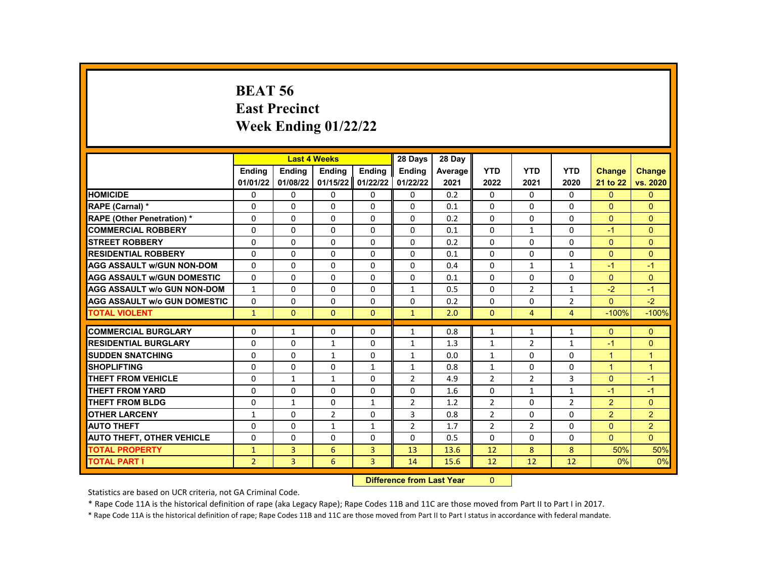# BEAT 56
# East Precinct
# Week Ending 01/22/22

| | Last 4 Weeks | | | | 28 Days | 28 Day | | | | | |
|---|---|---|---|---|---|---|---|---|---|---|---|
| | Ending 01/01/22 | Ending 01/08/22 | Ending 01/15/22 | Ending 01/22/22 | Ending 01/22/22 | Average 2021 | YTD 2022 | YTD 2021 | YTD 2020 | Change 21 to 22 | Change vs. 2020 |
| HOMICIDE | 0 | 0 | 0 | 0 | 0 | 0.2 | 0 | 0 | 0 | 0 | 0 |
| RAPE (Carnal) * | 0 | 0 | 0 | 0 | 0 | 0.1 | 0 | 0 | 0 | 0 | 0 |
| RAPE (Other Penetration) * | 0 | 0 | 0 | 0 | 0 | 0.2 | 0 | 0 | 0 | 0 | 0 |
| COMMERCIAL ROBBERY | 0 | 0 | 0 | 0 | 0 | 0.1 | 0 | 1 | 0 | -1 | 0 |
| STREET ROBBERY | 0 | 0 | 0 | 0 | 0 | 0.2 | 0 | 0 | 0 | 0 | 0 |
| RESIDENTIAL ROBBERY | 0 | 0 | 0 | 0 | 0 | 0.1 | 0 | 0 | 0 | 0 | 0 |
| AGG ASSAULT w/GUN NON-DOM | 0 | 0 | 0 | 0 | 0 | 0.4 | 0 | 1 | 1 | -1 | -1 |
| AGG ASSAULT w/GUN DOMESTIC | 0 | 0 | 0 | 0 | 0 | 0.1 | 0 | 0 | 0 | 0 | 0 |
| AGG ASSAULT w/o GUN NON-DOM | 1 | 0 | 0 | 0 | 1 | 0.5 | 0 | 2 | 1 | -2 | -1 |
| AGG ASSAULT w/o GUN DOMESTIC | 0 | 0 | 0 | 0 | 0 | 0.2 | 0 | 0 | 2 | 0 | -2 |
| TOTAL VIOLENT | 1 | 0 | 0 | 0 | 1 | 2.0 | 0 | 4 | 4 | -100% | -100% |
| COMMERCIAL BURGLARY | 0 | 1 | 0 | 0 | 1 | 0.8 | 1 | 1 | 1 | 0 | 0 |
| RESIDENTIAL BURGLARY | 0 | 0 | 1 | 0 | 1 | 1.3 | 1 | 2 | 1 | -1 | 0 |
| SUDDEN SNATCHING | 0 | 0 | 1 | 0 | 1 | 0.0 | 1 | 0 | 0 | 1 | 1 |
| SHOPLIFTING | 0 | 0 | 0 | 1 | 1 | 0.8 | 1 | 0 | 0 | 1 | 1 |
| THEFT FROM VEHICLE | 0 | 1 | 1 | 0 | 2 | 4.9 | 2 | 2 | 3 | 0 | -1 |
| THEFT FROM YARD | 0 | 0 | 0 | 0 | 0 | 1.6 | 0 | 1 | 1 | -1 | -1 |
| THEFT FROM BLDG | 0 | 1 | 0 | 1 | 2 | 1.2 | 2 | 0 | 2 | 2 | 0 |
| OTHER LARCENY | 1 | 0 | 2 | 0 | 3 | 0.8 | 2 | 0 | 0 | 2 | 2 |
| AUTO THEFT | 0 | 0 | 1 | 1 | 2 | 1.7 | 2 | 2 | 0 | 0 | 2 |
| AUTO THEFT, OTHER VEHICLE | 0 | 0 | 0 | 0 | 0 | 0.5 | 0 | 0 | 0 | 0 | 0 |
| TOTAL PROPERTY | 1 | 3 | 6 | 3 | 13 | 13.6 | 12 | 8 | 8 | 50% | 50% |
| TOTAL PART I | 2 | 3 | 6 | 3 | 14 | 15.6 | 12 | 12 | 12 | 0% | 0% |

**Difference from Last Year** 0

Statistics are based on UCR criteria, not GA Criminal Code.

* Rape Code 11A is the historical definition of rape (aka Legacy Rape); Rape Codes 11B and 11C are those moved from Part II to Part I in 2017.

* Rape Code 11A is the historical definition of rape; Rape Codes 11B and 11C are those moved from Part II to Part I status in accordance with federal mandate.